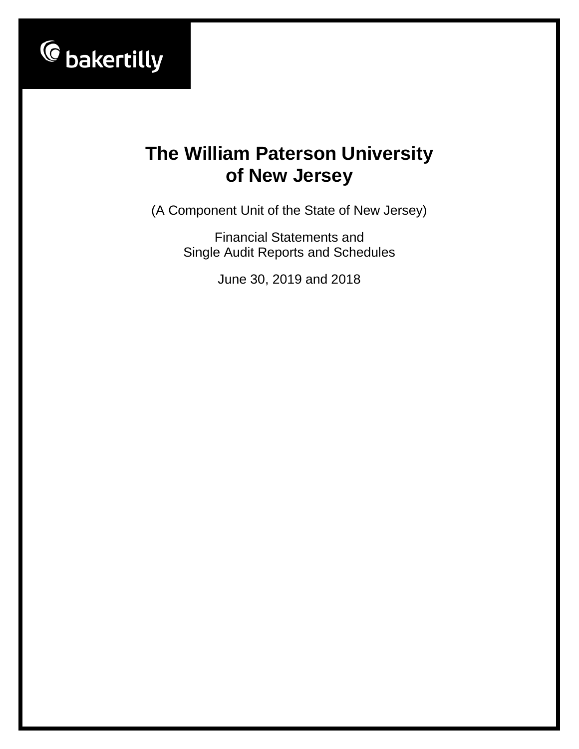bakertilly

# The William Paterson University of New Jersey

(A Component Unit of the State of New Jersey)

Financial Statements and
Single Audit Reports and Schedules

June 30, 2019 and 2018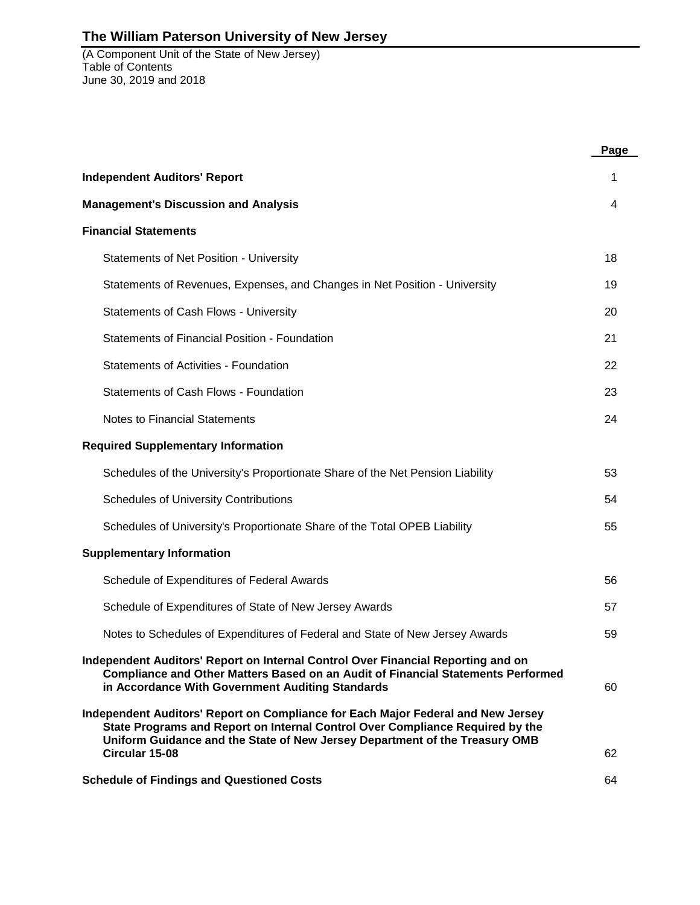# The William Paterson University of New Jersey

(A Component Unit of the State of New Jersey)
Table of Contents
June 30, 2019 and 2018

| | Page |
|---|---|
| **Independent Auditors' Report** | 1 |
| **Management's Discussion and Analysis** | 4 |
| **Financial Statements** | |
| Statements of Net Position - University | 18 |
| Statements of Revenues, Expenses, and Changes in Net Position - University | 19 |
| Statements of Cash Flows - University | 20 |
| Statements of Financial Position - Foundation | 21 |
| Statements of Activities - Foundation | 22 |
| Statements of Cash Flows - Foundation | 23 |
| Notes to Financial Statements | 24 |
| **Required Supplementary Information** | |
| Schedules of the University's Proportionate Share of the Net Pension Liability | 53 |
| Schedules of University Contributions | 54 |
| Schedules of University's Proportionate Share of the Total OPEB Liability | 55 |
| **Supplementary Information** | |
| Schedule of Expenditures of Federal Awards | 56 |
| Schedule of Expenditures of State of New Jersey Awards | 57 |
| Notes to Schedules of Expenditures of Federal and State of New Jersey Awards | 59 |
| **Independent Auditors' Report on Internal Control Over Financial Reporting and on Compliance and Other Matters Based on an Audit of Financial Statements Performed in Accordance With Government Auditing Standards** | 60 |
| **Independent Auditors' Report on Compliance for Each Major Federal and New Jersey State Programs and Report on Internal Control Over Compliance Required by the Uniform Guidance and the State of New Jersey Department of the Treasury OMB Circular 15-08** | 62 |
| **Schedule of Findings and Questioned Costs** | 64 |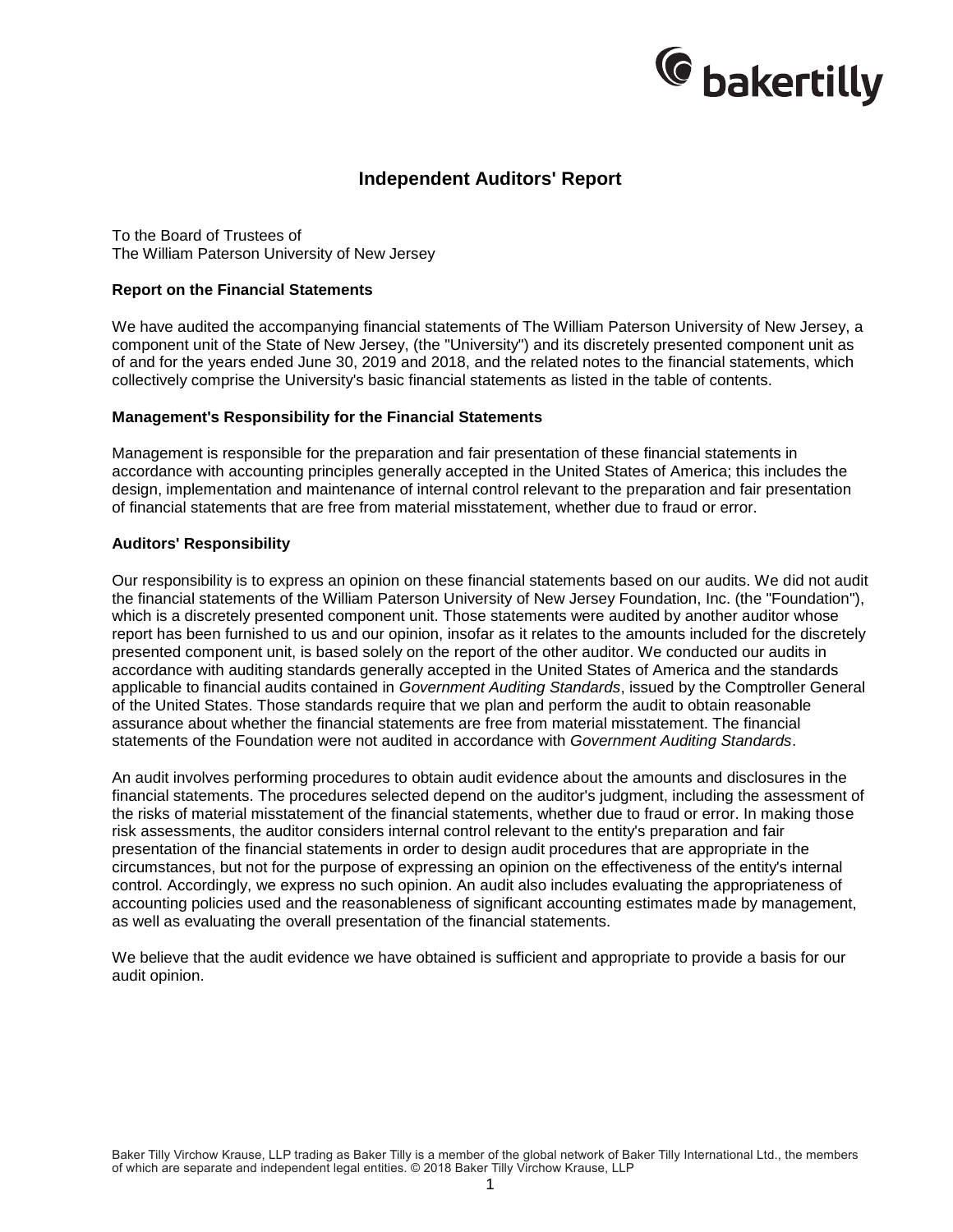# Independent Auditors' Report

To the Board of Trustees of
The William Paterson University of New Jersey

**Report on the Financial Statements**

We have audited the accompanying financial statements of The William Paterson University of New Jersey, a component unit of the State of New Jersey, (the "University") and its discretely presented component unit as of and for the years ended June 30, 2019 and 2018, and the related notes to the financial statements, which collectively comprise the University's basic financial statements as listed in the table of contents.

**Management's Responsibility for the Financial Statements**

Management is responsible for the preparation and fair presentation of these financial statements in accordance with accounting principles generally accepted in the United States of America; this includes the design, implementation and maintenance of internal control relevant to the preparation and fair presentation of financial statements that are free from material misstatement, whether due to fraud or error.

**Auditors' Responsibility**

Our responsibility is to express an opinion on these financial statements based on our audits. We did not audit the financial statements of the William Paterson University of New Jersey Foundation, Inc. (the "Foundation"), which is a discretely presented component unit. Those statements were audited by another auditor whose report has been furnished to us and our opinion, insofar as it relates to the amounts included for the discretely presented component unit, is based solely on the report of the other auditor. We conducted our audits in accordance with auditing standards generally accepted in the United States of America and the standards applicable to financial audits contained in *Government Auditing Standards*, issued by the Comptroller General of the United States. Those standards require that we plan and perform the audit to obtain reasonable assurance about whether the financial statements are free from material misstatement. The financial statements of the Foundation were not audited in accordance with *Government Auditing Standards*.

An audit involves performing procedures to obtain audit evidence about the amounts and disclosures in the financial statements. The procedures selected depend on the auditor's judgment, including the assessment of the risks of material misstatement of the financial statements, whether due to fraud or error. In making those risk assessments, the auditor considers internal control relevant to the entity's preparation and fair presentation of the financial statements in order to design audit procedures that are appropriate in the circumstances, but not for the purpose of expressing an opinion on the effectiveness of the entity's internal control. Accordingly, we express no such opinion. An audit also includes evaluating the appropriateness of accounting policies used and the reasonableness of significant accounting estimates made by management, as well as evaluating the overall presentation of the financial statements.

We believe that the audit evidence we have obtained is sufficient and appropriate to provide a basis for our audit opinion.

Baker Tilly Virchow Krause, LLP trading as Baker Tilly is a member of the global network of Baker Tilly International Ltd., the members of which are separate and independent legal entities. © 2018 Baker Tilly Virchow Krause, LLP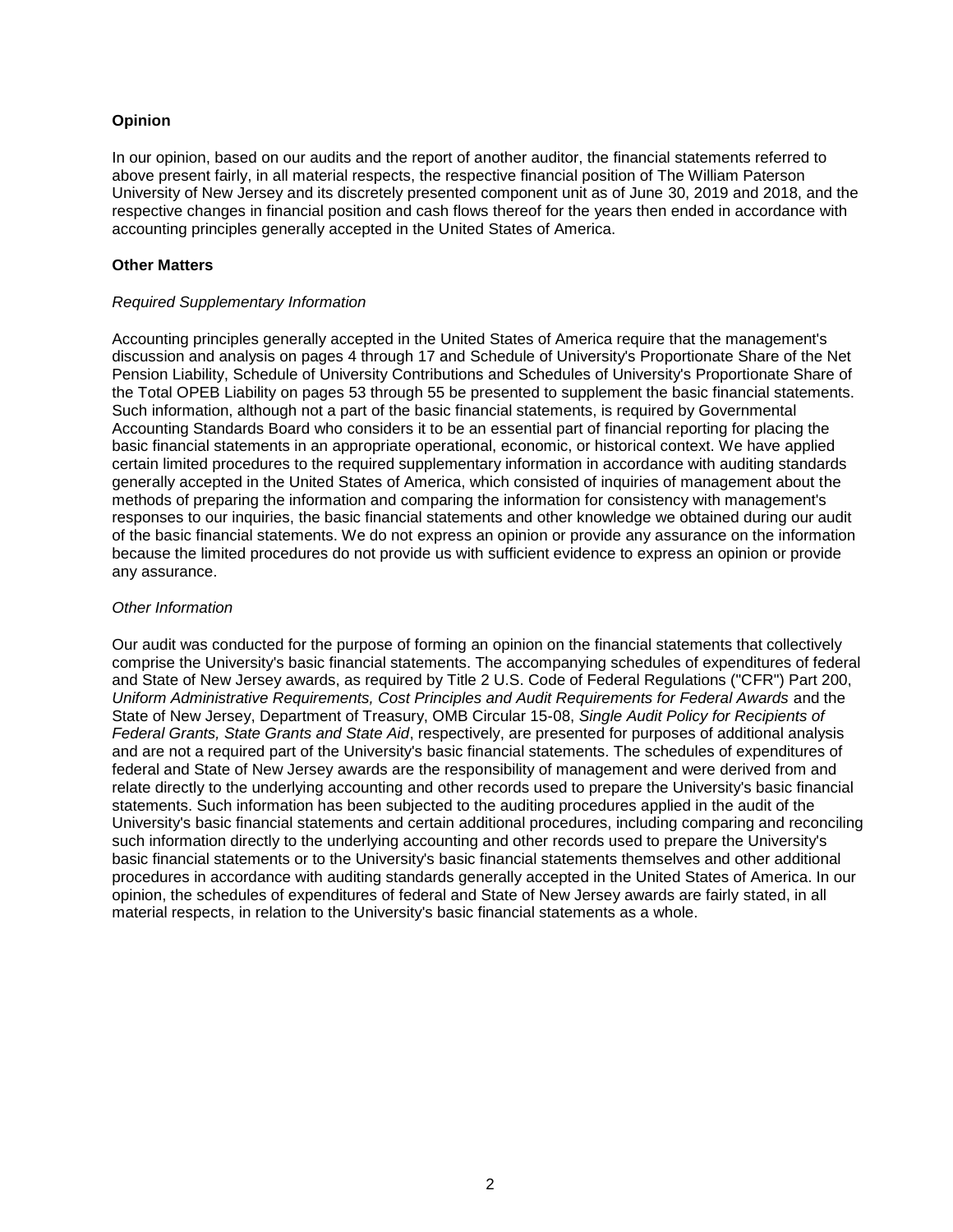**Opinion**

In our opinion, based on our audits and the report of another auditor, the financial statements referred to above present fairly, in all material respects, the respective financial position of The William Paterson University of New Jersey and its discretely presented component unit as of June 30, 2019 and 2018, and the respective changes in financial position and cash flows thereof for the years then ended in accordance with accounting principles generally accepted in the United States of America.

**Other Matters**

*Required Supplementary Information*

Accounting principles generally accepted in the United States of America require that the management's discussion and analysis on pages 4 through 17 and Schedule of University's Proportionate Share of the Net Pension Liability, Schedule of University Contributions and Schedules of University's Proportionate Share of the Total OPEB Liability on pages 53 through 55 be presented to supplement the basic financial statements. Such information, although not a part of the basic financial statements, is required by Governmental Accounting Standards Board who considers it to be an essential part of financial reporting for placing the basic financial statements in an appropriate operational, economic, or historical context. We have applied certain limited procedures to the required supplementary information in accordance with auditing standards generally accepted in the United States of America, which consisted of inquiries of management about the methods of preparing the information and comparing the information for consistency with management's responses to our inquiries, the basic financial statements and other knowledge we obtained during our audit of the basic financial statements. We do not express an opinion or provide any assurance on the information because the limited procedures do not provide us with sufficient evidence to express an opinion or provide any assurance.

*Other Information*

Our audit was conducted for the purpose of forming an opinion on the financial statements that collectively comprise the University's basic financial statements. The accompanying schedules of expenditures of federal and State of New Jersey awards, as required by Title 2 U.S. Code of Federal Regulations ("CFR") Part 200, *Uniform Administrative Requirements, Cost Principles and Audit Requirements for Federal Awards* and the State of New Jersey, Department of Treasury, OMB Circular 15-08, *Single Audit Policy for Recipients of Federal Grants, State Grants and State Aid*, respectively, are presented for purposes of additional analysis and are not a required part of the University's basic financial statements. The schedules of expenditures of federal and State of New Jersey awards are the responsibility of management and were derived from and relate directly to the underlying accounting and other records used to prepare the University's basic financial statements. Such information has been subjected to the auditing procedures applied in the audit of the University's basic financial statements and certain additional procedures, including comparing and reconciling such information directly to the underlying accounting and other records used to prepare the University's basic financial statements or to the University's basic financial statements themselves and other additional procedures in accordance with auditing standards generally accepted in the United States of America. In our opinion, the schedules of expenditures of federal and State of New Jersey awards are fairly stated, in all material respects, in relation to the University's basic financial statements as a whole.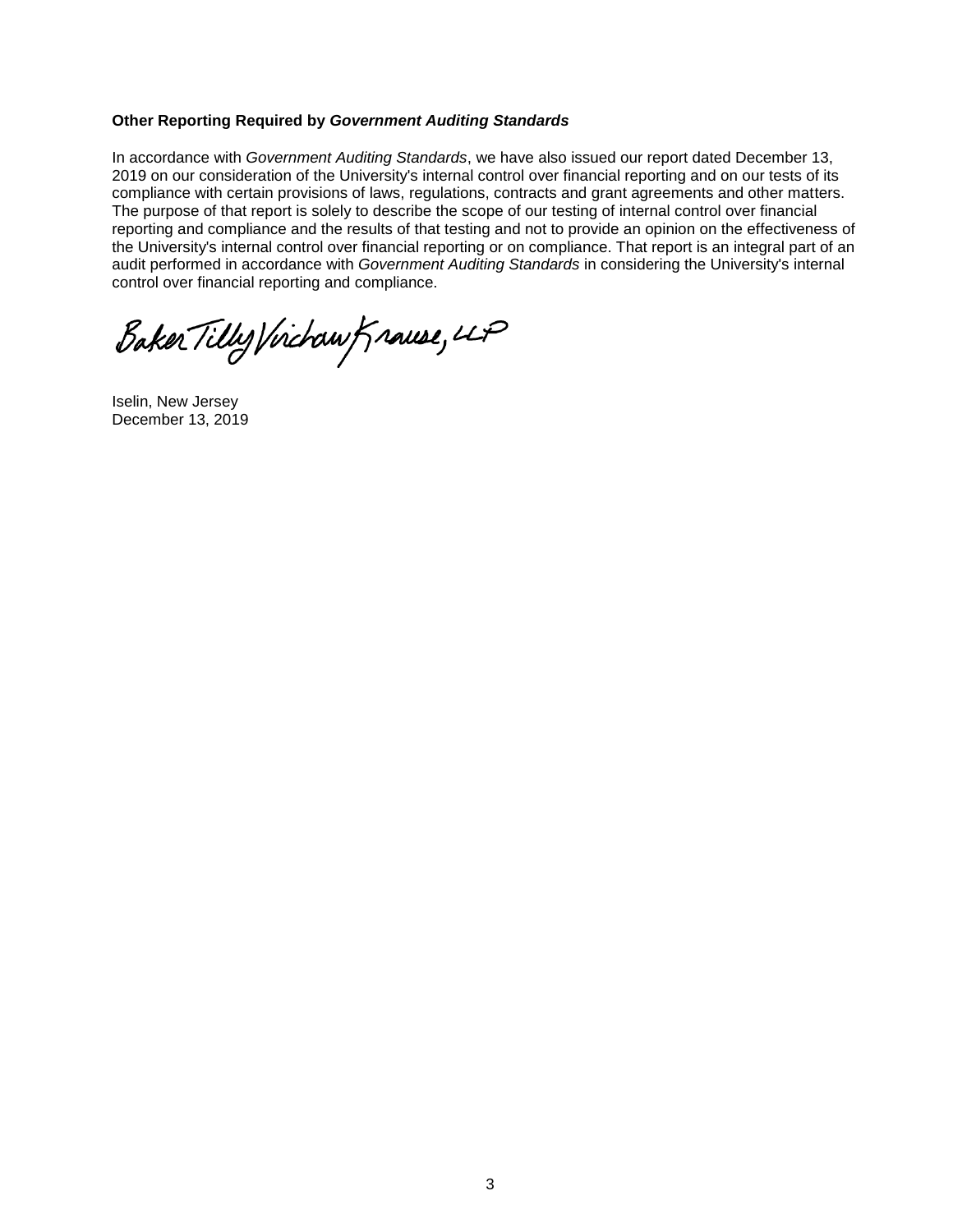**Other Reporting Required by *Government Auditing Standards***

In accordance with *Government Auditing Standards*, we have also issued our report dated December 13, 2019 on our consideration of the University's internal control over financial reporting and on our tests of its compliance with certain provisions of laws, regulations, contracts and grant agreements and other matters. The purpose of that report is solely to describe the scope of our testing of internal control over financial reporting and compliance and the results of that testing and not to provide an opinion on the effectiveness of the University's internal control over financial reporting or on compliance. That report is an integral part of an audit performed in accordance with *Government Auditing Standards* in considering the University's internal control over financial reporting and compliance.

Baker Tilly Virchow Krause, LLP

Iselin, New Jersey
December 13, 2019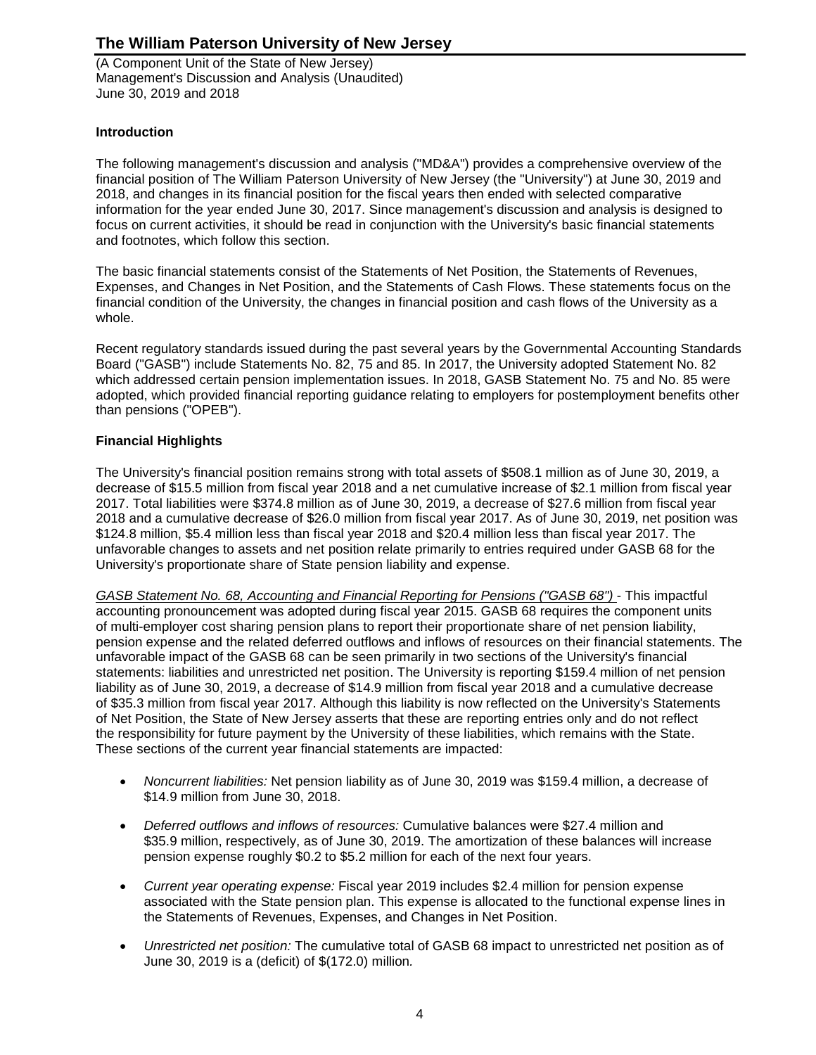## Introduction

The following management's discussion and analysis ("MD&A") provides a comprehensive overview of the financial position of The William Paterson University of New Jersey (the "University") at June 30, 2019 and 2018, and changes in its financial position for the fiscal years then ended with selected comparative information for the year ended June 30, 2017. Since management's discussion and analysis is designed to focus on current activities, it should be read in conjunction with the University's basic financial statements and footnotes, which follow this section.

The basic financial statements consist of the Statements of Net Position, the Statements of Revenues, Expenses, and Changes in Net Position, and the Statements of Cash Flows. These statements focus on the financial condition of the University, the changes in financial position and cash flows of the University as a whole.

Recent regulatory standards issued during the past several years by the Governmental Accounting Standards Board ("GASB") include Statements No. 82, 75 and 85. In 2017, the University adopted Statement No. 82 which addressed certain pension implementation issues. In 2018, GASB Statement No. 75 and No. 85 were adopted, which provided financial reporting guidance relating to employers for postemployment benefits other than pensions ("OPEB").

## Financial Highlights

The University's financial position remains strong with total assets of $508.1 million as of June 30, 2019, a decrease of $15.5 million from fiscal year 2018 and a net cumulative increase of $2.1 million from fiscal year 2017. Total liabilities were $374.8 million as of June 30, 2019, a decrease of $27.6 million from fiscal year 2018 and a cumulative decrease of $26.0 million from fiscal year 2017. As of June 30, 2019, net position was $124.8 million, $5.4 million less than fiscal year 2018 and $20.4 million less than fiscal year 2017. The unfavorable changes to assets and net position relate primarily to entries required under GASB 68 for the University's proportionate share of State pension liability and expense.

*GASB Statement No. 68, Accounting and Financial Reporting for Pensions ("GASB 68")* - This impactful accounting pronouncement was adopted during fiscal year 2015. GASB 68 requires the component units of multi-employer cost sharing pension plans to report their proportionate share of net pension liability, pension expense and the related deferred outflows and inflows of resources on their financial statements. The unfavorable impact of the GASB 68 can be seen primarily in two sections of the University's financial statements: liabilities and unrestricted net position. The University is reporting $159.4 million of net pension liability as of June 30, 2019, a decrease of $14.9 million from fiscal year 2018 and a cumulative decrease of $35.3 million from fiscal year 2017. Although this liability is now reflected on the University's Statements of Net Position, the State of New Jersey asserts that these are reporting entries only and do not reflect the responsibility for future payment by the University of these liabilities, which remains with the State. These sections of the current year financial statements are impacted:

- *Noncurrent liabilities:* Net pension liability as of June 30, 2019 was $159.4 million, a decrease of $14.9 million from June 30, 2018.
- *Deferred outflows and inflows of resources:* Cumulative balances were $27.4 million and $35.9 million, respectively, as of June 30, 2019. The amortization of these balances will increase pension expense roughly $0.2 to $5.2 million for each of the next four years.
- *Current year operating expense:* Fiscal year 2019 includes $2.4 million for pension expense associated with the State pension plan. This expense is allocated to the functional expense lines in the Statements of Revenues, Expenses, and Changes in Net Position.
- *Unrestricted net position:* The cumulative total of GASB 68 impact to unrestricted net position as of June 30, 2019 is a (deficit) of $(172.0) million.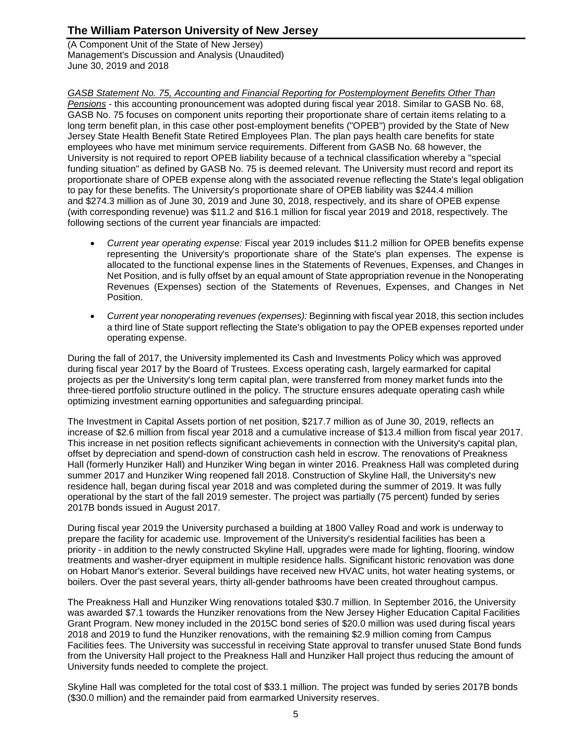*GASB Statement No. 75, Accounting and Financial Reporting for Postemployment Benefits Other Than Pensions* - this accounting pronouncement was adopted during fiscal year 2018. Similar to GASB No. 68, GASB No. 75 focuses on component units reporting their proportionate share of certain items relating to a long term benefit plan, in this case other post-employment benefits ("OPEB") provided by the State of New Jersey State Health Benefit State Retired Employees Plan. The plan pays health care benefits for state employees who have met minimum service requirements. Different from GASB No. 68 however, the University is not required to report OPEB liability because of a technical classification whereby a "special funding situation" as defined by GASB No. 75 is deemed relevant. The University must record and report its proportionate share of OPEB expense along with the associated revenue reflecting the State's legal obligation to pay for these benefits. The University's proportionate share of OPEB liability was $244.4 million and $274.3 million as of June 30, 2019 and June 30, 2018, respectively, and its share of OPEB expense (with corresponding revenue) was $11.2 and $16.1 million for fiscal year 2019 and 2018, respectively. The following sections of the current year financials are impacted:

- *Current year operating expense:* Fiscal year 2019 includes $11.2 million for OPEB benefits expense representing the University's proportionate share of the State's plan expenses. The expense is allocated to the functional expense lines in the Statements of Revenues, Expenses, and Changes in Net Position, and is fully offset by an equal amount of State appropriation revenue in the Nonoperating Revenues (Expenses) section of the Statements of Revenues, Expenses, and Changes in Net Position.
- *Current year nonoperating revenues (expenses):* Beginning with fiscal year 2018, this section includes a third line of State support reflecting the State's obligation to pay the OPEB expenses reported under operating expense.

During the fall of 2017, the University implemented its Cash and Investments Policy which was approved during fiscal year 2017 by the Board of Trustees. Excess operating cash, largely earmarked for capital projects as per the University's long term capital plan, were transferred from money market funds into the three-tiered portfolio structure outlined in the policy. The structure ensures adequate operating cash while optimizing investment earning opportunities and safeguarding principal.

The Investment in Capital Assets portion of net position, $217.7 million as of June 30, 2019, reflects an increase of $2.6 million from fiscal year 2018 and a cumulative increase of $13.4 million from fiscal year 2017. This increase in net position reflects significant achievements in connection with the University's capital plan, offset by depreciation and spend-down of construction cash held in escrow. The renovations of Preakness Hall (formerly Hunziker Hall) and Hunziker Wing began in winter 2016. Preakness Hall was completed during summer 2017 and Hunziker Wing reopened fall 2018. Construction of Skyline Hall, the University's new residence hall, began during fiscal year 2018 and was completed during the summer of 2019. It was fully operational by the start of the fall 2019 semester. The project was partially (75 percent) funded by series 2017B bonds issued in August 2017.

During fiscal year 2019 the University purchased a building at 1800 Valley Road and work is underway to prepare the facility for academic use. Improvement of the University's residential facilities has been a priority - in addition to the newly constructed Skyline Hall, upgrades were made for lighting, flooring, window treatments and washer-dryer equipment in multiple residence halls. Significant historic renovation was done on Hobart Manor's exterior. Several buildings have received new HVAC units, hot water heating systems, or boilers. Over the past several years, thirty all-gender bathrooms have been created throughout campus.

The Preakness Hall and Hunziker Wing renovations totaled $30.7 million. In September 2016, the University was awarded $7.1 towards the Hunziker renovations from the New Jersey Higher Education Capital Facilities Grant Program. New money included in the 2015C bond series of $20.0 million was used during fiscal years 2018 and 2019 to fund the Hunziker renovations, with the remaining $2.9 million coming from Campus Facilities fees. The University was successful in receiving State approval to transfer unused State Bond funds from the University Hall project to the Preakness Hall and Hunziker Hall project thus reducing the amount of University funds needed to complete the project.

Skyline Hall was completed for the total cost of $33.1 million. The project was funded by series 2017B bonds ($30.0 million) and the remainder paid from earmarked University reserves.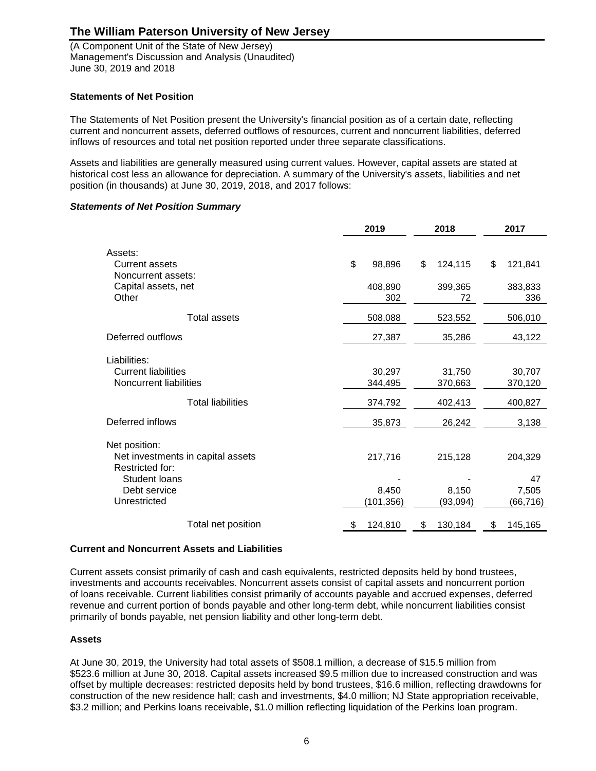# The William Paterson University of New Jersey

(A Component Unit of the State of New Jersey)
Management's Discussion and Analysis (Unaudited)
June 30, 2019 and 2018

**Statements of Net Position**

The Statements of Net Position present the University's financial position as of a certain date, reflecting current and noncurrent assets, deferred outflows of resources, current and noncurrent liabilities, deferred inflows of resources and total net position reported under three separate classifications.

Assets and liabilities are generally measured using current values. However, capital assets are stated at historical cost less an allowance for depreciation. A summary of the University's assets, liabilities and net position (in thousands) at June 30, 2019, 2018, and 2017 follows:

***Statements of Net Position Summary***

| | 2019 | 2018 | 2017 |
|---|---|---|---|
| Assets: | | | |
| Current assets | $ 98,896 | $ 124,115 | $ 121,841 |
| Noncurrent assets: | | | |
| Capital assets, net | 408,890 | 399,365 | 383,833 |
| Other | 302 | 72 | 336 |
| Total assets | 508,088 | 523,552 | 506,010 |
| Deferred outflows | 27,387 | 35,286 | 43,122 |
| Liabilities: | | | |
| Current liabilities | 30,297 | 31,750 | 30,707 |
| Noncurrent liabilities | 344,495 | 370,663 | 370,120 |
| Total liabilities | 374,792 | 402,413 | 400,827 |
| Deferred inflows | 35,873 | 26,242 | 3,138 |
| Net position: | | | |
| Net investments in capital assets | 217,716 | 215,128 | 204,329 |
| Restricted for: | | | |
| Student loans | - | - | 47 |
| Debt service | 8,450 | 8,150 | 7,505 |
| Unrestricted | (101,356) | (93,094) | (66,716) |
| Total net position | $ 124,810 | $ 130,184 | $ 145,165 |

**Current and Noncurrent Assets and Liabilities**

Current assets consist primarily of cash and cash equivalents, restricted deposits held by bond trustees, investments and accounts receivables. Noncurrent assets consist of capital assets and noncurrent portion of loans receivable. Current liabilities consist primarily of accounts payable and accrued expenses, deferred revenue and current portion of bonds payable and other long-term debt, while noncurrent liabilities consist primarily of bonds payable, net pension liability and other long-term debt.

**Assets**

At June 30, 2019, the University had total assets of $508.1 million, a decrease of $15.5 million from $523.6 million at June 30, 2018. Capital assets increased $9.5 million due to increased construction and was offset by multiple decreases: restricted deposits held by bond trustees, $16.6 million, reflecting drawdowns for construction of the new residence hall; cash and investments, $4.0 million; NJ State appropriation receivable, $3.2 million; and Perkins loans receivable, $1.0 million reflecting liquidation of the Perkins loan program.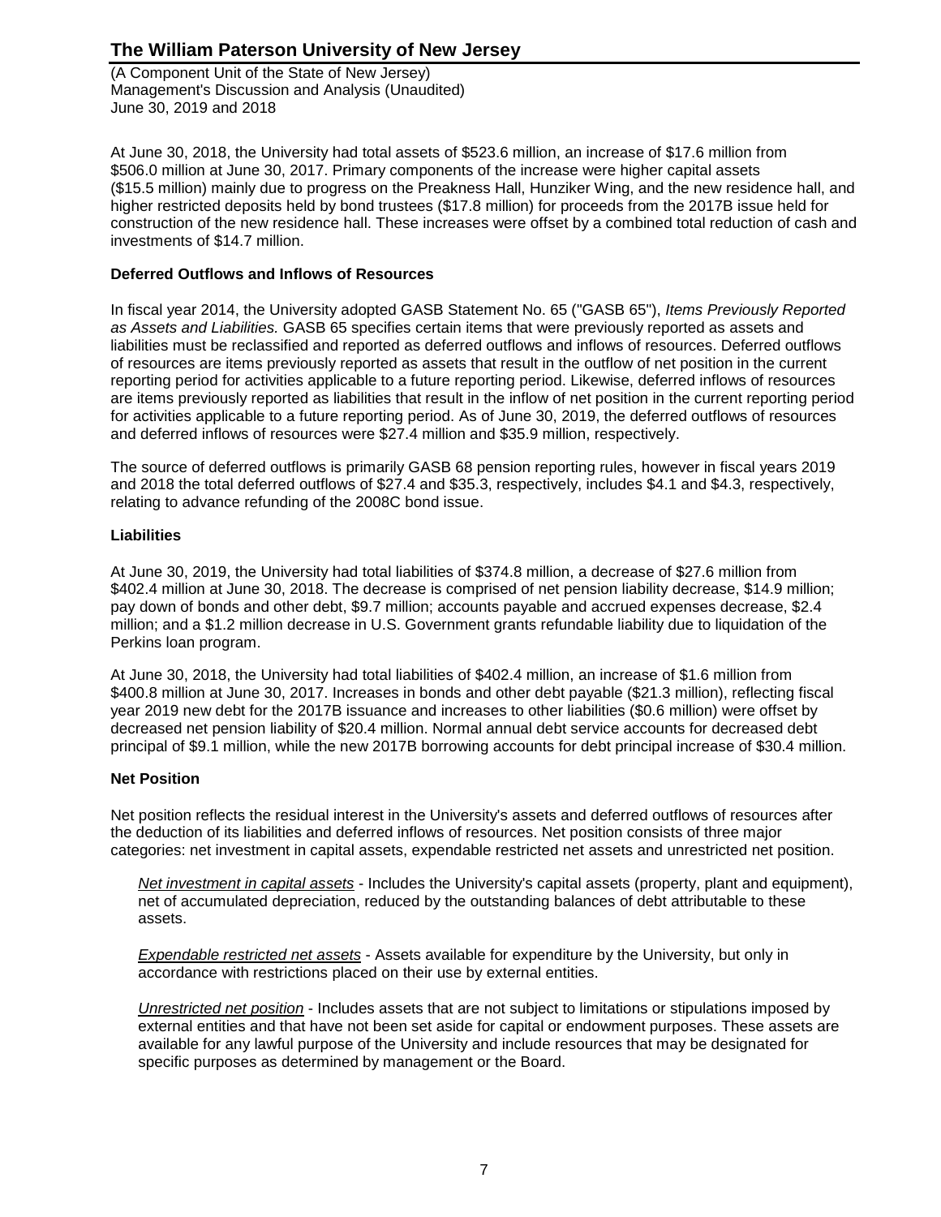At June 30, 2018, the University had total assets of $523.6 million, an increase of $17.6 million from $506.0 million at June 30, 2017. Primary components of the increase were higher capital assets ($15.5 million) mainly due to progress on the Preakness Hall, Hunziker Wing, and the new residence hall, and higher restricted deposits held by bond trustees ($17.8 million) for proceeds from the 2017B issue held for construction of the new residence hall. These increases were offset by a combined total reduction of cash and investments of $14.7 million.

**Deferred Outflows and Inflows of Resources**

In fiscal year 2014, the University adopted GASB Statement No. 65 ("GASB 65"), *Items Previously Reported as Assets and Liabilities.* GASB 65 specifies certain items that were previously reported as assets and liabilities must be reclassified and reported as deferred outflows and inflows of resources. Deferred outflows of resources are items previously reported as assets that result in the outflow of net position in the current reporting period for activities applicable to a future reporting period. Likewise, deferred inflows of resources are items previously reported as liabilities that result in the inflow of net position in the current reporting period for activities applicable to a future reporting period. As of June 30, 2019, the deferred outflows of resources and deferred inflows of resources were $27.4 million and $35.9 million, respectively.

The source of deferred outflows is primarily GASB 68 pension reporting rules, however in fiscal years 2019 and 2018 the total deferred outflows of $27.4 and $35.3, respectively, includes $4.1 and $4.3, respectively, relating to advance refunding of the 2008C bond issue.

**Liabilities**

At June 30, 2019, the University had total liabilities of $374.8 million, a decrease of $27.6 million from $402.4 million at June 30, 2018. The decrease is comprised of net pension liability decrease, $14.9 million; pay down of bonds and other debt, $9.7 million; accounts payable and accrued expenses decrease, $2.4 million; and a $1.2 million decrease in U.S. Government grants refundable liability due to liquidation of the Perkins loan program.

At June 30, 2018, the University had total liabilities of $402.4 million, an increase of $1.6 million from $400.8 million at June 30, 2017. Increases in bonds and other debt payable ($21.3 million), reflecting fiscal year 2019 new debt for the 2017B issuance and increases to other liabilities ($0.6 million) were offset by decreased net pension liability of $20.4 million. Normal annual debt service accounts for decreased debt principal of $9.1 million, while the new 2017B borrowing accounts for debt principal increase of $30.4 million.

**Net Position**

Net position reflects the residual interest in the University's assets and deferred outflows of resources after the deduction of its liabilities and deferred inflows of resources. Net position consists of three major categories: net investment in capital assets, expendable restricted net assets and unrestricted net position.

*Net investment in capital assets* - Includes the University's capital assets (property, plant and equipment), net of accumulated depreciation, reduced by the outstanding balances of debt attributable to these assets.

*Expendable restricted net assets* - Assets available for expenditure by the University, but only in accordance with restrictions placed on their use by external entities.

*Unrestricted net position* - Includes assets that are not subject to limitations or stipulations imposed by external entities and that have not been set aside for capital or endowment purposes. These assets are available for any lawful purpose of the University and include resources that may be designated for specific purposes as determined by management or the Board.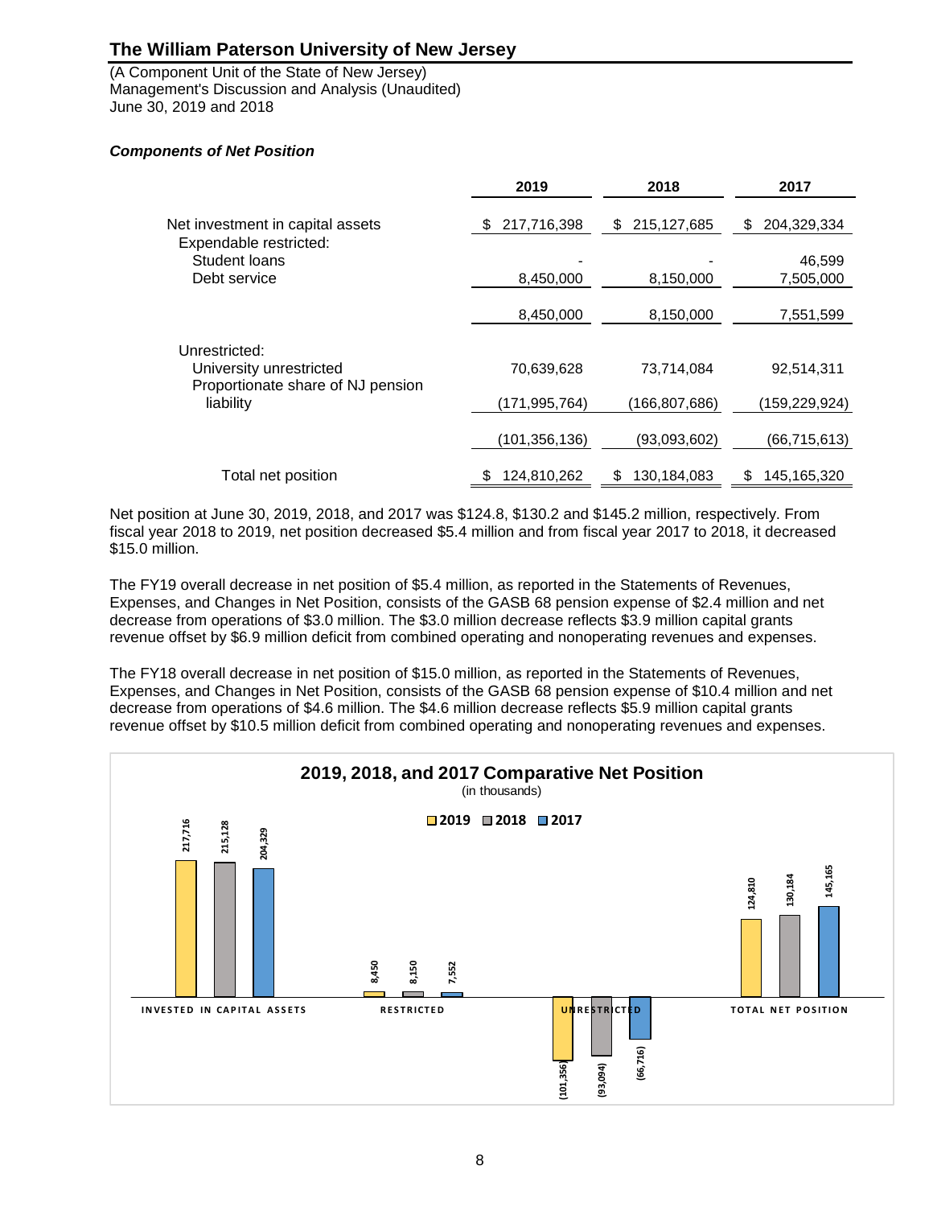## The William Paterson University of New Jersey

(A Component Unit of the State of New Jersey)
Management's Discussion and Analysis (Unaudited)
June 30, 2019 and 2018

***Components of Net Position***

| | 2019 | 2018 | 2017 |
|---|---|---|---|
| Net investment in capital assets | $ 217,716,398 | $ 215,127,685 | $ 204,329,334 |
| Expendable restricted: | | | |
| Student loans | - | - | 46,599 |
| Debt service | 8,450,000 | 8,150,000 | 7,505,000 |
| | 8,450,000 | 8,150,000 | 7,551,599 |
| Unrestricted: | | | |
| University unrestricted | 70,639,628 | 73,714,084 | 92,514,311 |
| Proportionate share of NJ pension liability | (171,995,764) | (166,807,686) | (159,229,924) |
| | (101,356,136) | (93,093,602) | (66,715,613) |
| Total net position | $ 124,810,262 | $ 130,184,083 | $ 145,165,320 |

Net position at June 30, 2019, 2018, and 2017 was $124.8, $130.2 and $145.2 million, respectively. From fiscal year 2018 to 2019, net position decreased $5.4 million and from fiscal year 2017 to 2018, it decreased $15.0 million.

The FY19 overall decrease in net position of $5.4 million, as reported in the Statements of Revenues, Expenses, and Changes in Net Position, consists of the GASB 68 pension expense of $2.4 million and net decrease from operations of $3.0 million. The $3.0 million decrease reflects $3.9 million capital grants revenue offset by $6.9 million deficit from combined operating and nonoperating revenues and expenses.

The FY18 overall decrease in net position of $15.0 million, as reported in the Statements of Revenues, Expenses, and Changes in Net Position, consists of the GASB 68 pension expense of $10.4 million and net decrease from operations of $4.6 million. The $4.6 million decrease reflects $5.9 million capital grants revenue offset by $10.5 million deficit from combined operating and nonoperating revenues and expenses.

**2019, 2018, and 2017 Comparative Net Position**
(in thousands)

2019 2018 2017

INVESTED IN CAPITAL ASSETS: 217,716 215,128 204,329
RESTRICTED: 8,450 8,150 7,552
UNRESTRICTED: (101,356) (93,094) (66,716)
TOTAL NET POSITION: 124,810 130,184 145,165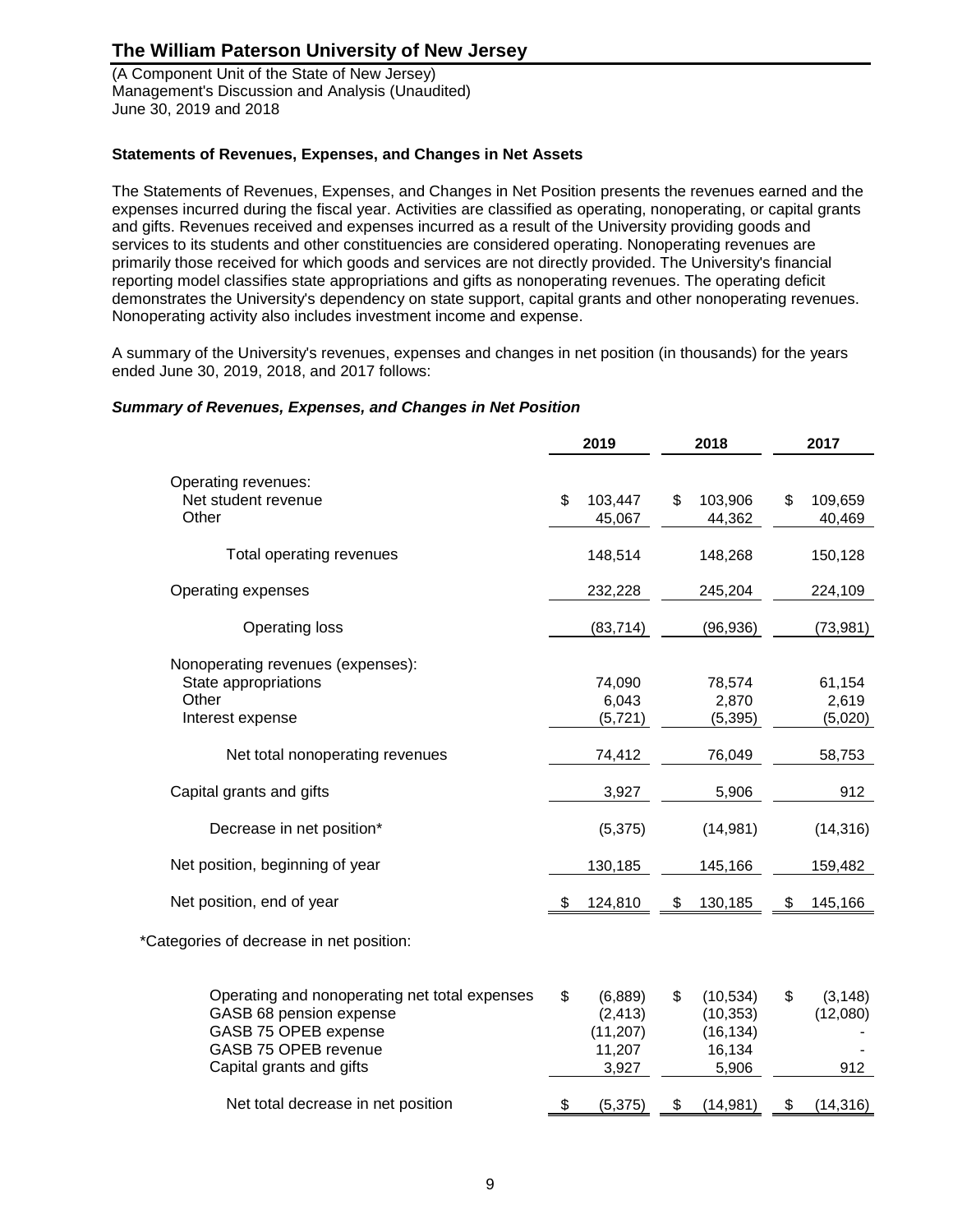# The William Paterson University of New Jersey

(A Component Unit of the State of New Jersey)
Management's Discussion and Analysis (Unaudited)
June 30, 2019 and 2018

**Statements of Revenues, Expenses, and Changes in Net Assets**

The Statements of Revenues, Expenses, and Changes in Net Position presents the revenues earned and the expenses incurred during the fiscal year. Activities are classified as operating, nonoperating, or capital grants and gifts. Revenues received and expenses incurred as a result of the University providing goods and services to its students and other constituencies are considered operating. Nonoperating revenues are primarily those received for which goods and services are not directly provided. The University's financial reporting model classifies state appropriations and gifts as nonoperating revenues. The operating deficit demonstrates the University's dependency on state support, capital grants and other nonoperating revenues. Nonoperating activity also includes investment income and expense.

A summary of the University's revenues, expenses and changes in net position (in thousands) for the years ended June 30, 2019, 2018, and 2017 follows:

***Summary of Revenues, Expenses, and Changes in Net Position***

| | 2019 | 2018 | 2017 |
|---|---|---|---|
| Operating revenues: | | | |
| Net student revenue | $ 103,447 | $ 103,906 | $ 109,659 |
| Other | 45,067 | 44,362 | 40,469 |
| Total operating revenues | 148,514 | 148,268 | 150,128 |
| Operating expenses | 232,228 | 245,204 | 224,109 |
| Operating loss | (83,714) | (96,936) | (73,981) |
| Nonoperating revenues (expenses): | | | |
| State appropriations | 74,090 | 78,574 | 61,154 |
| Other | 6,043 | 2,870 | 2,619 |
| Interest expense | (5,721) | (5,395) | (5,020) |
| Net total nonoperating revenues | 74,412 | 76,049 | 58,753 |
| Capital grants and gifts | 3,927 | 5,906 | 912 |
| Decrease in net position* | (5,375) | (14,981) | (14,316) |
| Net position, beginning of year | 130,185 | 145,166 | 159,482 |
| Net position, end of year | $ 124,810 | $ 130,185 | $ 145,166 |

*Categories of decrease in net position:

| | 2019 | 2018 | 2017 |
|---|---|---|---|
| Operating and nonoperating net total expenses | $ (6,889) | $ (10,534) | $ (3,148) |
| GASB 68 pension expense | (2,413) | (10,353) | (12,080) |
| GASB 75 OPEB expense | (11,207) | (16,134) | - |
| GASB 75 OPEB revenue | 11,207 | 16,134 | - |
| Capital grants and gifts | 3,927 | 5,906 | 912 |
| Net total decrease in net position | $ (5,375) | $ (14,981) | $ (14,316) |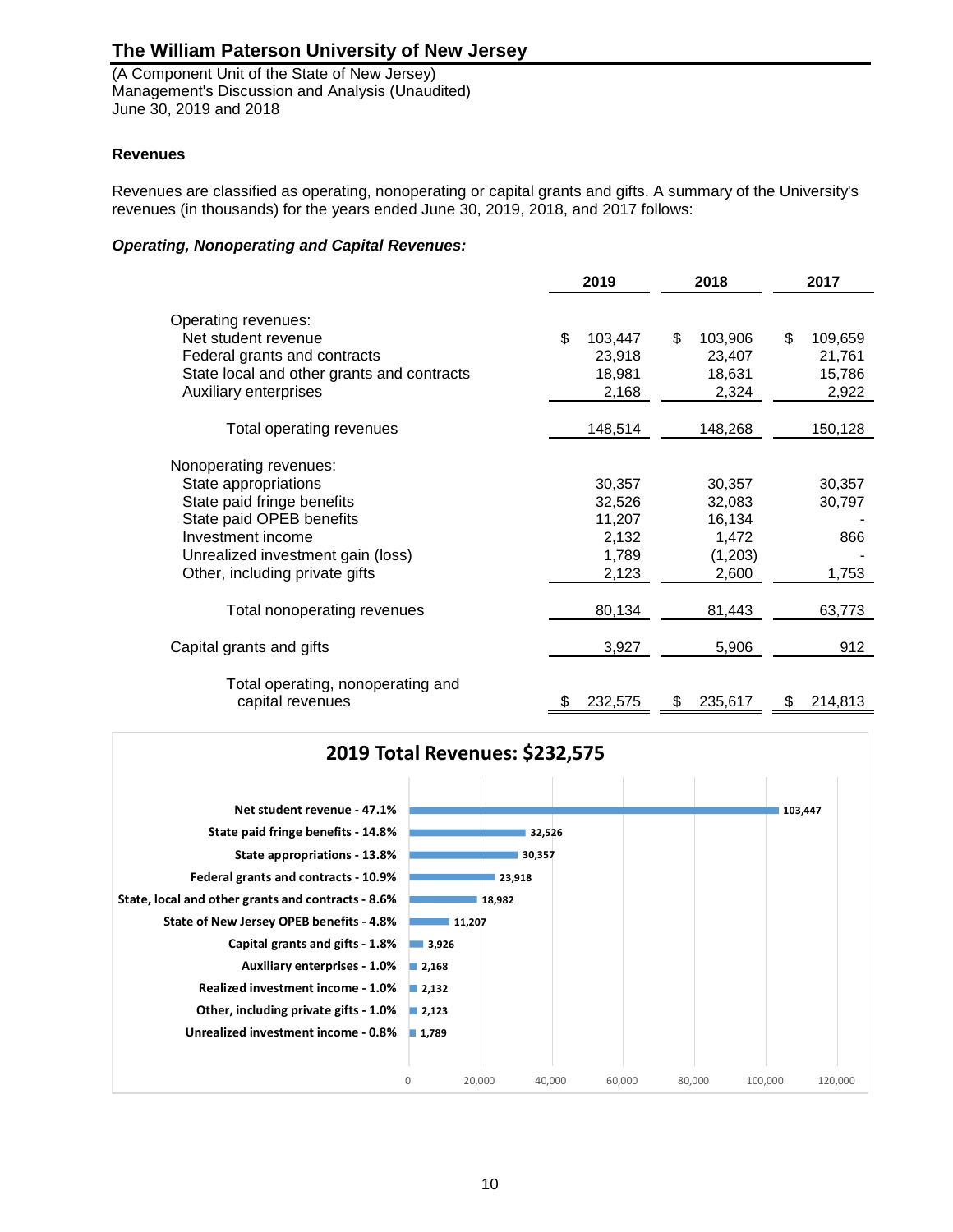## Revenues

Revenues are classified as operating, nonoperating or capital grants and gifts. A summary of the University's revenues (in thousands) for the years ended June 30, 2019, 2018, and 2017 follows:

***Operating, Nonoperating and Capital Revenues:***

| | 2019 | 2018 | 2017 |
|---|---|---|---|
| Operating revenues: | | | |
| Net student revenue | $ 103,447 | $ 103,906 | $ 109,659 |
| Federal grants and contracts | 23,918 | 23,407 | 21,761 |
| State local and other grants and contracts | 18,981 | 18,631 | 15,786 |
| Auxiliary enterprises | 2,168 | 2,324 | 2,922 |
| Total operating revenues | 148,514 | 148,268 | 150,128 |
| Nonoperating revenues: | | | |
| State appropriations | 30,357 | 30,357 | 30,357 |
| State paid fringe benefits | 32,526 | 32,083 | 30,797 |
| State paid OPEB benefits | 11,207 | 16,134 | - |
| Investment income | 2,132 | 1,472 | 866 |
| Unrealized investment gain (loss) | 1,789 | (1,203) | - |
| Other, including private gifts | 2,123 | 2,600 | 1,753 |
| Total nonoperating revenues | 80,134 | 81,443 | 63,773 |
| Capital grants and gifts | 3,927 | 5,906 | 912 |
| Total operating, nonoperating and capital revenues | $ 232,575 | $ 235,617 | $ 214,813 |

**2019 Total Revenues: $232,575**

Net student revenue - 47.1% 103,447
State paid fringe benefits - 14.8% 32,526
State appropriations - 13.8% 30,357
Federal grants and contracts - 10.9% 23,918
State, local and other grants and contracts - 8.6% 18,982
State of New Jersey OPEB benefits - 4.8% 11,207
Capital grants and gifts - 1.8% 3,926
Auxiliary enterprises - 1.0% 2,168
Realized investment income - 1.0% 2,132
Other, including private gifts - 1.0% 2,123
Unrealized investment income - 0.8% 1,789

0 20,000 40,000 60,000 80,000 100,000 120,000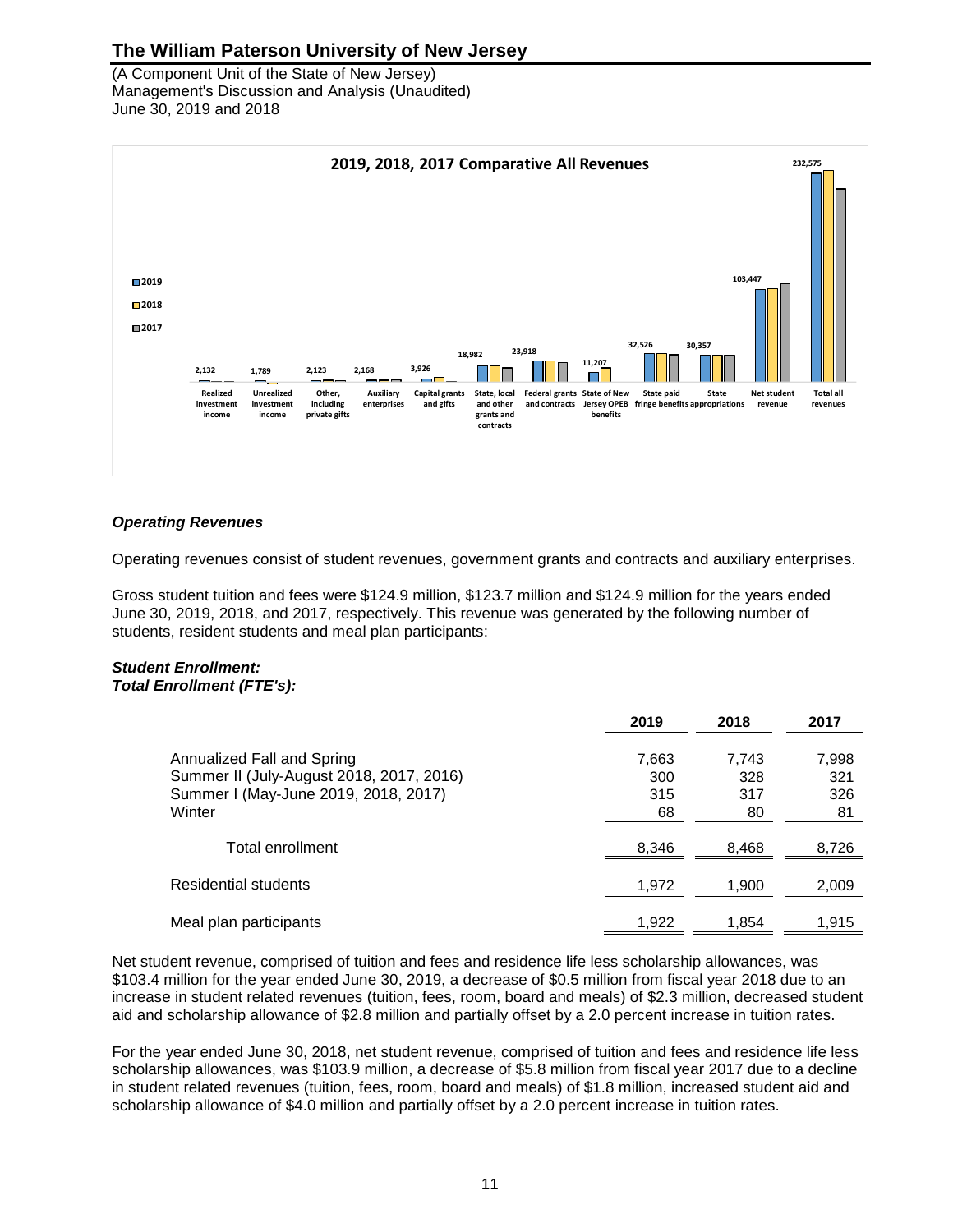**2019, 2018, 2017 Comparative All Revenues**

2019
2018
2017

2,132
1,789
2,123
2,168
3,926
18,982
23,918
11,207
32,526
30,357
103,447
232,575

Realized investment income
Unrealized investment income
Other, including private gifts
Auxiliary enterprises
Capital grants and gifts
State, local and other grants and contracts
Federal grants and contracts
State of New Jersey OPEB benefits
State paid fringe benefits
State appropriations
Net student revenue
Total all revenues

### *Operating Revenues*

Operating revenues consist of student revenues, government grants and contracts and auxiliary enterprises.

Gross student tuition and fees were $124.9 million, $123.7 million and $124.9 million for the years ended June 30, 2019, 2018, and 2017, respectively. This revenue was generated by the following number of students, resident students and meal plan participants:

***Student Enrollment:***
***Total Enrollment (FTE's):***

| | 2019 | 2018 | 2017 |
|---|---|---|---|
| Annualized Fall and Spring | 7,663 | 7,743 | 7,998 |
| Summer II (July-August 2018, 2017, 2016) | 300 | 328 | 321 |
| Summer I (May-June 2019, 2018, 2017) | 315 | 317 | 326 |
| Winter | 68 | 80 | 81 |
| Total enrollment | 8,346 | 8,468 | 8,726 |
| Residential students | 1,972 | 1,900 | 2,009 |
| Meal plan participants | 1,922 | 1,854 | 1,915 |

Net student revenue, comprised of tuition and fees and residence life less scholarship allowances, was $103.4 million for the year ended June 30, 2019, a decrease of $0.5 million from fiscal year 2018 due to an increase in student related revenues (tuition, fees, room, board and meals) of $2.3 million, decreased student aid and scholarship allowance of $2.8 million and partially offset by a 2.0 percent increase in tuition rates.

For the year ended June 30, 2018, net student revenue, comprised of tuition and fees and residence life less scholarship allowances, was $103.9 million, a decrease of $5.8 million from fiscal year 2017 due to a decline in student related revenues (tuition, fees, room, board and meals) of $1.8 million, increased student aid and scholarship allowance of $4.0 million and partially offset by a 2.0 percent increase in tuition rates.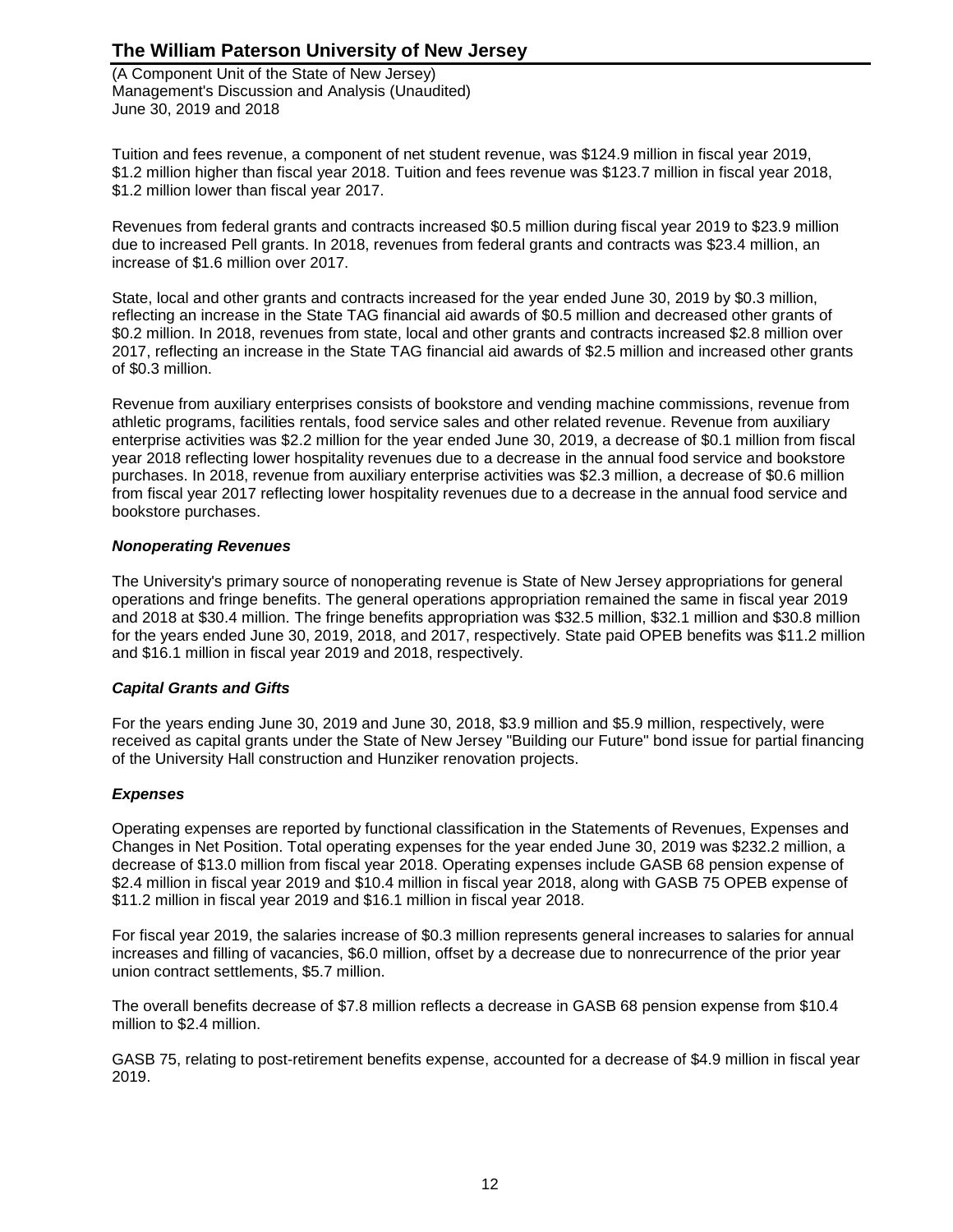Tuition and fees revenue, a component of net student revenue, was $124.9 million in fiscal year 2019, $1.2 million higher than fiscal year 2018. Tuition and fees revenue was $123.7 million in fiscal year 2018, $1.2 million lower than fiscal year 2017.

Revenues from federal grants and contracts increased $0.5 million during fiscal year 2019 to $23.9 million due to increased Pell grants. In 2018, revenues from federal grants and contracts was $23.4 million, an increase of $1.6 million over 2017.

State, local and other grants and contracts increased for the year ended June 30, 2019 by $0.3 million, reflecting an increase in the State TAG financial aid awards of $0.5 million and decreased other grants of $0.2 million. In 2018, revenues from state, local and other grants and contracts increased $2.8 million over 2017, reflecting an increase in the State TAG financial aid awards of $2.5 million and increased other grants of $0.3 million.

Revenue from auxiliary enterprises consists of bookstore and vending machine commissions, revenue from athletic programs, facilities rentals, food service sales and other related revenue. Revenue from auxiliary enterprise activities was $2.2 million for the year ended June 30, 2019, a decrease of $0.1 million from fiscal year 2018 reflecting lower hospitality revenues due to a decrease in the annual food service and bookstore purchases. In 2018, revenue from auxiliary enterprise activities was $2.3 million, a decrease of $0.6 million from fiscal year 2017 reflecting lower hospitality revenues due to a decrease in the annual food service and bookstore purchases.

### *Nonoperating Revenues*

The University's primary source of nonoperating revenue is State of New Jersey appropriations for general operations and fringe benefits. The general operations appropriation remained the same in fiscal year 2019 and 2018 at $30.4 million. The fringe benefits appropriation was $32.5 million, $32.1 million and $30.8 million for the years ended June 30, 2019, 2018, and 2017, respectively. State paid OPEB benefits was $11.2 million and $16.1 million in fiscal year 2019 and 2018, respectively.

### *Capital Grants and Gifts*

For the years ending June 30, 2019 and June 30, 2018, $3.9 million and $5.9 million, respectively, were received as capital grants under the State of New Jersey "Building our Future" bond issue for partial financing of the University Hall construction and Hunziker renovation projects.

### *Expenses*

Operating expenses are reported by functional classification in the Statements of Revenues, Expenses and Changes in Net Position. Total operating expenses for the year ended June 30, 2019 was $232.2 million, a decrease of $13.0 million from fiscal year 2018. Operating expenses include GASB 68 pension expense of $2.4 million in fiscal year 2019 and $10.4 million in fiscal year 2018, along with GASB 75 OPEB expense of $11.2 million in fiscal year 2019 and $16.1 million in fiscal year 2018.

For fiscal year 2019, the salaries increase of $0.3 million represents general increases to salaries for annual increases and filling of vacancies, $6.0 million, offset by a decrease due to nonrecurrence of the prior year union contract settlements, $5.7 million.

The overall benefits decrease of $7.8 million reflects a decrease in GASB 68 pension expense from $10.4 million to $2.4 million.

GASB 75, relating to post-retirement benefits expense, accounted for a decrease of $4.9 million in fiscal year 2019.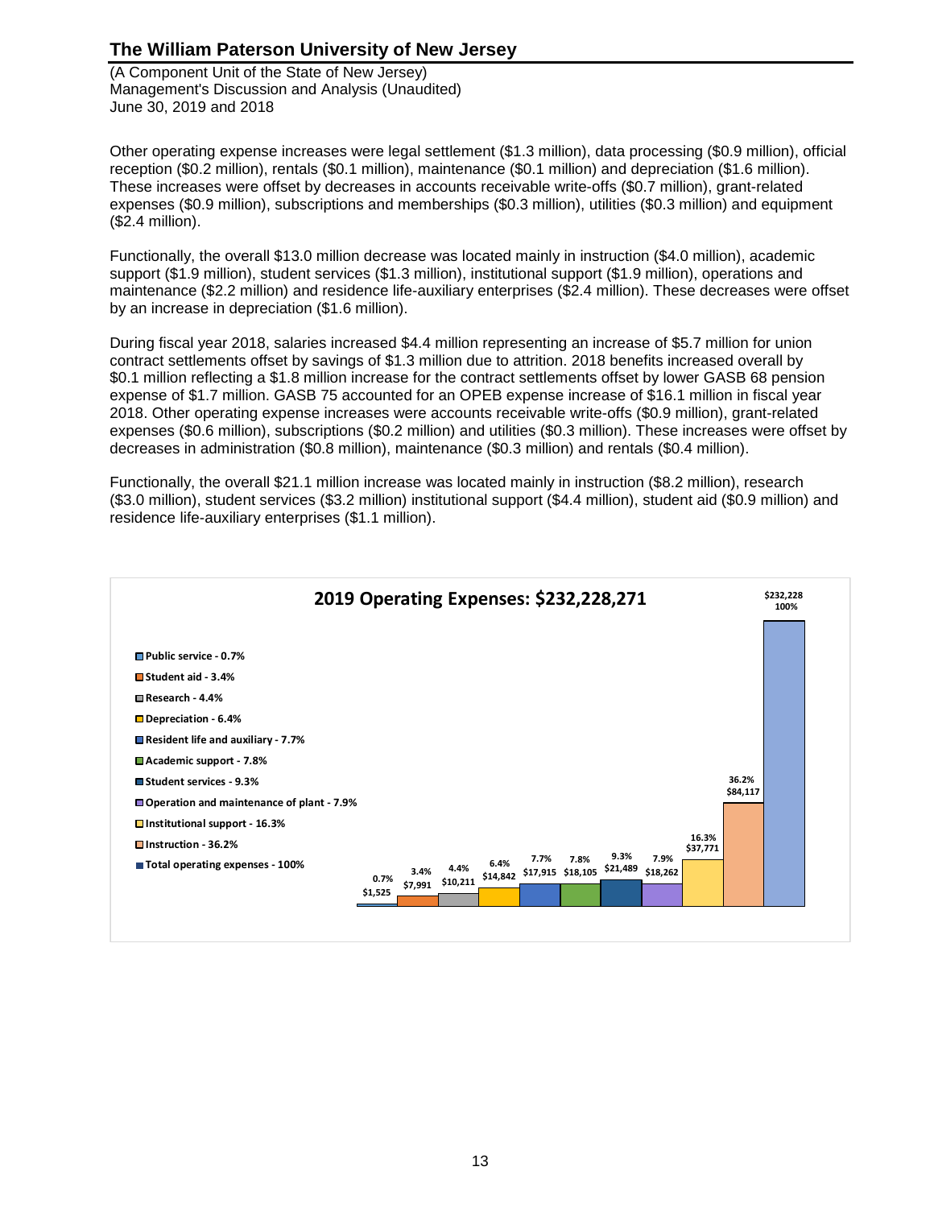Other operating expense increases were legal settlement ($1.3 million), data processing ($0.9 million), official reception ($0.2 million), rentals ($0.1 million), maintenance ($0.1 million) and depreciation ($1.6 million). These increases were offset by decreases in accounts receivable write-offs ($0.7 million), grant-related expenses ($0.9 million), subscriptions and memberships ($0.3 million), utilities ($0.3 million) and equipment ($2.4 million).

Functionally, the overall $13.0 million decrease was located mainly in instruction ($4.0 million), academic support ($1.9 million), student services ($1.3 million), institutional support ($1.9 million), operations and maintenance ($2.2 million) and residence life-auxiliary enterprises ($2.4 million). These decreases were offset by an increase in depreciation ($1.6 million).

During fiscal year 2018, salaries increased $4.4 million representing an increase of $5.7 million for union contract settlements offset by savings of $1.3 million due to attrition. 2018 benefits increased overall by $0.1 million reflecting a $1.8 million increase for the contract settlements offset by lower GASB 68 pension expense of $1.7 million. GASB 75 accounted for an OPEB expense increase of $16.1 million in fiscal year 2018. Other operating expense increases were accounts receivable write-offs ($0.9 million), grant-related expenses ($0.6 million), subscriptions ($0.2 million) and utilities ($0.3 million). These increases were offset by decreases in administration ($0.8 million), maintenance ($0.3 million) and rentals ($0.4 million).

Functionally, the overall $21.1 million increase was located mainly in instruction ($8.2 million), research ($3.0 million), student services ($3.2 million) institutional support ($4.4 million), student aid ($0.9 million) and residence life-auxiliary enterprises ($1.1 million).

**2019 Operating Expenses: $232,228,271**

- Public service - 0.7%
- Student aid - 3.4%
- Research - 4.4%
- Depreciation - 6.4%
- Resident life and auxiliary - 7.7%
- Academic support - 7.8%
- Student services - 9.3%
- Operation and maintenance of plant - 7.9%
- Institutional support - 16.3%
- Instruction - 36.2%
- Total operating expenses - 100%

0.7% $1,525
3.4% $7,991
4.4% $10,211
6.4% $14,842
7.7% $17,915
7.8% $18,105
9.3% $21,489
7.9% $18,262
16.3% $37,771
36.2% $84,117
$232,228 100%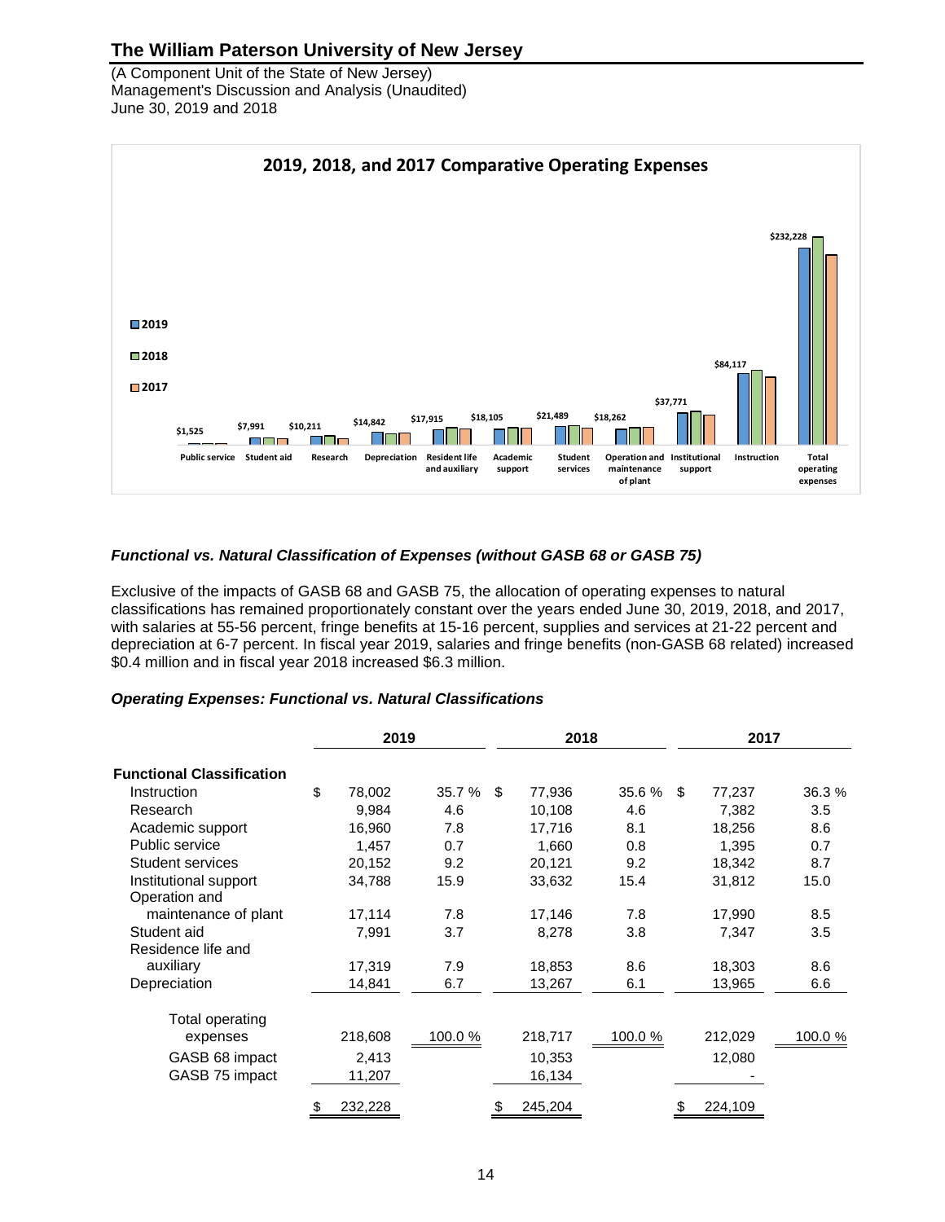**2019, 2018, and 2017 Comparative Operating Expenses**

2019
2018
2017

$1,525
$7,991
$10,211
$14,842
$17,915
$18,105
$21,489
$18,262
$37,771
$84,117
$232,228

Public service
Student aid
Research
Depreciation
Resident life and auxiliary
Academic support
Student services
Operation and maintenance of plant
Institutional support
Instruction
Total operating expenses

### *Functional vs. Natural Classification of Expenses (without GASB 68 or GASB 75)*

Exclusive of the impacts of GASB 68 and GASB 75, the allocation of operating expenses to natural classifications has remained proportionately constant over the years ended June 30, 2019, 2018, and 2017, with salaries at 55-56 percent, fringe benefits at 15-16 percent, supplies and services at 21-22 percent and depreciation at 6-7 percent. In fiscal year 2019, salaries and fringe benefits (non-GASB 68 related) increased $0.4 million and in fiscal year 2018 increased $6.3 million.

### *Operating Expenses: Functional vs. Natural Classifications*

| | 2019 | | 2018 | | 2017 | |
|---|---|---|---|---|---|---|
| **Functional Classification** | | | | | | |
| Instruction | $ 78,002 | 35.7 % | $ 77,936 | 35.6 % | $ 77,237 | 36.3 % |
| Research | 9,984 | 4.6 | 10,108 | 4.6 | 7,382 | 3.5 |
| Academic support | 16,960 | 7.8 | 17,716 | 8.1 | 18,256 | 8.6 |
| Public service | 1,457 | 0.7 | 1,660 | 0.8 | 1,395 | 0.7 |
| Student services | 20,152 | 9.2 | 20,121 | 9.2 | 18,342 | 8.7 |
| Institutional support | 34,788 | 15.9 | 33,632 | 15.4 | 31,812 | 15.0 |
| Operation and maintenance of plant | 17,114 | 7.8 | 17,146 | 7.8 | 17,990 | 8.5 |
| Student aid | 7,991 | 3.7 | 8,278 | 3.8 | 7,347 | 3.5 |
| Residence life and auxiliary | 17,319 | 7.9 | 18,853 | 8.6 | 18,303 | 8.6 |
| Depreciation | 14,841 | 6.7 | 13,267 | 6.1 | 13,965 | 6.6 |
| Total operating expenses | 218,608 | 100.0 % | 218,717 | 100.0 % | 212,029 | 100.0 % |
| GASB 68 impact | 2,413 | | 10,353 | | 12,080 | |
| GASB 75 impact | 11,207 | | 16,134 | | - | |
| | $ 232,228 | | $ 245,204 | | $ 224,109 | |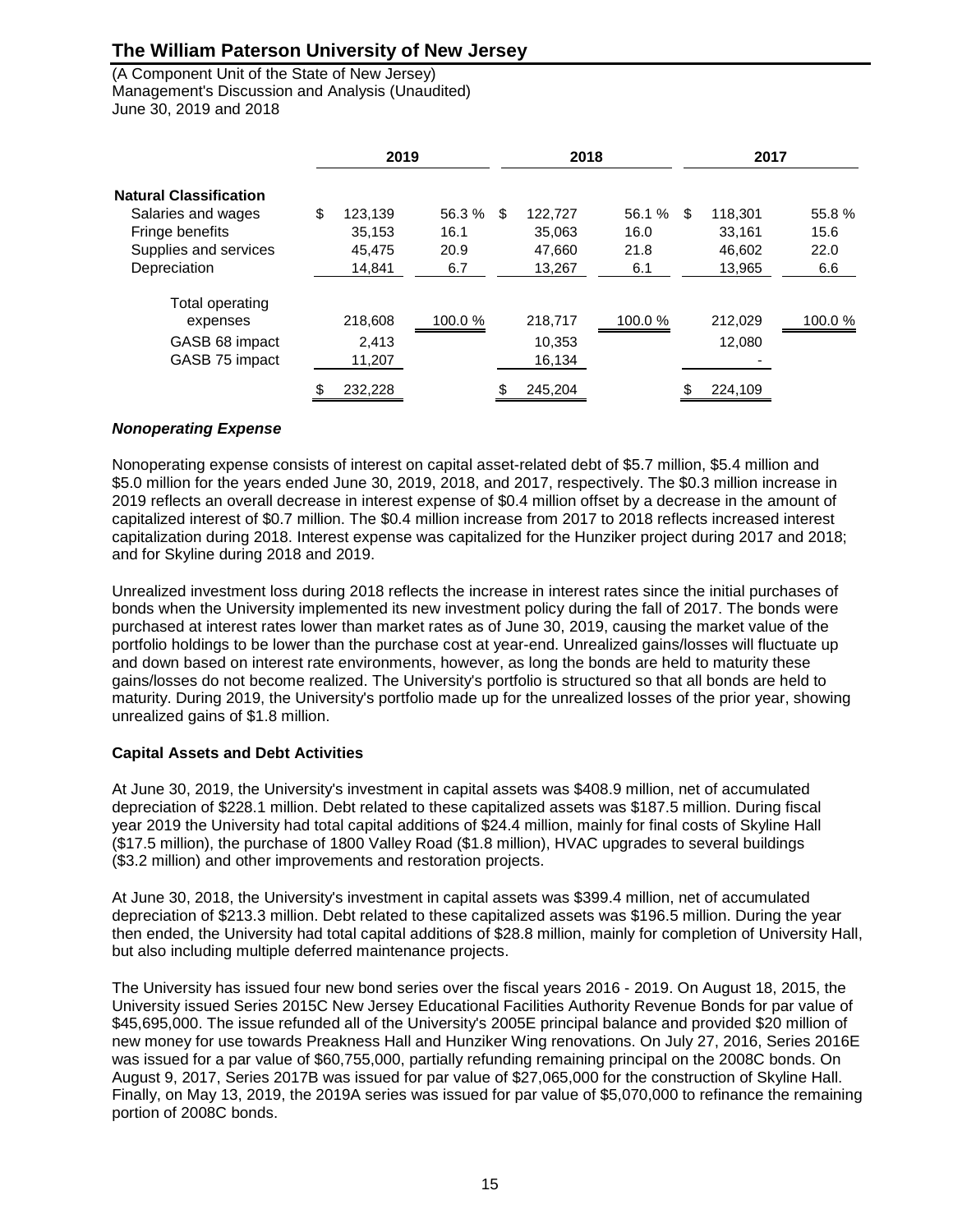# The William Paterson University of New Jersey

(A Component Unit of the State of New Jersey)
Management's Discussion and Analysis (Unaudited)
June 30, 2019 and 2018

| | 2019 | | 2018 | | 2017 | |
|---|---|---|---|---|---|---|
| **Natural Classification** | | | | | | |
| Salaries and wages | $ 123,139 | 56.3 % | $ 122,727 | 56.1 % | $ 118,301 | 55.8 % |
| Fringe benefits | 35,153 | 16.1 | 35,063 | 16.0 | 33,161 | 15.6 |
| Supplies and services | 45,475 | 20.9 | 47,660 | 21.8 | 46,602 | 22.0 |
| Depreciation | 14,841 | 6.7 | 13,267 | 6.1 | 13,965 | 6.6 |
| Total operating expenses | 218,608 | 100.0 % | 218,717 | 100.0 % | 212,029 | 100.0 % |
| GASB 68 impact | 2,413 | | 10,353 | | 12,080 | |
| GASB 75 impact | 11,207 | | 16,134 | | - | |
| | $ 232,228 | | $ 245,204 | | $ 224,109 | |

### *Nonoperating Expense*

Nonoperating expense consists of interest on capital asset-related debt of $5.7 million, $5.4 million and $5.0 million for the years ended June 30, 2019, 2018, and 2017, respectively. The $0.3 million increase in 2019 reflects an overall decrease in interest expense of $0.4 million offset by a decrease in the amount of capitalized interest of $0.7 million. The $0.4 million increase from 2017 to 2018 reflects increased interest capitalization during 2018. Interest expense was capitalized for the Hunziker project during 2017 and 2018; and for Skyline during 2018 and 2019.

Unrealized investment loss during 2018 reflects the increase in interest rates since the initial purchases of bonds when the University implemented its new investment policy during the fall of 2017. The bonds were purchased at interest rates lower than market rates as of June 30, 2019, causing the market value of the portfolio holdings to be lower than the purchase cost at year-end. Unrealized gains/losses will fluctuate up and down based on interest rate environments, however, as long the bonds are held to maturity these gains/losses do not become realized. The University's portfolio is structured so that all bonds are held to maturity. During 2019, the University's portfolio made up for the unrealized losses of the prior year, showing unrealized gains of $1.8 million.

### Capital Assets and Debt Activities

At June 30, 2019, the University's investment in capital assets was $408.9 million, net of accumulated depreciation of $228.1 million. Debt related to these capitalized assets was $187.5 million. During fiscal year 2019 the University had total capital additions of $24.4 million, mainly for final costs of Skyline Hall ($17.5 million), the purchase of 1800 Valley Road ($1.8 million), HVAC upgrades to several buildings ($3.2 million) and other improvements and restoration projects.

At June 30, 2018, the University's investment in capital assets was $399.4 million, net of accumulated depreciation of $213.3 million. Debt related to these capitalized assets was $196.5 million. During the year then ended, the University had total capital additions of $28.8 million, mainly for completion of University Hall, but also including multiple deferred maintenance projects.

The University has issued four new bond series over the fiscal years 2016 - 2019. On August 18, 2015, the University issued Series 2015C New Jersey Educational Facilities Authority Revenue Bonds for par value of $45,695,000. The issue refunded all of the University's 2005E principal balance and provided $20 million of new money for use towards Preakness Hall and Hunziker Wing renovations. On July 27, 2016, Series 2016E was issued for a par value of $60,755,000, partially refunding remaining principal on the 2008C bonds. On August 9, 2017, Series 2017B was issued for par value of $27,065,000 for the construction of Skyline Hall. Finally, on May 13, 2019, the 2019A series was issued for par value of $5,070,000 to refinance the remaining portion of 2008C bonds.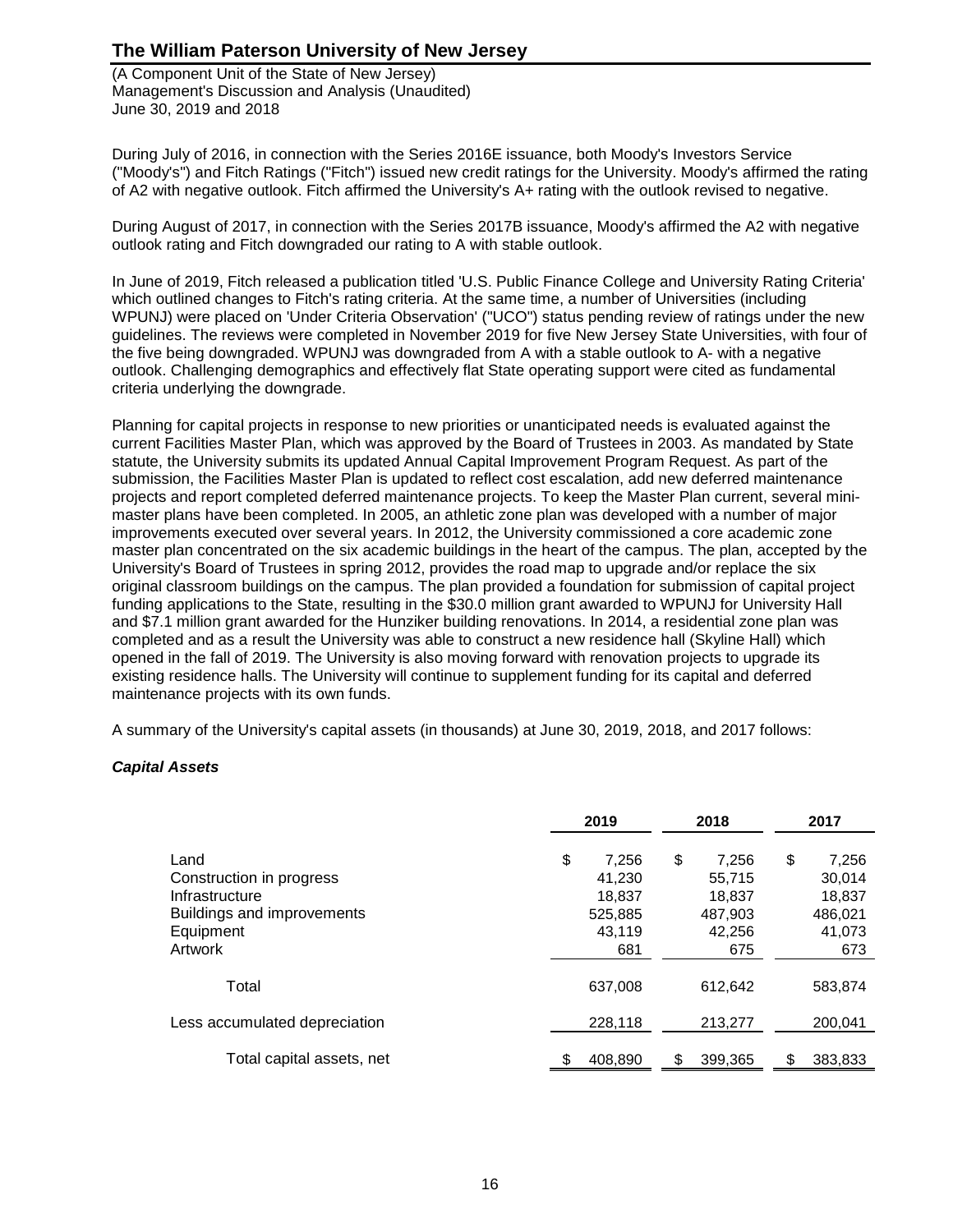During July of 2016, in connection with the Series 2016E issuance, both Moody's Investors Service ("Moody's") and Fitch Ratings ("Fitch") issued new credit ratings for the University. Moody's affirmed the rating of A2 with negative outlook. Fitch affirmed the University's A+ rating with the outlook revised to negative.

During August of 2017, in connection with the Series 2017B issuance, Moody's affirmed the A2 with negative outlook rating and Fitch downgraded our rating to A with stable outlook.

In June of 2019, Fitch released a publication titled 'U.S. Public Finance College and University Rating Criteria' which outlined changes to Fitch's rating criteria. At the same time, a number of Universities (including WPUNJ) were placed on 'Under Criteria Observation' ("UCO") status pending review of ratings under the new guidelines. The reviews were completed in November 2019 for five New Jersey State Universities, with four of the five being downgraded. WPUNJ was downgraded from A with a stable outlook to A- with a negative outlook. Challenging demographics and effectively flat State operating support were cited as fundamental criteria underlying the downgrade.

Planning for capital projects in response to new priorities or unanticipated needs is evaluated against the current Facilities Master Plan, which was approved by the Board of Trustees in 2003. As mandated by State statute, the University submits its updated Annual Capital Improvement Program Request. As part of the submission, the Facilities Master Plan is updated to reflect cost escalation, add new deferred maintenance projects and report completed deferred maintenance projects. To keep the Master Plan current, several mini-master plans have been completed. In 2005, an athletic zone plan was developed with a number of major improvements executed over several years. In 2012, the University commissioned a core academic zone master plan concentrated on the six academic buildings in the heart of the campus. The plan, accepted by the University's Board of Trustees in spring 2012, provides the road map to upgrade and/or replace the six original classroom buildings on the campus. The plan provided a foundation for submission of capital project funding applications to the State, resulting in the $30.0 million grant awarded to WPUNJ for University Hall and $7.1 million grant awarded for the Hunziker building renovations. In 2014, a residential zone plan was completed and as a result the University was able to construct a new residence hall (Skyline Hall) which opened in the fall of 2019. The University is also moving forward with renovation projects to upgrade its existing residence halls. The University will continue to supplement funding for its capital and deferred maintenance projects with its own funds.

A summary of the University's capital assets (in thousands) at June 30, 2019, 2018, and 2017 follows:

***Capital Assets***

| | 2019 | 2018 | 2017 |
|---|---|---|---|
| Land | $ 7,256 | $ 7,256 | $ 7,256 |
| Construction in progress | 41,230 | 55,715 | 30,014 |
| Infrastructure | 18,837 | 18,837 | 18,837 |
| Buildings and improvements | 525,885 | 487,903 | 486,021 |
| Equipment | 43,119 | 42,256 | 41,073 |
| Artwork | 681 | 675 | 673 |
| Total | 637,008 | 612,642 | 583,874 |
| Less accumulated depreciation | 228,118 | 213,277 | 200,041 |
| Total capital assets, net | $ 408,890 | $ 399,365 | $ 383,833 |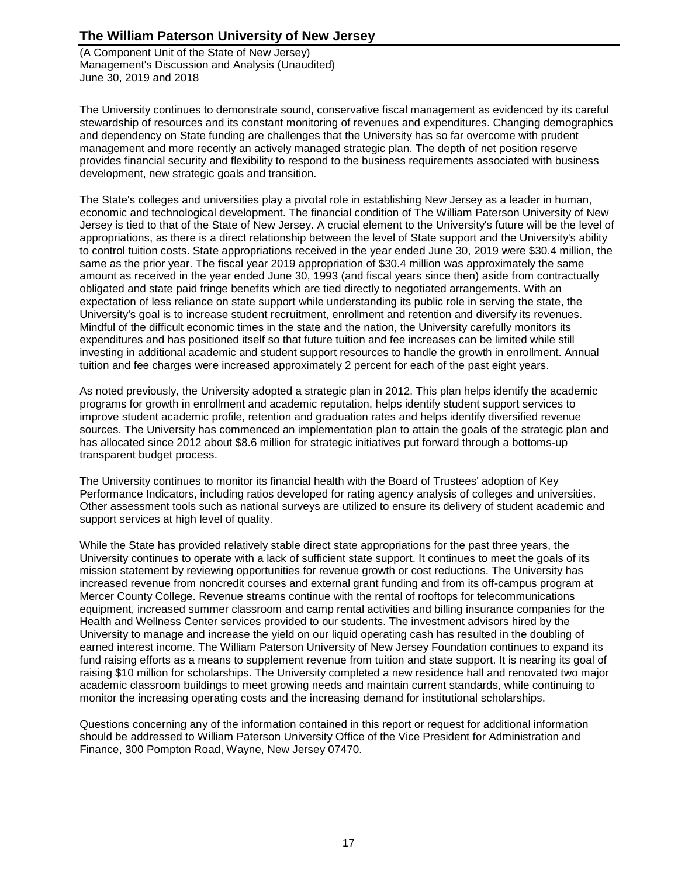The University continues to demonstrate sound, conservative fiscal management as evidenced by its careful stewardship of resources and its constant monitoring of revenues and expenditures. Changing demographics and dependency on State funding are challenges that the University has so far overcome with prudent management and more recently an actively managed strategic plan. The depth of net position reserve provides financial security and flexibility to respond to the business requirements associated with business development, new strategic goals and transition.

The State's colleges and universities play a pivotal role in establishing New Jersey as a leader in human, economic and technological development. The financial condition of The William Paterson University of New Jersey is tied to that of the State of New Jersey. A crucial element to the University's future will be the level of appropriations, as there is a direct relationship between the level of State support and the University's ability to control tuition costs. State appropriations received in the year ended June 30, 2019 were $30.4 million, the same as the prior year. The fiscal year 2019 appropriation of $30.4 million was approximately the same amount as received in the year ended June 30, 1993 (and fiscal years since then) aside from contractually obligated and state paid fringe benefits which are tied directly to negotiated arrangements. With an expectation of less reliance on state support while understanding its public role in serving the state, the University's goal is to increase student recruitment, enrollment and retention and diversify its revenues. Mindful of the difficult economic times in the state and the nation, the University carefully monitors its expenditures and has positioned itself so that future tuition and fee increases can be limited while still investing in additional academic and student support resources to handle the growth in enrollment. Annual tuition and fee charges were increased approximately 2 percent for each of the past eight years.

As noted previously, the University adopted a strategic plan in 2012. This plan helps identify the academic programs for growth in enrollment and academic reputation, helps identify student support services to improve student academic profile, retention and graduation rates and helps identify diversified revenue sources. The University has commenced an implementation plan to attain the goals of the strategic plan and has allocated since 2012 about $8.6 million for strategic initiatives put forward through a bottoms-up transparent budget process.

The University continues to monitor its financial health with the Board of Trustees' adoption of Key Performance Indicators, including ratios developed for rating agency analysis of colleges and universities. Other assessment tools such as national surveys are utilized to ensure its delivery of student academic and support services at high level of quality.

While the State has provided relatively stable direct state appropriations for the past three years, the University continues to operate with a lack of sufficient state support. It continues to meet the goals of its mission statement by reviewing opportunities for revenue growth or cost reductions. The University has increased revenue from noncredit courses and external grant funding and from its off-campus program at Mercer County College. Revenue streams continue with the rental of rooftops for telecommunications equipment, increased summer classroom and camp rental activities and billing insurance companies for the Health and Wellness Center services provided to our students. The investment advisors hired by the University to manage and increase the yield on our liquid operating cash has resulted in the doubling of earned interest income. The William Paterson University of New Jersey Foundation continues to expand its fund raising efforts as a means to supplement revenue from tuition and state support. It is nearing its goal of raising $10 million for scholarships. The University completed a new residence hall and renovated two major academic classroom buildings to meet growing needs and maintain current standards, while continuing to monitor the increasing operating costs and the increasing demand for institutional scholarships.

Questions concerning any of the information contained in this report or request for additional information should be addressed to William Paterson University Office of the Vice President for Administration and Finance, 300 Pompton Road, Wayne, New Jersey 07470.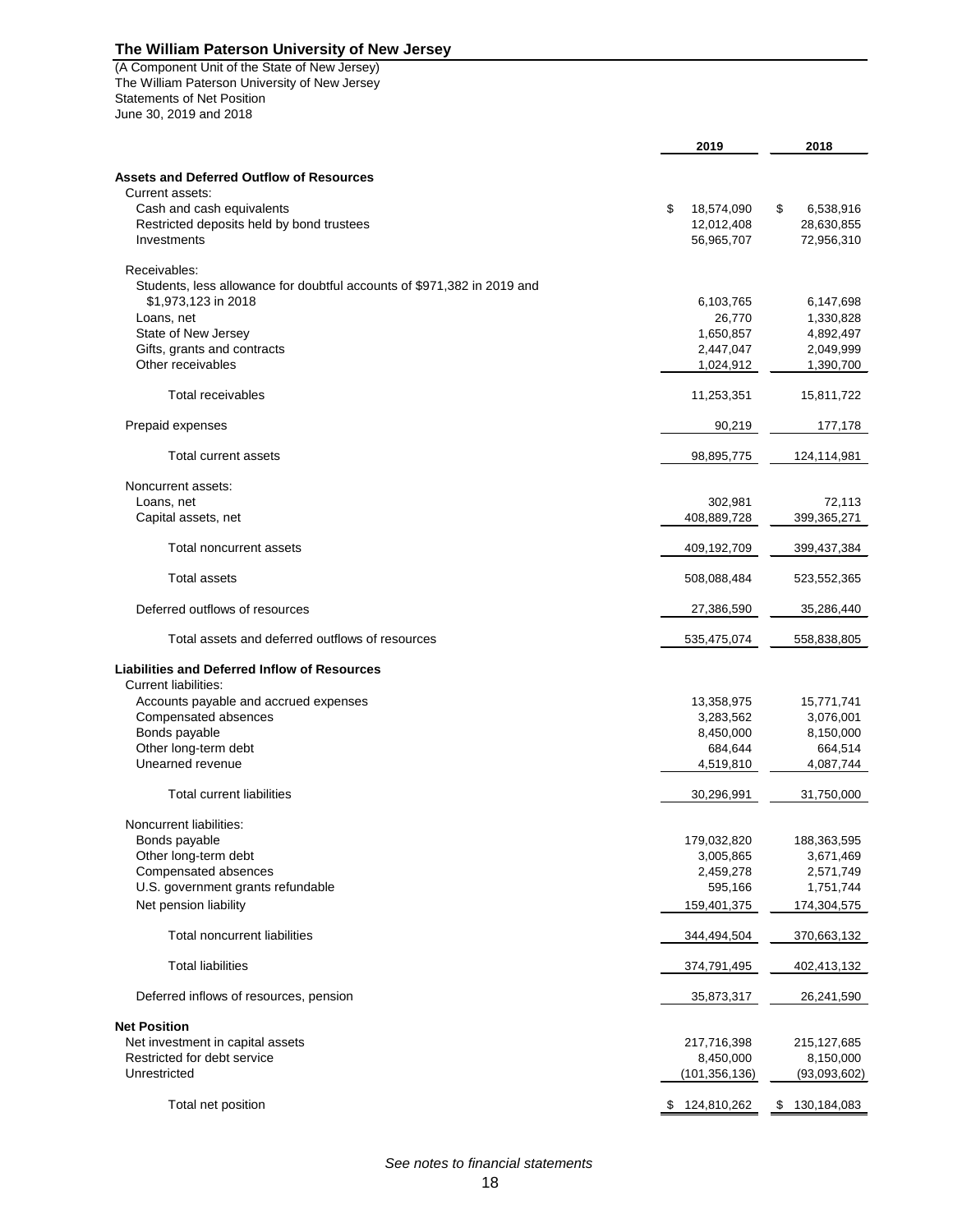# The William Paterson University of New Jersey

(A Component Unit of the State of New Jersey)
The William Paterson University of New Jersey
Statements of Net Position
June 30, 2019 and 2018

| | 2019 | 2018 |
|---|---|---|
| **Assets and Deferred Outflow of Resources** | | |
| Current assets: | | |
| Cash and cash equivalents | $ 18,574,090 | $ 6,538,916 |
| Restricted deposits held by bond trustees | 12,012,408 | 28,630,855 |
| Investments | 56,965,707 | 72,956,310 |
| Receivables: | | |
| Students, less allowance for doubtful accounts of $971,382 in 2019 and $1,973,123 in 2018 | 6,103,765 | 6,147,698 |
| Loans, net | 26,770 | 1,330,828 |
| State of New Jersey | 1,650,857 | 4,892,497 |
| Gifts, grants and contracts | 2,447,047 | 2,049,999 |
| Other receivables | 1,024,912 | 1,390,700 |
| Total receivables | 11,253,351 | 15,811,722 |
| Prepaid expenses | 90,219 | 177,178 |
| Total current assets | 98,895,775 | 124,114,981 |
| Noncurrent assets: | | |
| Loans, net | 302,981 | 72,113 |
| Capital assets, net | 408,889,728 | 399,365,271 |
| Total noncurrent assets | 409,192,709 | 399,437,384 |
| Total assets | 508,088,484 | 523,552,365 |
| Deferred outflows of resources | 27,386,590 | 35,286,440 |
| Total assets and deferred outflows of resources | 535,475,074 | 558,838,805 |
| **Liabilities and Deferred Inflow of Resources** | | |
| Current liabilities: | | |
| Accounts payable and accrued expenses | 13,358,975 | 15,771,741 |
| Compensated absences | 3,283,562 | 3,076,001 |
| Bonds payable | 8,450,000 | 8,150,000 |
| Other long-term debt | 684,644 | 664,514 |
| Unearned revenue | 4,519,810 | 4,087,744 |
| Total current liabilities | 30,296,991 | 31,750,000 |
| Noncurrent liabilities: | | |
| Bonds payable | 179,032,820 | 188,363,595 |
| Other long-term debt | 3,005,865 | 3,671,469 |
| Compensated absences | 2,459,278 | 2,571,749 |
| U.S. government grants refundable | 595,166 | 1,751,744 |
| Net pension liability | 159,401,375 | 174,304,575 |
| Total noncurrent liabilities | 344,494,504 | 370,663,132 |
| Total liabilities | 374,791,495 | 402,413,132 |
| Deferred inflows of resources, pension | 35,873,317 | 26,241,590 |
| **Net Position** | | |
| Net investment in capital assets | 217,716,398 | 215,127,685 |
| Restricted for debt service | 8,450,000 | 8,150,000 |
| Unrestricted | (101,356,136) | (93,093,602) |
| Total net position | $ 124,810,262 | $ 130,184,083 |

*See notes to financial statements*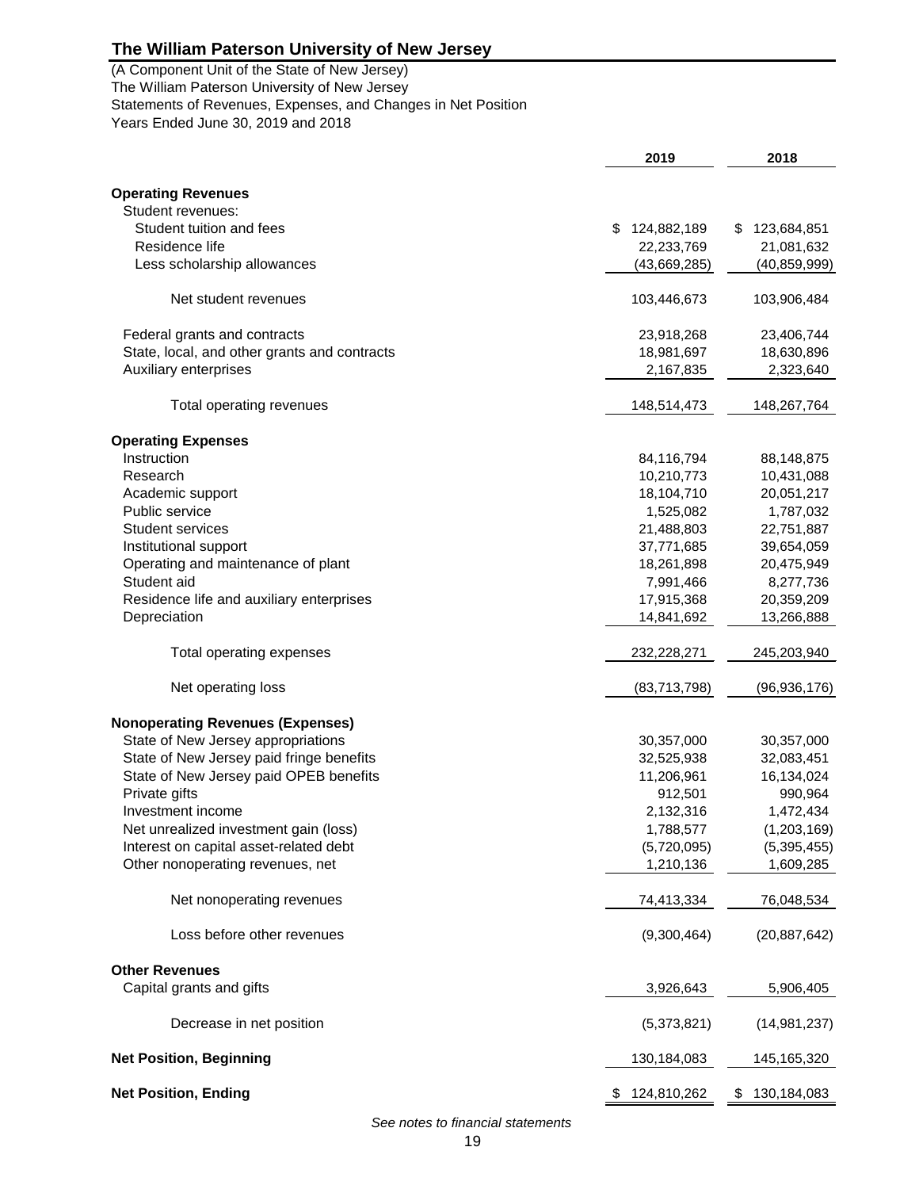## The William Paterson University of New Jersey

(A Component Unit of the State of New Jersey)
The William Paterson University of New Jersey
Statements of Revenues, Expenses, and Changes in Net Position
Years Ended June 30, 2019 and 2018

| | 2019 | 2018 |
|---|---|---|
| **Operating Revenues** | | |
| Student revenues: | | |
| Student tuition and fees | $ 124,882,189 | $ 123,684,851 |
| Residence life | 22,233,769 | 21,081,632 |
| Less scholarship allowances | (43,669,285) | (40,859,999) |
| Net student revenues | 103,446,673 | 103,906,484 |
| Federal grants and contracts | 23,918,268 | 23,406,744 |
| State, local, and other grants and contracts | 18,981,697 | 18,630,896 |
| Auxiliary enterprises | 2,167,835 | 2,323,640 |
| Total operating revenues | 148,514,473 | 148,267,764 |
| **Operating Expenses** | | |
| Instruction | 84,116,794 | 88,148,875 |
| Research | 10,210,773 | 10,431,088 |
| Academic support | 18,104,710 | 20,051,217 |
| Public service | 1,525,082 | 1,787,032 |
| Student services | 21,488,803 | 22,751,887 |
| Institutional support | 37,771,685 | 39,654,059 |
| Operating and maintenance of plant | 18,261,898 | 20,475,949 |
| Student aid | 7,991,466 | 8,277,736 |
| Residence life and auxiliary enterprises | 17,915,368 | 20,359,209 |
| Depreciation | 14,841,692 | 13,266,888 |
| Total operating expenses | 232,228,271 | 245,203,940 |
| Net operating loss | (83,713,798) | (96,936,176) |
| **Nonoperating Revenues (Expenses)** | | |
| State of New Jersey appropriations | 30,357,000 | 30,357,000 |
| State of New Jersey paid fringe benefits | 32,525,938 | 32,083,451 |
| State of New Jersey paid OPEB benefits | 11,206,961 | 16,134,024 |
| Private gifts | 912,501 | 990,964 |
| Investment income | 2,132,316 | 1,472,434 |
| Net unrealized investment gain (loss) | 1,788,577 | (1,203,169) |
| Interest on capital asset-related debt | (5,720,095) | (5,395,455) |
| Other nonoperating revenues, net | 1,210,136 | 1,609,285 |
| Net nonoperating revenues | 74,413,334 | 76,048,534 |
| Loss before other revenues | (9,300,464) | (20,887,642) |
| **Other Revenues** | | |
| Capital grants and gifts | 3,926,643 | 5,906,405 |
| Decrease in net position | (5,373,821) | (14,981,237) |
| **Net Position, Beginning** | 130,184,083 | 145,165,320 |
| **Net Position, Ending** | $ 124,810,262 | $ 130,184,083 |

*See notes to financial statements*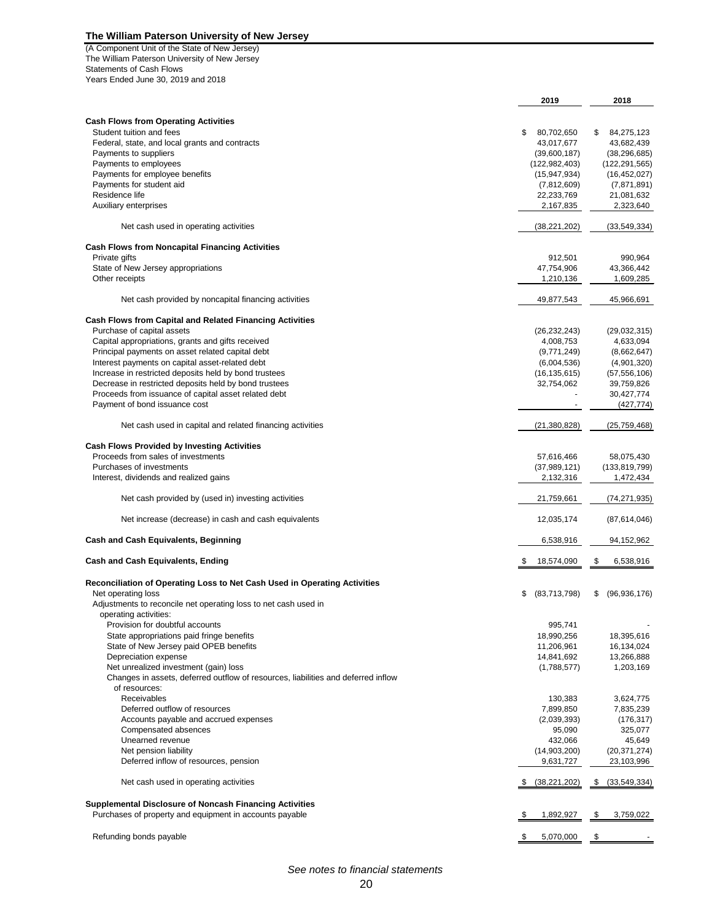## The William Paterson University of New Jersey

(A Component Unit of the State of New Jersey)
The William Paterson University of New Jersey
Statements of Cash Flows
Years Ended June 30, 2019 and 2018

| | 2019 | 2018 |
|---|---|---|
| **Cash Flows from Operating Activities** | | |
| Student tuition and fees | $ 80,702,650 | $ 84,275,123 |
| Federal, state, and local grants and contracts | 43,017,677 | 43,682,439 |
| Payments to suppliers | (39,600,187) | (38,296,685) |
| Payments to employees | (122,982,403) | (122,291,565) |
| Payments for employee benefits | (15,947,934) | (16,452,027) |
| Payments for student aid | (7,812,609) | (7,871,891) |
| Residence life | 22,233,769 | 21,081,632 |
| Auxiliary enterprises | 2,167,835 | 2,323,640 |
| Net cash used in operating activities | (38,221,202) | (33,549,334) |
| **Cash Flows from Noncapital Financing Activities** | | |
| Private gifts | 912,501 | 990,964 |
| State of New Jersey appropriations | 47,754,906 | 43,366,442 |
| Other receipts | 1,210,136 | 1,609,285 |
| Net cash provided by noncapital financing activities | 49,877,543 | 45,966,691 |
| **Cash Flows from Capital and Related Financing Activities** | | |
| Purchase of capital assets | (26,232,243) | (29,032,315) |
| Capital appropriations, grants and gifts received | 4,008,753 | 4,633,094 |
| Principal payments on asset related capital debt | (9,771,249) | (8,662,647) |
| Interest payments on capital asset-related debt | (6,004,536) | (4,901,320) |
| Increase in restricted deposits held by bond trustees | (16,135,615) | (57,556,106) |
| Decrease in restricted deposits held by bond trustees | 32,754,062 | 39,759,826 |
| Proceeds from issuance of capital asset related debt | - | 30,427,774 |
| Payment of bond issuance cost | - | (427,774) |
| Net cash used in capital and related financing activities | (21,380,828) | (25,759,468) |
| **Cash Flows Provided by Investing Activities** | | |
| Proceeds from sales of investments | 57,616,466 | 58,075,430 |
| Purchases of investments | (37,989,121) | (133,819,799) |
| Interest, dividends and realized gains | 2,132,316 | 1,472,434 |
| Net cash provided by (used in) investing activities | 21,759,661 | (74,271,935) |
| Net increase (decrease) in cash and cash equivalents | 12,035,174 | (87,614,046) |
| **Cash and Cash Equivalents, Beginning** | 6,538,916 | 94,152,962 |
| **Cash and Cash Equivalents, Ending** | $ 18,574,090 | $ 6,538,916 |
| **Reconciliation of Operating Loss to Net Cash Used in Operating Activities** | | |
| Net operating loss | $ (83,713,798) | $ (96,936,176) |
| Adjustments to reconcile net operating loss to net cash used in operating activities: | | |
| Provision for doubtful accounts | 995,741 | - |
| State appropriations paid fringe benefits | 18,990,256 | 18,395,616 |
| State of New Jersey paid OPEB benefits | 11,206,961 | 16,134,024 |
| Depreciation expense | 14,841,692 | 13,266,888 |
| Net unrealized investment (gain) loss | (1,788,577) | 1,203,169 |
| Changes in assets, deferred outflow of resources, liabilities and deferred inflow of resources: | | |
| Receivables | 130,383 | 3,624,775 |
| Deferred outflow of resources | 7,899,850 | 7,835,239 |
| Accounts payable and accrued expenses | (2,039,393) | (176,317) |
| Compensated absences | 95,090 | 325,077 |
| Unearned revenue | 432,066 | 45,649 |
| Net pension liability | (14,903,200) | (20,371,274) |
| Deferred inflow of resources, pension | 9,631,727 | 23,103,996 |
| Net cash used in operating activities | $ (38,221,202) | $ (33,549,334) |
| **Supplemental Disclosure of Noncash Financing Activities** | | |
| Purchases of property and equipment in accounts payable | $ 1,892,927 | $ 3,759,022 |
| Refunding bonds payable | $ 5,070,000 | $ - |

*See notes to financial statements*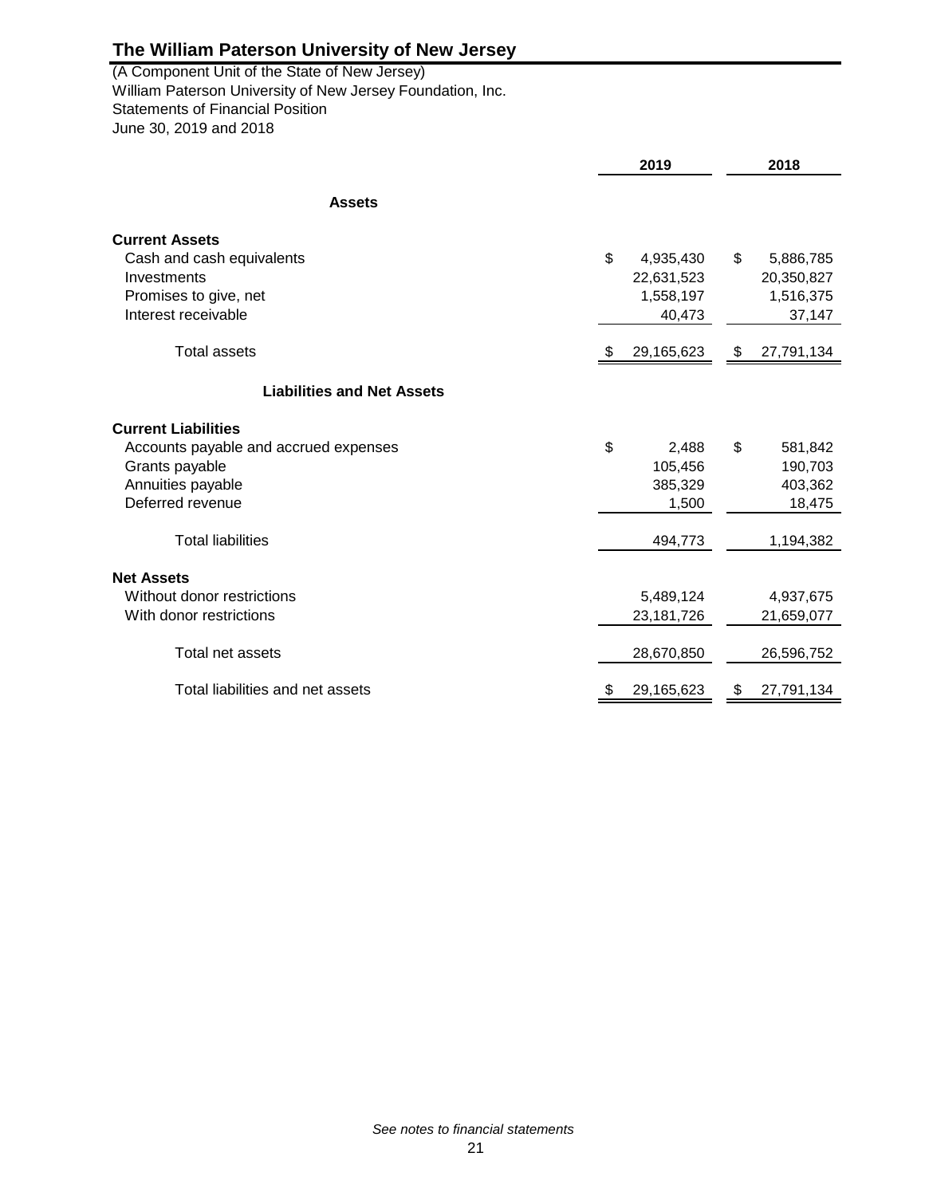# The William Paterson University of New Jersey

(A Component Unit of the State of New Jersey)
William Paterson University of New Jersey Foundation, Inc.
Statements of Financial Position
June 30, 2019 and 2018

| | 2019 | 2018 |
|---|---|---|
| **Assets** | | |
| **Current Assets** | | |
| Cash and cash equivalents | $ 4,935,430 | $ 5,886,785 |
| Investments | 22,631,523 | 20,350,827 |
| Promises to give, net | 1,558,197 | 1,516,375 |
| Interest receivable | 40,473 | 37,147 |
| Total assets | $ 29,165,623 | $ 27,791,134 |
| **Liabilities and Net Assets** | | |
| **Current Liabilities** | | |
| Accounts payable and accrued expenses | $ 2,488 | $ 581,842 |
| Grants payable | 105,456 | 190,703 |
| Annuities payable | 385,329 | 403,362 |
| Deferred revenue | 1,500 | 18,475 |
| Total liabilities | 494,773 | 1,194,382 |
| **Net Assets** | | |
| Without donor restrictions | 5,489,124 | 4,937,675 |
| With donor restrictions | 23,181,726 | 21,659,077 |
| Total net assets | 28,670,850 | 26,596,752 |
| Total liabilities and net assets | $ 29,165,623 | $ 27,791,134 |

*See notes to financial statements*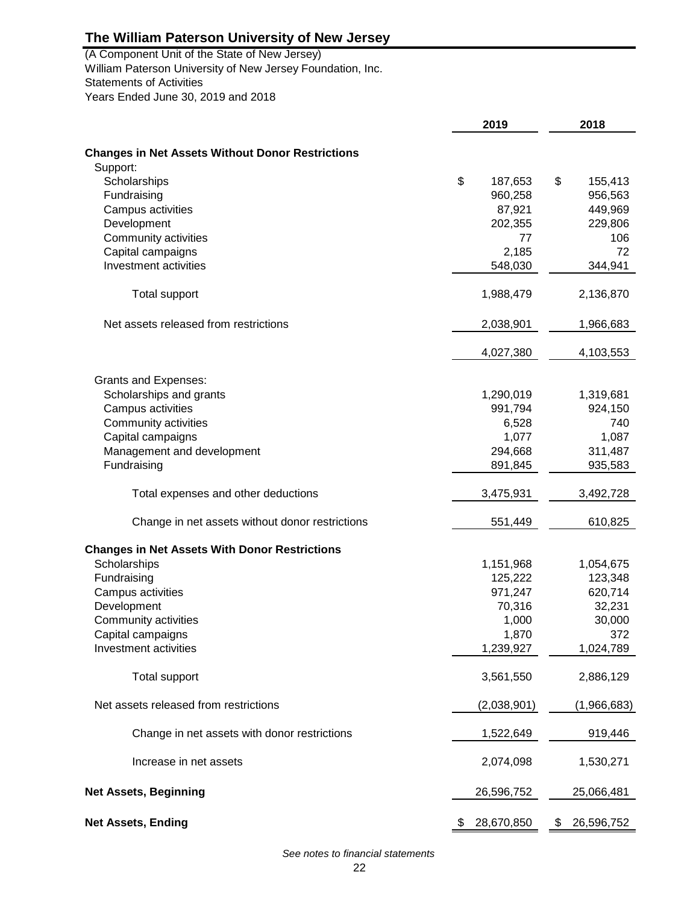# The William Paterson University of New Jersey

(A Component Unit of the State of New Jersey)
William Paterson University of New Jersey Foundation, Inc.
Statements of Activities
Years Ended June 30, 2019 and 2018

| | 2019 | 2018 |
|---|---|---|
| **Changes in Net Assets Without Donor Restrictions** | | |
| Support: | | |
| Scholarships | $ 187,653 | $ 155,413 |
| Fundraising | 960,258 | 956,563 |
| Campus activities | 87,921 | 449,969 |
| Development | 202,355 | 229,806 |
| Community activities | 77 | 106 |
| Capital campaigns | 2,185 | 72 |
| Investment activities | 548,030 | 344,941 |
| Total support | 1,988,479 | 2,136,870 |
| Net assets released from restrictions | 2,038,901 | 1,966,683 |
| | 4,027,380 | 4,103,553 |
| Grants and Expenses: | | |
| Scholarships and grants | 1,290,019 | 1,319,681 |
| Campus activities | 991,794 | 924,150 |
| Community activities | 6,528 | 740 |
| Capital campaigns | 1,077 | 1,087 |
| Management and development | 294,668 | 311,487 |
| Fundraising | 891,845 | 935,583 |
| Total expenses and other deductions | 3,475,931 | 3,492,728 |
| Change in net assets without donor restrictions | 551,449 | 610,825 |
| **Changes in Net Assets With Donor Restrictions** | | |
| Scholarships | 1,151,968 | 1,054,675 |
| Fundraising | 125,222 | 123,348 |
| Campus activities | 971,247 | 620,714 |
| Development | 70,316 | 32,231 |
| Community activities | 1,000 | 30,000 |
| Capital campaigns | 1,870 | 372 |
| Investment activities | 1,239,927 | 1,024,789 |
| Total support | 3,561,550 | 2,886,129 |
| Net assets released from restrictions | (2,038,901) | (1,966,683) |
| Change in net assets with donor restrictions | 1,522,649 | 919,446 |
| Increase in net assets | 2,074,098 | 1,530,271 |
| **Net Assets, Beginning** | 26,596,752 | 25,066,481 |
| **Net Assets, Ending** | $ 28,670,850 | $ 26,596,752 |

*See notes to financial statements*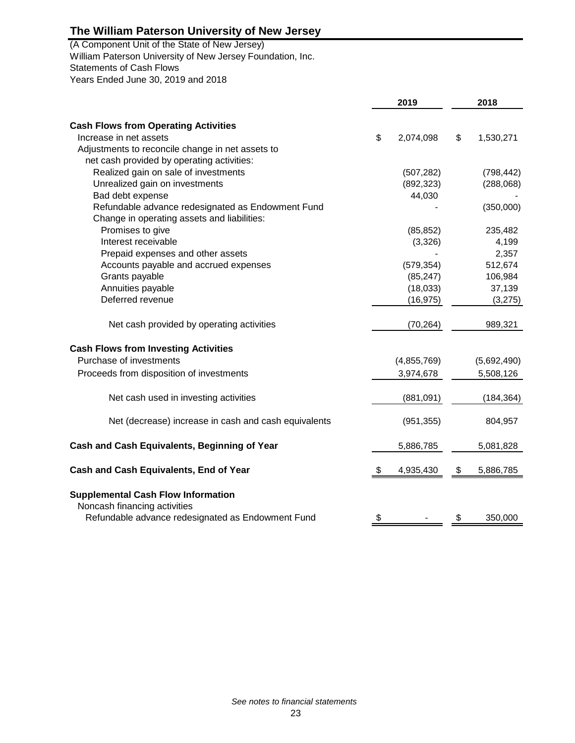## The William Paterson University of New Jersey

(A Component Unit of the State of New Jersey)
William Paterson University of New Jersey Foundation, Inc.
Statements of Cash Flows
Years Ended June 30, 2019 and 2018

| | 2019 | 2018 |
|---|---|---|
| **Cash Flows from Operating Activities** | | |
| Increase in net assets | $ 2,074,098 | $ 1,530,271 |
| Adjustments to reconcile change in net assets to net cash provided by operating activities: | | |
| Realized gain on sale of investments | (507,282) | (798,442) |
| Unrealized gain on investments | (892,323) | (288,068) |
| Bad debt expense | 44,030 | - |
| Refundable advance redesignated as Endowment Fund | - | (350,000) |
| Change in operating assets and liabilities: | | |
| Promises to give | (85,852) | 235,482 |
| Interest receivable | (3,326) | 4,199 |
| Prepaid expenses and other assets | - | 2,357 |
| Accounts payable and accrued expenses | (579,354) | 512,674 |
| Grants payable | (85,247) | 106,984 |
| Annuities payable | (18,033) | 37,139 |
| Deferred revenue | (16,975) | (3,275) |
| Net cash provided by operating activities | (70,264) | 989,321 |
| **Cash Flows from Investing Activities** | | |
| Purchase of investments | (4,855,769) | (5,692,490) |
| Proceeds from disposition of investments | 3,974,678 | 5,508,126 |
| Net cash used in investing activities | (881,091) | (184,364) |
| Net (decrease) increase in cash and cash equivalents | (951,355) | 804,957 |
| **Cash and Cash Equivalents, Beginning of Year** | 5,886,785 | 5,081,828 |
| **Cash and Cash Equivalents, End of Year** | $ 4,935,430 | $ 5,886,785 |
| **Supplemental Cash Flow Information** | | |
| Noncash financing activities | | |
| Refundable advance redesignated as Endowment Fund | $ - | $ 350,000 |

*See notes to financial statements*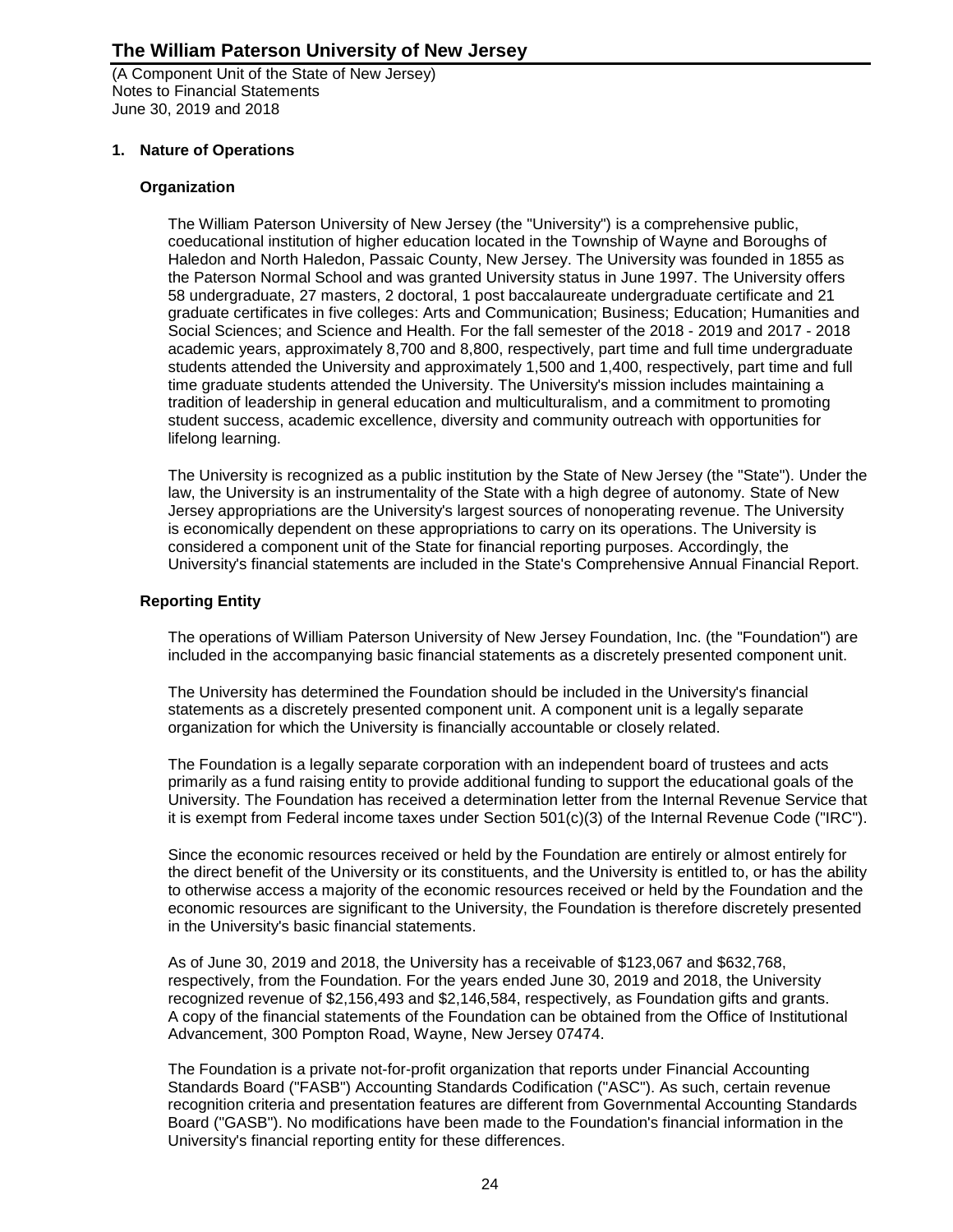## 1. Nature of Operations

### Organization

The William Paterson University of New Jersey (the "University") is a comprehensive public, coeducational institution of higher education located in the Township of Wayne and Boroughs of Haledon and North Haledon, Passaic County, New Jersey. The University was founded in 1855 as the Paterson Normal School and was granted University status in June 1997. The University offers 58 undergraduate, 27 masters, 2 doctoral, 1 post baccalaureate undergraduate certificate and 21 graduate certificates in five colleges: Arts and Communication; Business; Education; Humanities and Social Sciences; and Science and Health. For the fall semester of the 2018 - 2019 and 2017 - 2018 academic years, approximately 8,700 and 8,800, respectively, part time and full time undergraduate students attended the University and approximately 1,500 and 1,400, respectively, part time and full time graduate students attended the University. The University's mission includes maintaining a tradition of leadership in general education and multiculturalism, and a commitment to promoting student success, academic excellence, diversity and community outreach with opportunities for lifelong learning.

The University is recognized as a public institution by the State of New Jersey (the "State"). Under the law, the University is an instrumentality of the State with a high degree of autonomy. State of New Jersey appropriations are the University's largest sources of nonoperating revenue. The University is economically dependent on these appropriations to carry on its operations. The University is considered a component unit of the State for financial reporting purposes. Accordingly, the University's financial statements are included in the State's Comprehensive Annual Financial Report.

### Reporting Entity

The operations of William Paterson University of New Jersey Foundation, Inc. (the "Foundation") are included in the accompanying basic financial statements as a discretely presented component unit.

The University has determined the Foundation should be included in the University's financial statements as a discretely presented component unit. A component unit is a legally separate organization for which the University is financially accountable or closely related.

The Foundation is a legally separate corporation with an independent board of trustees and acts primarily as a fund raising entity to provide additional funding to support the educational goals of the University. The Foundation has received a determination letter from the Internal Revenue Service that it is exempt from Federal income taxes under Section 501(c)(3) of the Internal Revenue Code ("IRC").

Since the economic resources received or held by the Foundation are entirely or almost entirely for the direct benefit of the University or its constituents, and the University is entitled to, or has the ability to otherwise access a majority of the economic resources received or held by the Foundation and the economic resources are significant to the University, the Foundation is therefore discretely presented in the University's basic financial statements.

As of June 30, 2019 and 2018, the University has a receivable of $123,067 and $632,768, respectively, from the Foundation. For the years ended June 30, 2019 and 2018, the University recognized revenue of $2,156,493 and $2,146,584, respectively, as Foundation gifts and grants. A copy of the financial statements of the Foundation can be obtained from the Office of Institutional Advancement, 300 Pompton Road, Wayne, New Jersey 07474.

The Foundation is a private not-for-profit organization that reports under Financial Accounting Standards Board ("FASB") Accounting Standards Codification ("ASC"). As such, certain revenue recognition criteria and presentation features are different from Governmental Accounting Standards Board ("GASB"). No modifications have been made to the Foundation's financial information in the University's financial reporting entity for these differences.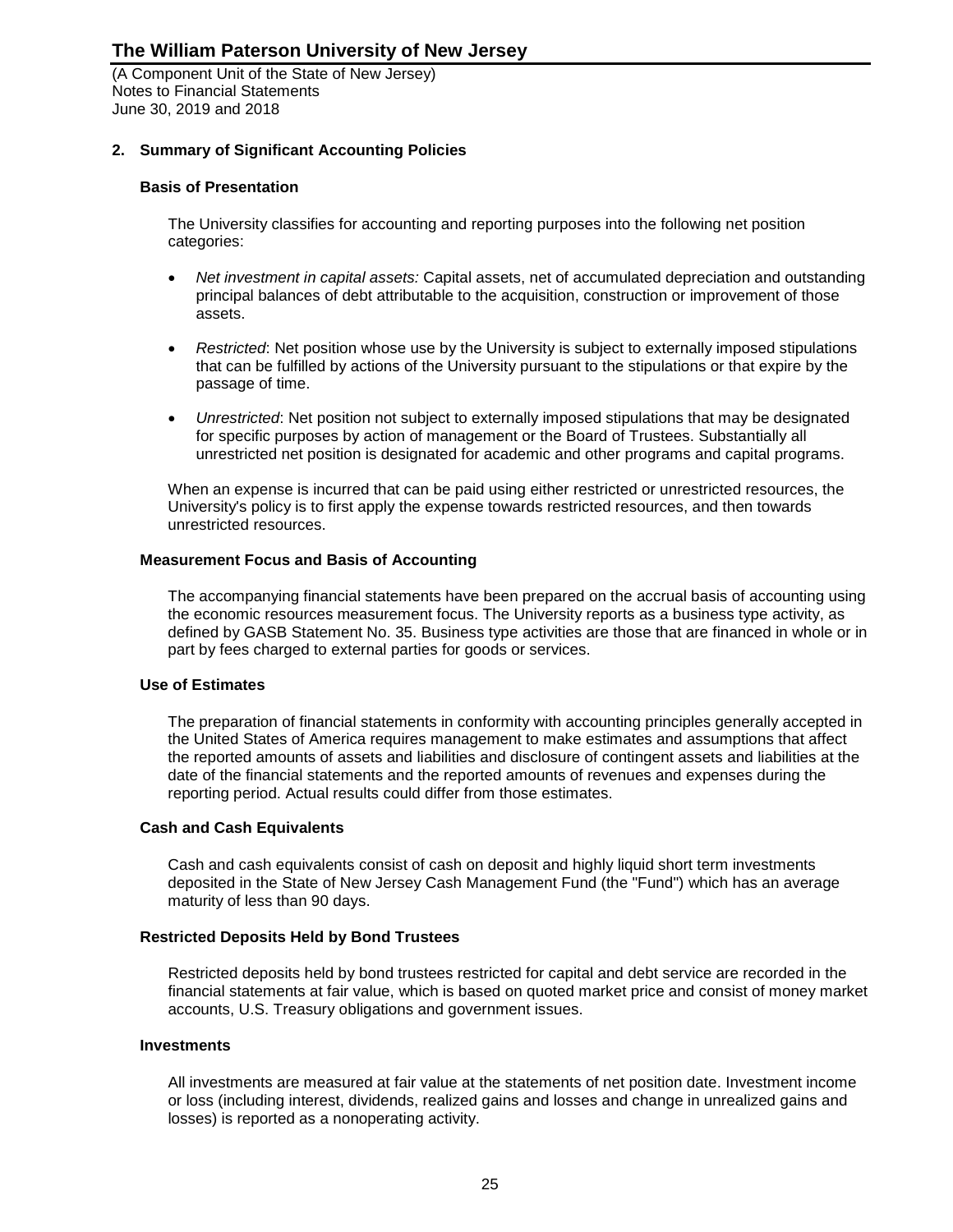## 2. Summary of Significant Accounting Policies

### Basis of Presentation

The University classifies for accounting and reporting purposes into the following net position categories:

- *Net investment in capital assets:* Capital assets, net of accumulated depreciation and outstanding principal balances of debt attributable to the acquisition, construction or improvement of those assets.
- *Restricted*: Net position whose use by the University is subject to externally imposed stipulations that can be fulfilled by actions of the University pursuant to the stipulations or that expire by the passage of time.
- *Unrestricted*: Net position not subject to externally imposed stipulations that may be designated for specific purposes by action of management or the Board of Trustees. Substantially all unrestricted net position is designated for academic and other programs and capital programs.

When an expense is incurred that can be paid using either restricted or unrestricted resources, the University's policy is to first apply the expense towards restricted resources, and then towards unrestricted resources.

### Measurement Focus and Basis of Accounting

The accompanying financial statements have been prepared on the accrual basis of accounting using the economic resources measurement focus. The University reports as a business type activity, as defined by GASB Statement No. 35. Business type activities are those that are financed in whole or in part by fees charged to external parties for goods or services.

### Use of Estimates

The preparation of financial statements in conformity with accounting principles generally accepted in the United States of America requires management to make estimates and assumptions that affect the reported amounts of assets and liabilities and disclosure of contingent assets and liabilities at the date of the financial statements and the reported amounts of revenues and expenses during the reporting period. Actual results could differ from those estimates.

### Cash and Cash Equivalents

Cash and cash equivalents consist of cash on deposit and highly liquid short term investments deposited in the State of New Jersey Cash Management Fund (the "Fund") which has an average maturity of less than 90 days.

### Restricted Deposits Held by Bond Trustees

Restricted deposits held by bond trustees restricted for capital and debt service are recorded in the financial statements at fair value, which is based on quoted market price and consist of money market accounts, U.S. Treasury obligations and government issues.

### Investments

All investments are measured at fair value at the statements of net position date. Investment income or loss (including interest, dividends, realized gains and losses and change in unrealized gains and losses) is reported as a nonoperating activity.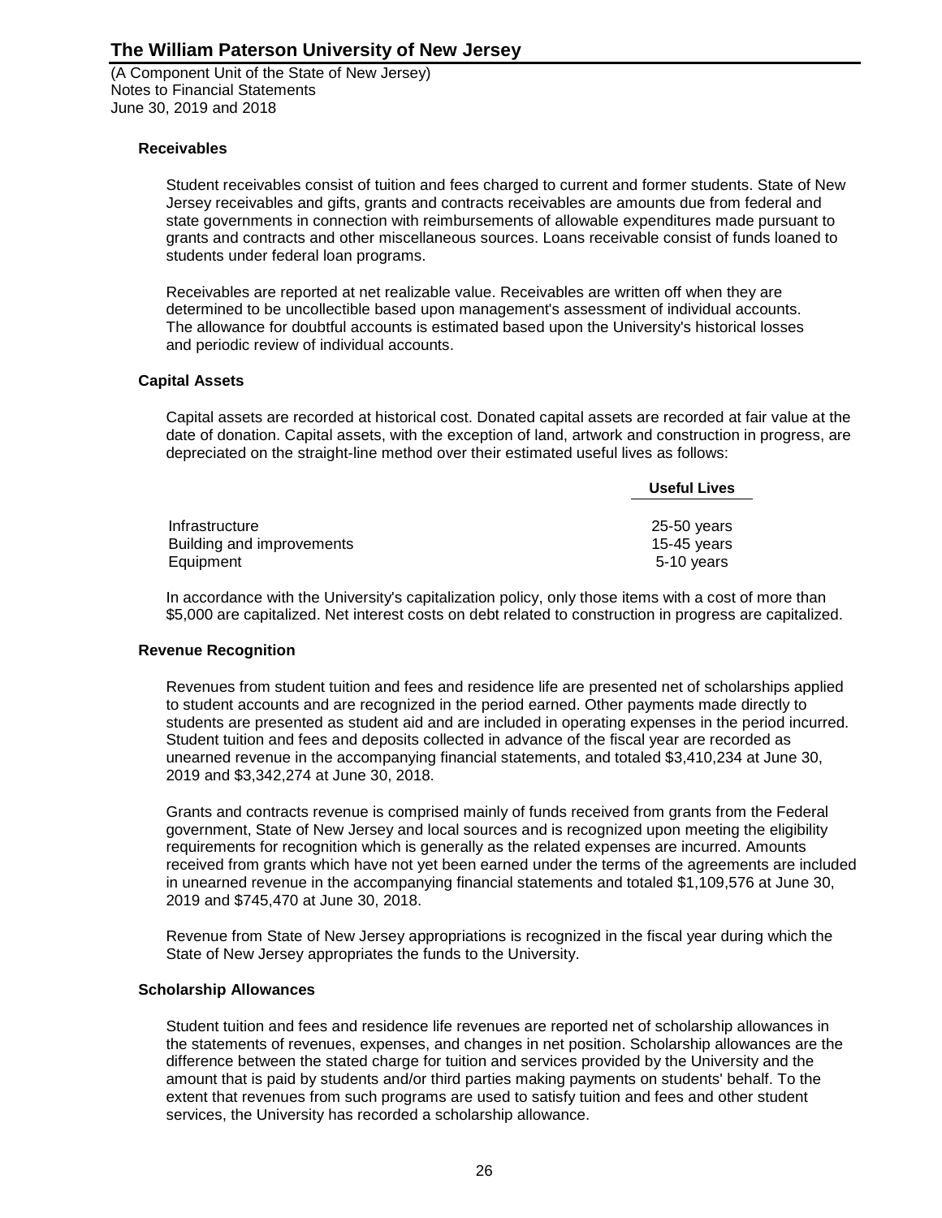#### Receivables

Student receivables consist of tuition and fees charged to current and former students. State of New Jersey receivables and gifts, grants and contracts receivables are amounts due from federal and state governments in connection with reimbursements of allowable expenditures made pursuant to grants and contracts and other miscellaneous sources. Loans receivable consist of funds loaned to students under federal loan programs.

Receivables are reported at net realizable value. Receivables are written off when they are determined to be uncollectible based upon management's assessment of individual accounts. The allowance for doubtful accounts is estimated based upon the University's historical losses and periodic review of individual accounts.

#### Capital Assets

Capital assets are recorded at historical cost. Donated capital assets are recorded at fair value at the date of donation. Capital assets, with the exception of land, artwork and construction in progress, are depreciated on the straight-line method over their estimated useful lives as follows:

| | Useful Lives |
|---|---|
| Infrastructure | 25-50 years |
| Building and improvements | 15-45 years |
| Equipment | 5-10 years |

In accordance with the University's capitalization policy, only those items with a cost of more than $5,000 are capitalized. Net interest costs on debt related to construction in progress are capitalized.

#### Revenue Recognition

Revenues from student tuition and fees and residence life are presented net of scholarships applied to student accounts and are recognized in the period earned. Other payments made directly to students are presented as student aid and are included in operating expenses in the period incurred. Student tuition and fees and deposits collected in advance of the fiscal year are recorded as unearned revenue in the accompanying financial statements, and totaled $3,410,234 at June 30, 2019 and $3,342,274 at June 30, 2018.

Grants and contracts revenue is comprised mainly of funds received from grants from the Federal government, State of New Jersey and local sources and is recognized upon meeting the eligibility requirements for recognition which is generally as the related expenses are incurred. Amounts received from grants which have not yet been earned under the terms of the agreements are included in unearned revenue in the accompanying financial statements and totaled $1,109,576 at June 30, 2019 and $745,470 at June 30, 2018.

Revenue from State of New Jersey appropriations is recognized in the fiscal year during which the State of New Jersey appropriates the funds to the University.

#### Scholarship Allowances

Student tuition and fees and residence life revenues are reported net of scholarship allowances in the statements of revenues, expenses, and changes in net position. Scholarship allowances are the difference between the stated charge for tuition and services provided by the University and the amount that is paid by students and/or third parties making payments on students' behalf. To the extent that revenues from such programs are used to satisfy tuition and fees and other student services, the University has recorded a scholarship allowance.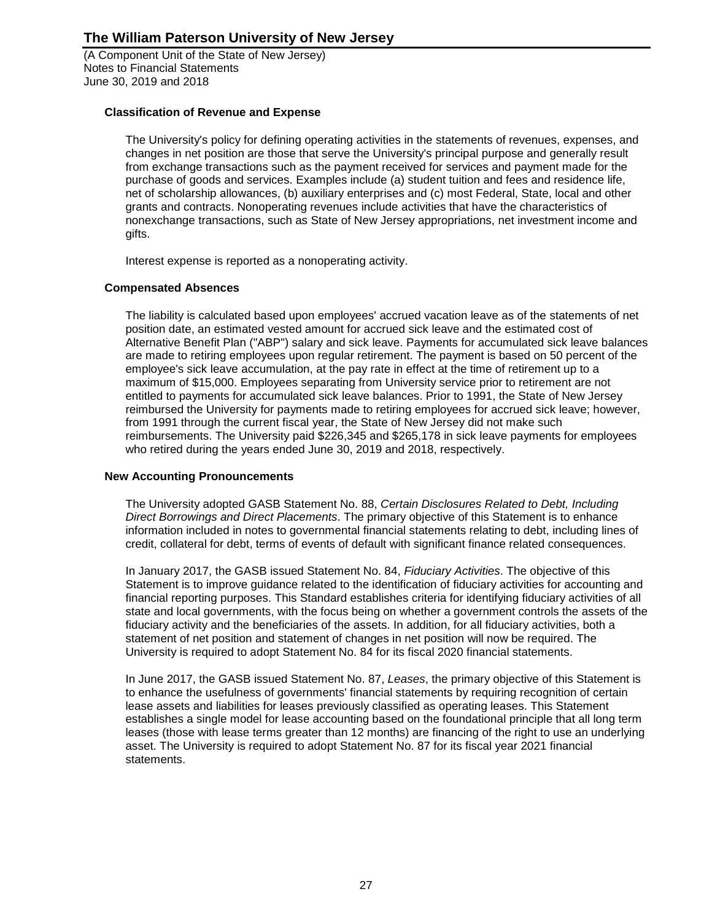### Classification of Revenue and Expense

The University's policy for defining operating activities in the statements of revenues, expenses, and changes in net position are those that serve the University's principal purpose and generally result from exchange transactions such as the payment received for services and payment made for the purchase of goods and services. Examples include (a) student tuition and fees and residence life, net of scholarship allowances, (b) auxiliary enterprises and (c) most Federal, State, local and other grants and contracts. Nonoperating revenues include activities that have the characteristics of nonexchange transactions, such as State of New Jersey appropriations, net investment income and gifts.

Interest expense is reported as a nonoperating activity.

### Compensated Absences

The liability is calculated based upon employees' accrued vacation leave as of the statements of net position date, an estimated vested amount for accrued sick leave and the estimated cost of Alternative Benefit Plan ("ABP") salary and sick leave. Payments for accumulated sick leave balances are made to retiring employees upon regular retirement. The payment is based on 50 percent of the employee's sick leave accumulation, at the pay rate in effect at the time of retirement up to a maximum of $15,000. Employees separating from University service prior to retirement are not entitled to payments for accumulated sick leave balances. Prior to 1991, the State of New Jersey reimbursed the University for payments made to retiring employees for accrued sick leave; however, from 1991 through the current fiscal year, the State of New Jersey did not make such reimbursements. The University paid $226,345 and $265,178 in sick leave payments for employees who retired during the years ended June 30, 2019 and 2018, respectively.

### New Accounting Pronouncements

The University adopted GASB Statement No. 88, *Certain Disclosures Related to Debt, Including Direct Borrowings and Direct Placements*. The primary objective of this Statement is to enhance information included in notes to governmental financial statements relating to debt, including lines of credit, collateral for debt, terms of events of default with significant finance related consequences.

In January 2017, the GASB issued Statement No. 84, *Fiduciary Activities*. The objective of this Statement is to improve guidance related to the identification of fiduciary activities for accounting and financial reporting purposes. This Standard establishes criteria for identifying fiduciary activities of all state and local governments, with the focus being on whether a government controls the assets of the fiduciary activity and the beneficiaries of the assets. In addition, for all fiduciary activities, both a statement of net position and statement of changes in net position will now be required. The University is required to adopt Statement No. 84 for its fiscal 2020 financial statements.

In June 2017, the GASB issued Statement No. 87, *Leases*, the primary objective of this Statement is to enhance the usefulness of governments' financial statements by requiring recognition of certain lease assets and liabilities for leases previously classified as operating leases. This Statement establishes a single model for lease accounting based on the foundational principle that all long term leases (those with lease terms greater than 12 months) are financing of the right to use an underlying asset. The University is required to adopt Statement No. 87 for its fiscal year 2021 financial statements.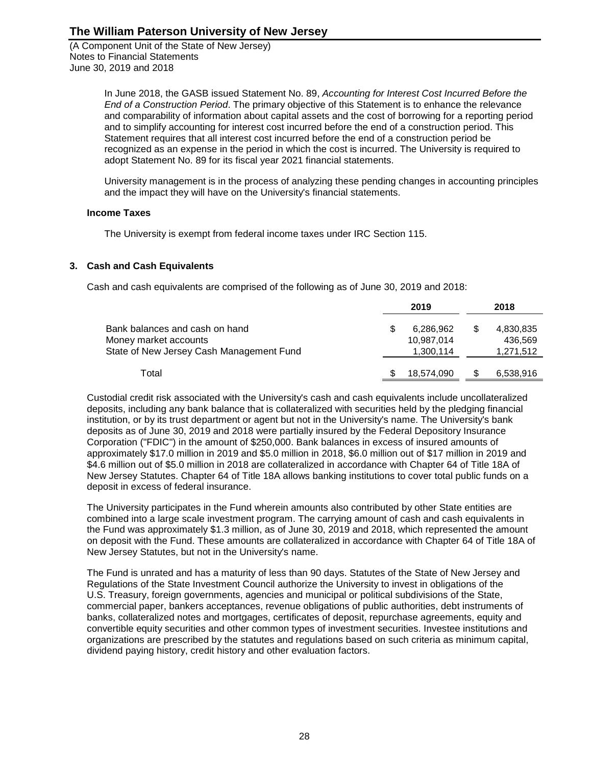In June 2018, the GASB issued Statement No. 89, *Accounting for Interest Cost Incurred Before the End of a Construction Period*. The primary objective of this Statement is to enhance the relevance and comparability of information about capital assets and the cost of borrowing for a reporting period and to simplify accounting for interest cost incurred before the end of a construction period. This Statement requires that all interest cost incurred before the end of a construction period be recognized as an expense in the period in which the cost is incurred. The University is required to adopt Statement No. 89 for its fiscal year 2021 financial statements.

University management is in the process of analyzing these pending changes in accounting principles and the impact they will have on the University's financial statements.

**Income Taxes**

The University is exempt from federal income taxes under IRC Section 115.

## 3. Cash and Cash Equivalents

Cash and cash equivalents are comprised of the following as of June 30, 2019 and 2018:

| | 2019 | 2018 |
|---|---|---|
| Bank balances and cash on hand | $ 6,286,962 | $ 4,830,835 |
| Money market accounts | 10,987,014 | 436,569 |
| State of New Jersey Cash Management Fund | 1,300,114 | 1,271,512 |
| Total | $ 18,574,090 | $ 6,538,916 |

Custodial credit risk associated with the University's cash and cash equivalents include uncollateralized deposits, including any bank balance that is collateralized with securities held by the pledging financial institution, or by its trust department or agent but not in the University's name. The University's bank deposits as of June 30, 2019 and 2018 were partially insured by the Federal Depository Insurance Corporation ("FDIC") in the amount of $250,000. Bank balances in excess of insured amounts of approximately $17.0 million in 2019 and $5.0 million in 2018, $6.0 million out of $17 million in 2019 and $4.6 million out of $5.0 million in 2018 are collateralized in accordance with Chapter 64 of Title 18A of New Jersey Statutes. Chapter 64 of Title 18A allows banking institutions to cover total public funds on a deposit in excess of federal insurance.

The University participates in the Fund wherein amounts also contributed by other State entities are combined into a large scale investment program. The carrying amount of cash and cash equivalents in the Fund was approximately $1.3 million, as of June 30, 2019 and 2018, which represented the amount on deposit with the Fund. These amounts are collateralized in accordance with Chapter 64 of Title 18A of New Jersey Statutes, but not in the University's name.

The Fund is unrated and has a maturity of less than 90 days. Statutes of the State of New Jersey and Regulations of the State Investment Council authorize the University to invest in obligations of the U.S. Treasury, foreign governments, agencies and municipal or political subdivisions of the State, commercial paper, bankers acceptances, revenue obligations of public authorities, debt instruments of banks, collateralized notes and mortgages, certificates of deposit, repurchase agreements, equity and convertible equity securities and other common types of investment securities. Investee institutions and organizations are prescribed by the statutes and regulations based on such criteria as minimum capital, dividend paying history, credit history and other evaluation factors.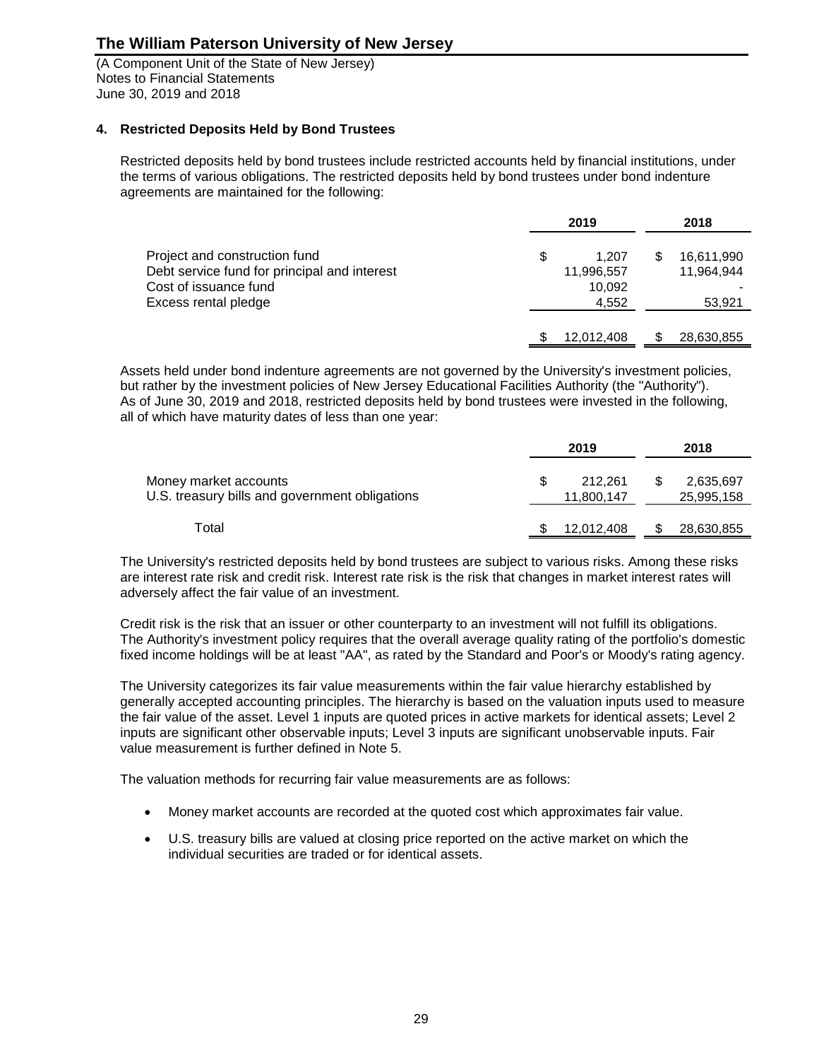## 4. Restricted Deposits Held by Bond Trustees

Restricted deposits held by bond trustees include restricted accounts held by financial institutions, under the terms of various obligations. The restricted deposits held by bond trustees under bond indenture agreements are maintained for the following:

| | 2019 | 2018 |
|---|---|---|
| Project and construction fund | $ 1,207 | $ 16,611,990 |
| Debt service fund for principal and interest | 11,996,557 | 11,964,944 |
| Cost of issuance fund | 10,092 | - |
| Excess rental pledge | 4,552 | 53,921 |
| | $ 12,012,408 | $ 28,630,855 |

Assets held under bond indenture agreements are not governed by the University's investment policies, but rather by the investment policies of New Jersey Educational Facilities Authority (the "Authority"). As of June 30, 2019 and 2018, restricted deposits held by bond trustees were invested in the following, all of which have maturity dates of less than one year:

| | 2019 | 2018 |
|---|---|---|
| Money market accounts | $ 212,261 | $ 2,635,697 |
| U.S. treasury bills and government obligations | 11,800,147 | 25,995,158 |
| Total | $ 12,012,408 | $ 28,630,855 |

The University's restricted deposits held by bond trustees are subject to various risks. Among these risks are interest rate risk and credit risk. Interest rate risk is the risk that changes in market interest rates will adversely affect the fair value of an investment.

Credit risk is the risk that an issuer or other counterparty to an investment will not fulfill its obligations. The Authority's investment policy requires that the overall average quality rating of the portfolio's domestic fixed income holdings will be at least "AA", as rated by the Standard and Poor's or Moody's rating agency.

The University categorizes its fair value measurements within the fair value hierarchy established by generally accepted accounting principles. The hierarchy is based on the valuation inputs used to measure the fair value of the asset. Level 1 inputs are quoted prices in active markets for identical assets; Level 2 inputs are significant other observable inputs; Level 3 inputs are significant unobservable inputs. Fair value measurement is further defined in Note 5.

The valuation methods for recurring fair value measurements are as follows:

- Money market accounts are recorded at the quoted cost which approximates fair value.
- U.S. treasury bills are valued at closing price reported on the active market on which the individual securities are traded or for identical assets.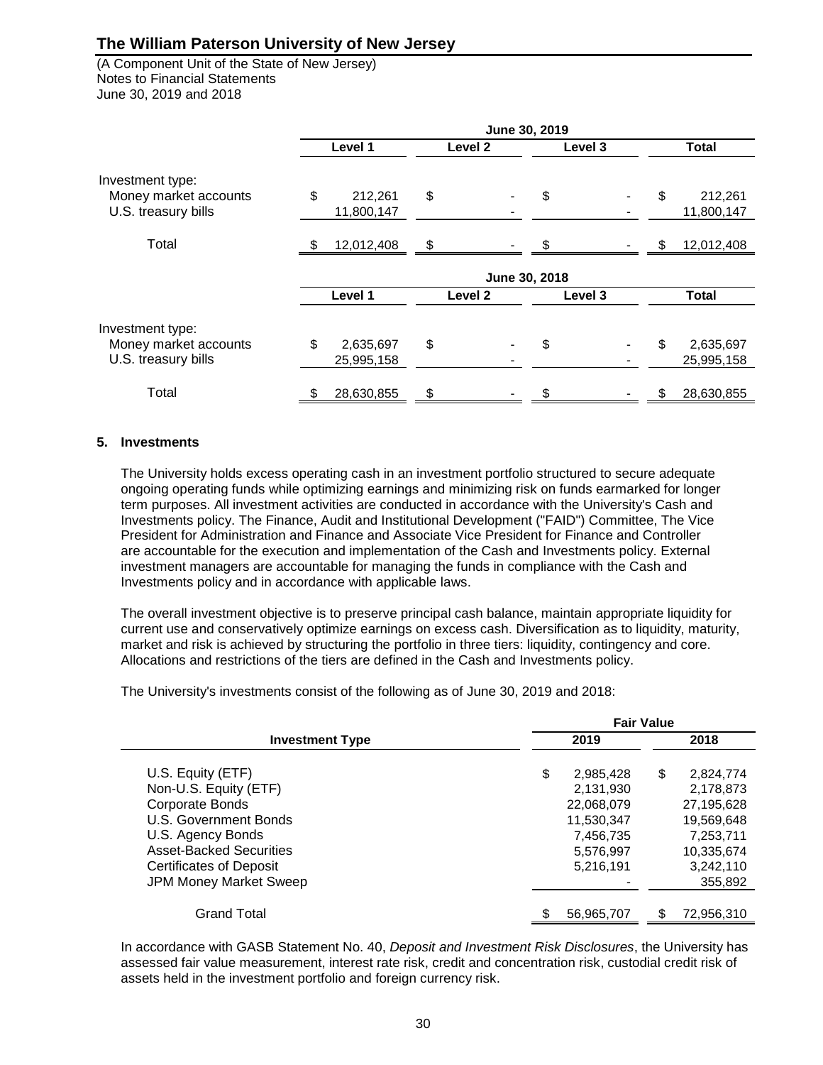|  | June 30, 2019 | | | |
| --- | --- | --- | --- | --- |
|  | Level 1 | Level 2 | Level 3 | Total |
| Investment type: | | | | |
| Money market accounts | $ 212,261 | $ - | $ - | $ 212,261 |
| U.S. treasury bills | 11,800,147 | - | - | 11,800,147 |
| Total | $ 12,012,408 | $ - | $ - | $ 12,012,408 |

|  | June 30, 2018 | | | |
| --- | --- | --- | --- | --- |
|  | Level 1 | Level 2 | Level 3 | Total |
| Investment type: | | | | |
| Money market accounts | $ 2,635,697 | $ - | $ - | $ 2,635,697 |
| U.S. treasury bills | 25,995,158 | - | - | 25,995,158 |
| Total | $ 28,630,855 | $ - | $ - | $ 28,630,855 |

## 5. Investments

The University holds excess operating cash in an investment portfolio structured to secure adequate ongoing operating funds while optimizing earnings and minimizing risk on funds earmarked for longer term purposes. All investment activities are conducted in accordance with the University's Cash and Investments policy. The Finance, Audit and Institutional Development ("FAID") Committee, The Vice President for Administration and Finance and Associate Vice President for Finance and Controller are accountable for the execution and implementation of the Cash and Investments policy. External investment managers are accountable for managing the funds in compliance with the Cash and Investments policy and in accordance with applicable laws.

The overall investment objective is to preserve principal cash balance, maintain appropriate liquidity for current use and conservatively optimize earnings on excess cash. Diversification as to liquidity, maturity, market and risk is achieved by structuring the portfolio in three tiers: liquidity, contingency and core. Allocations and restrictions of the tiers are defined in the Cash and Investments policy.

The University's investments consist of the following as of June 30, 2019 and 2018:

|  | Fair Value | |
| --- | --- | --- |
| Investment Type | 2019 | 2018 |
| U.S. Equity (ETF) | $ 2,985,428 | $ 2,824,774 |
| Non-U.S. Equity (ETF) | 2,131,930 | 2,178,873 |
| Corporate Bonds | 22,068,079 | 27,195,628 |
| U.S. Government Bonds | 11,530,347 | 19,569,648 |
| U.S. Agency Bonds | 7,456,735 | 7,253,711 |
| Asset-Backed Securities | 5,576,997 | 10,335,674 |
| Certificates of Deposit | 5,216,191 | 3,242,110 |
| JPM Money Market Sweep | - | 355,892 |
| Grand Total | $ 56,965,707 | $ 72,956,310 |

In accordance with GASB Statement No. 40, *Deposit and Investment Risk Disclosures*, the University has assessed fair value measurement, interest rate risk, credit and concentration risk, custodial credit risk of assets held in the investment portfolio and foreign currency risk.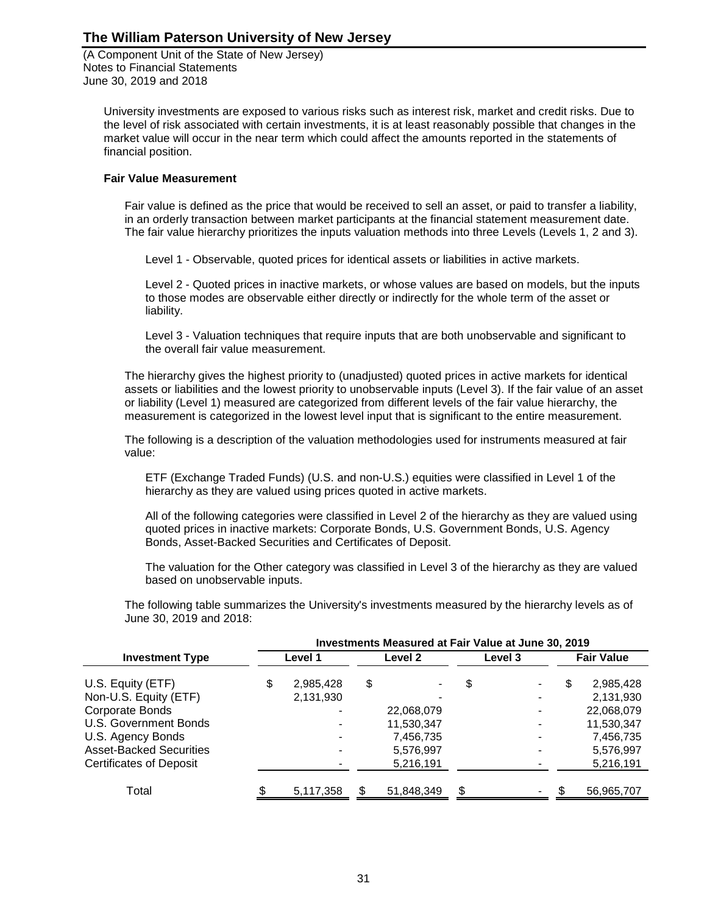University investments are exposed to various risks such as interest risk, market and credit risks. Due to the level of risk associated with certain investments, it is at least reasonably possible that changes in the market value will occur in the near term which could affect the amounts reported in the statements of financial position.

### Fair Value Measurement

Fair value is defined as the price that would be received to sell an asset, or paid to transfer a liability, in an orderly transaction between market participants at the financial statement measurement date. The fair value hierarchy prioritizes the inputs valuation methods into three Levels (Levels 1, 2 and 3).

Level 1 - Observable, quoted prices for identical assets or liabilities in active markets.

Level 2 - Quoted prices in inactive markets, or whose values are based on models, but the inputs to those modes are observable either directly or indirectly for the whole term of the asset or liability.

Level 3 - Valuation techniques that require inputs that are both unobservable and significant to the overall fair value measurement.

The hierarchy gives the highest priority to (unadjusted) quoted prices in active markets for identical assets or liabilities and the lowest priority to unobservable inputs (Level 3). If the fair value of an asset or liability (Level 1) measured are categorized from different levels of the fair value hierarchy, the measurement is categorized in the lowest level input that is significant to the entire measurement.

The following is a description of the valuation methodologies used for instruments measured at fair value:

ETF (Exchange Traded Funds) (U.S. and non-U.S.) equities were classified in Level 1 of the hierarchy as they are valued using prices quoted in active markets.

All of the following categories were classified in Level 2 of the hierarchy as they are valued using quoted prices in inactive markets: Corporate Bonds, U.S. Government Bonds, U.S. Agency Bonds, Asset-Backed Securities and Certificates of Deposit.

The valuation for the Other category was classified in Level 3 of the hierarchy as they are valued based on unobservable inputs.

The following table summarizes the University's investments measured by the hierarchy levels as of June 30, 2019 and 2018:

| | Investments Measured at Fair Value at June 30, 2019 | | | |
|---|---|---|---|---|
| **Investment Type** | **Level 1** | **Level 2** | **Level 3** | **Fair Value** |
| U.S. Equity (ETF) | $ 2,985,428 | $ - | $ - | $ 2,985,428 |
| Non-U.S. Equity (ETF) | 2,131,930 | - | - | 2,131,930 |
| Corporate Bonds | - | 22,068,079 | - | 22,068,079 |
| U.S. Government Bonds | - | 11,530,347 | - | 11,530,347 |
| U.S. Agency Bonds | - | 7,456,735 | - | 7,456,735 |
| Asset-Backed Securities | - | 5,576,997 | - | 5,576,997 |
| Certificates of Deposit | - | 5,216,191 | - | 5,216,191 |
| Total | $ 5,117,358 | $ 51,848,349 | $ - | $ 56,965,707 |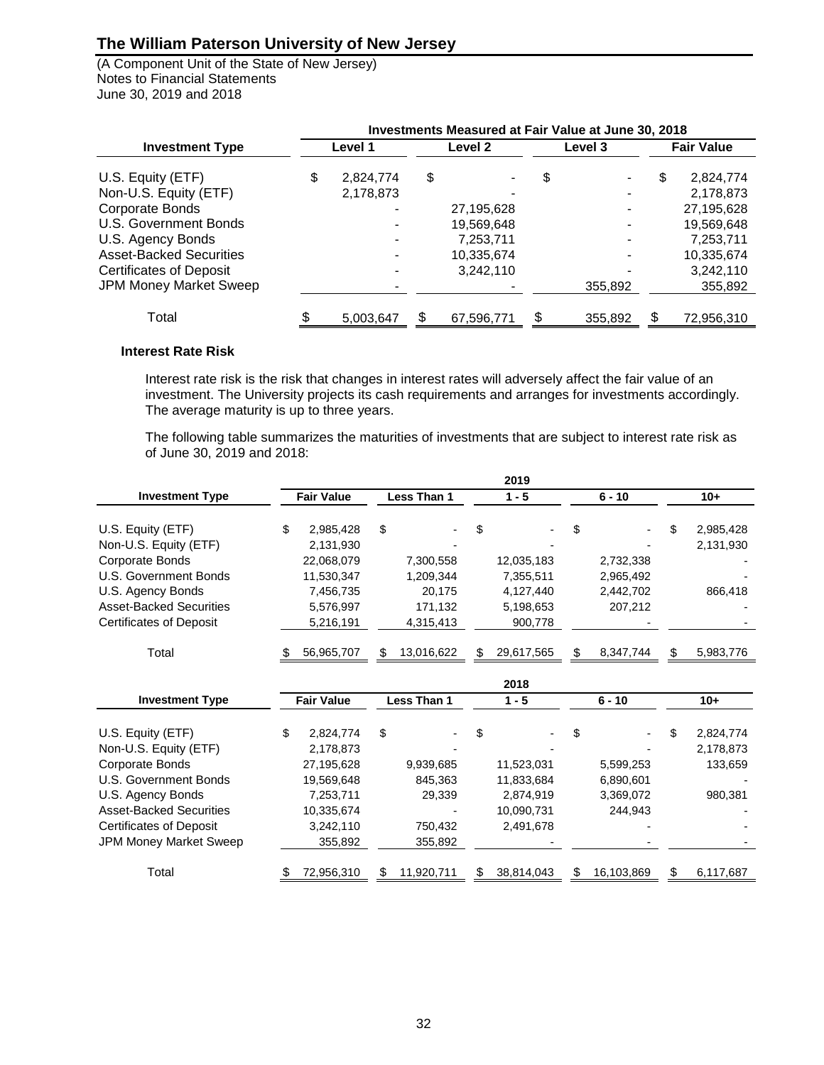| Investment Type | Investments Measured at Fair Value at June 30, 2018 | | | |
|---|---|---|---|---|
| | Level 1 | Level 2 | Level 3 | Fair Value |
| U.S. Equity (ETF) | $ 2,824,774 | $ - | $ - | $ 2,824,774 |
| Non-U.S. Equity (ETF) | 2,178,873 | - | - | 2,178,873 |
| Corporate Bonds | - | 27,195,628 | - | 27,195,628 |
| U.S. Government Bonds | - | 19,569,648 | - | 19,569,648 |
| U.S. Agency Bonds | - | 7,253,711 | - | 7,253,711 |
| Asset-Backed Securities | - | 10,335,674 | - | 10,335,674 |
| Certificates of Deposit | - | 3,242,110 | - | 3,242,110 |
| JPM Money Market Sweep | - | - | 355,892 | 355,892 |
| Total | $ 5,003,647 | $ 67,596,771 | $ 355,892 | $ 72,956,310 |

### Interest Rate Risk

Interest rate risk is the risk that changes in interest rates will adversely affect the fair value of an investment. The University projects its cash requirements and arranges for investments accordingly. The average maturity is up to three years.

The following table summarizes the maturities of investments that are subject to interest rate risk as of June 30, 2019 and 2018:

| Investment Type | 2019 | | | | |
|---|---|---|---|---|---|
| | Fair Value | Less Than 1 | 1 - 5 | 6 - 10 | 10+ |
| U.S. Equity (ETF) | $ 2,985,428 | $ - | $ - | $ - | $ 2,985,428 |
| Non-U.S. Equity (ETF) | 2,131,930 | - | - | - | 2,131,930 |
| Corporate Bonds | 22,068,079 | 7,300,558 | 12,035,183 | 2,732,338 | - |
| U.S. Government Bonds | 11,530,347 | 1,209,344 | 7,355,511 | 2,965,492 | - |
| U.S. Agency Bonds | 7,456,735 | 20,175 | 4,127,440 | 2,442,702 | 866,418 |
| Asset-Backed Securities | 5,576,997 | 171,132 | 5,198,653 | 207,212 | - |
| Certificates of Deposit | 5,216,191 | 4,315,413 | 900,778 | - | - |
| Total | $ 56,965,707 | $ 13,016,622 | $ 29,617,565 | $ 8,347,744 | $ 5,983,776 |

| Investment Type | 2018 | | | | |
|---|---|---|---|---|---|
| | Fair Value | Less Than 1 | 1 - 5 | 6 - 10 | 10+ |
| U.S. Equity (ETF) | $ 2,824,774 | $ - | $ - | $ - | $ 2,824,774 |
| Non-U.S. Equity (ETF) | 2,178,873 | - | - | - | 2,178,873 |
| Corporate Bonds | 27,195,628 | 9,939,685 | 11,523,031 | 5,599,253 | 133,659 |
| U.S. Government Bonds | 19,569,648 | 845,363 | 11,833,684 | 6,890,601 | - |
| U.S. Agency Bonds | 7,253,711 | 29,339 | 2,874,919 | 3,369,072 | 980,381 |
| Asset-Backed Securities | 10,335,674 | - | 10,090,731 | 244,943 | - |
| Certificates of Deposit | 3,242,110 | 750,432 | 2,491,678 | - | - |
| JPM Money Market Sweep | 355,892 | 355,892 | - | - | - |
| Total | $ 72,956,310 | $ 11,920,711 | $ 38,814,043 | $ 16,103,869 | $ 6,117,687 |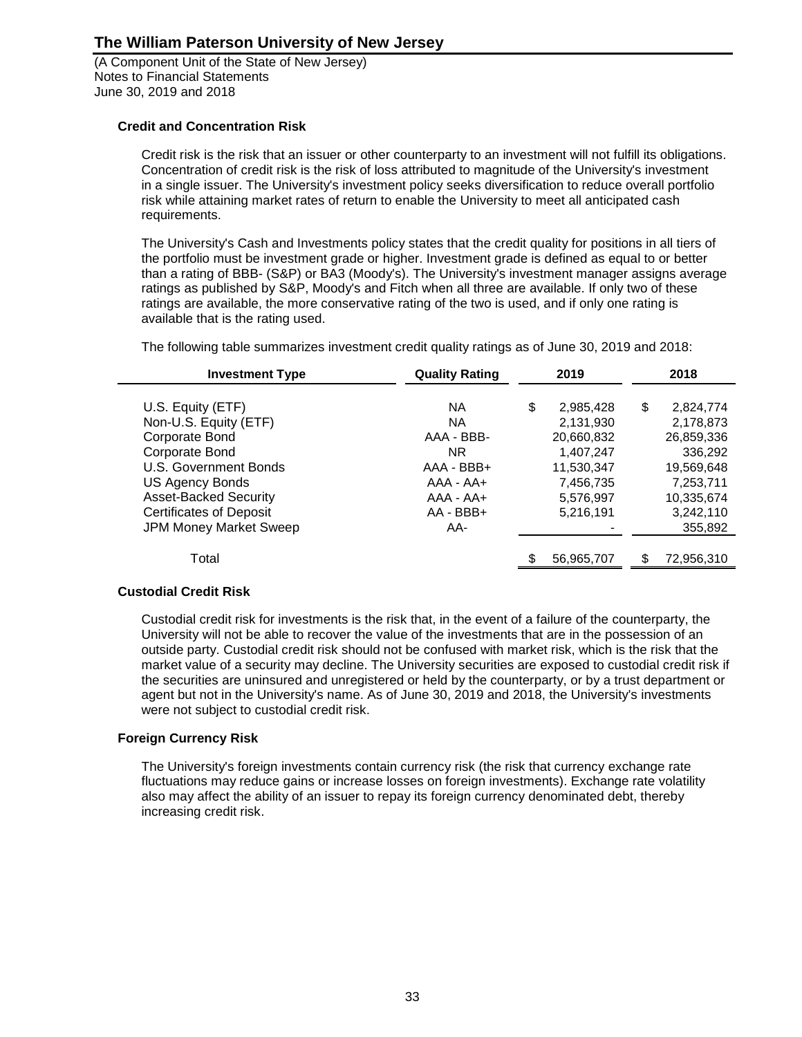### Credit and Concentration Risk

Credit risk is the risk that an issuer or other counterparty to an investment will not fulfill its obligations. Concentration of credit risk is the risk of loss attributed to magnitude of the University's investment in a single issuer. The University's investment policy seeks diversification to reduce overall portfolio risk while attaining market rates of return to enable the University to meet all anticipated cash requirements.

The University's Cash and Investments policy states that the credit quality for positions in all tiers of the portfolio must be investment grade or higher. Investment grade is defined as equal to or better than a rating of BBB- (S&P) or BA3 (Moody's). The University's investment manager assigns average ratings as published by S&P, Moody's and Fitch when all three are available. If only two of these ratings are available, the more conservative rating of the two is used, and if only one rating is available that is the rating used.

The following table summarizes investment credit quality ratings as of June 30, 2019 and 2018:

| Investment Type | Quality Rating | 2019 | 2018 |
|---|---|---|---|
| U.S. Equity (ETF) | NA | $ 2,985,428 | $ 2,824,774 |
| Non-U.S. Equity (ETF) | NA | 2,131,930 | 2,178,873 |
| Corporate Bond | AAA - BBB- | 20,660,832 | 26,859,336 |
| Corporate Bond | NR | 1,407,247 | 336,292 |
| U.S. Government Bonds | AAA - BBB+ | 11,530,347 | 19,569,648 |
| US Agency Bonds | AAA - AA+ | 7,456,735 | 7,253,711 |
| Asset-Backed Security | AAA - AA+ | 5,576,997 | 10,335,674 |
| Certificates of Deposit | AA - BBB+ | 5,216,191 | 3,242,110 |
| JPM Money Market Sweep | AA- | - | 355,892 |
| Total | | $ 56,965,707 | $ 72,956,310 |

### Custodial Credit Risk

Custodial credit risk for investments is the risk that, in the event of a failure of the counterparty, the University will not be able to recover the value of the investments that are in the possession of an outside party. Custodial credit risk should not be confused with market risk, which is the risk that the market value of a security may decline. The University securities are exposed to custodial credit risk if the securities are uninsured and unregistered or held by the counterparty, or by a trust department or agent but not in the University's name. As of June 30, 2019 and 2018, the University's investments were not subject to custodial credit risk.

### Foreign Currency Risk

The University's foreign investments contain currency risk (the risk that currency exchange rate fluctuations may reduce gains or increase losses on foreign investments). Exchange rate volatility also may affect the ability of an issuer to repay its foreign currency denominated debt, thereby increasing credit risk.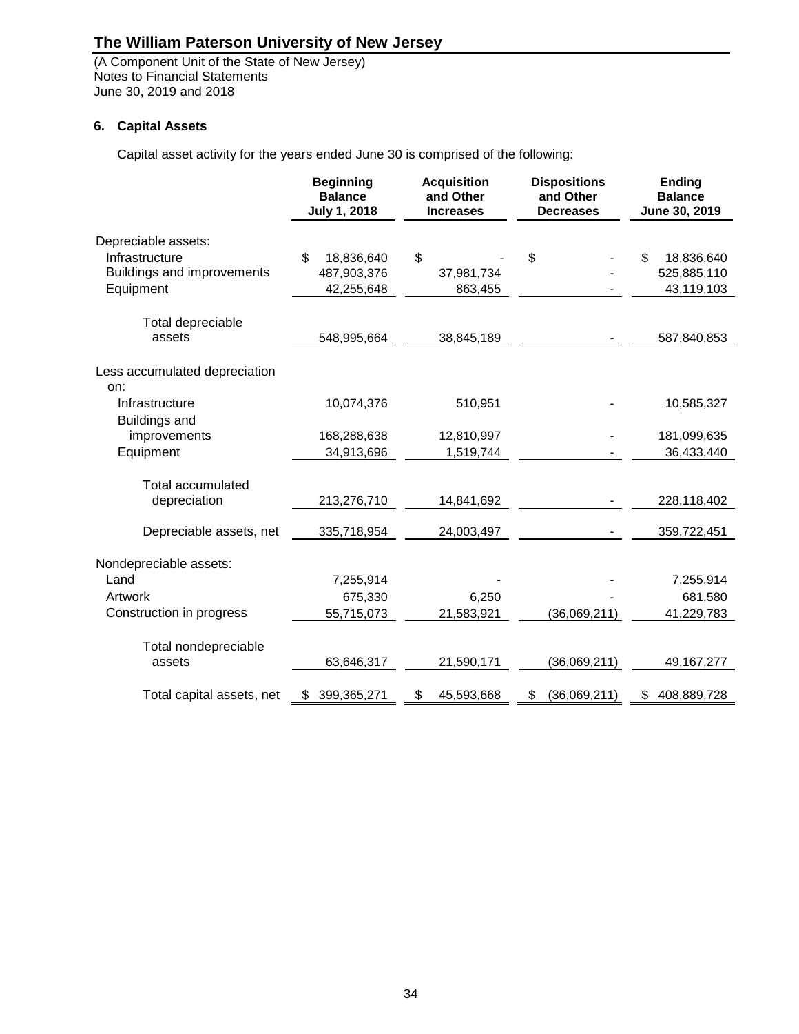# The William Paterson University of New Jersey

(A Component Unit of the State of New Jersey)
Notes to Financial Statements
June 30, 2019 and 2018

## 6. Capital Assets

Capital asset activity for the years ended June 30 is comprised of the following:

| | Beginning Balance July 1, 2018 | Acquisition and Other Increases | Dispositions and Other Decreases | Ending Balance June 30, 2019 |
|---|---|---|---|---|
| Depreciable assets: | | | | |
| Infrastructure | $ 18,836,640 | $ - | $ - | $ 18,836,640 |
| Buildings and improvements | 487,903,376 | 37,981,734 | - | 525,885,110 |
| Equipment | 42,255,648 | 863,455 | - | 43,119,103 |
| Total depreciable assets | 548,995,664 | 38,845,189 | - | 587,840,853 |
| Less accumulated depreciation on: | | | | |
| Infrastructure | 10,074,376 | 510,951 | - | 10,585,327 |
| Buildings and improvements | 168,288,638 | 12,810,997 | - | 181,099,635 |
| Equipment | 34,913,696 | 1,519,744 | - | 36,433,440 |
| Total accumulated depreciation | 213,276,710 | 14,841,692 | - | 228,118,402 |
| Depreciable assets, net | 335,718,954 | 24,003,497 | - | 359,722,451 |
| Nondepreciable assets: | | | | |
| Land | 7,255,914 | - | - | 7,255,914 |
| Artwork | 675,330 | 6,250 | - | 681,580 |
| Construction in progress | 55,715,073 | 21,583,921 | (36,069,211) | 41,229,783 |
| Total nondepreciable assets | 63,646,317 | 21,590,171 | (36,069,211) | 49,167,277 |
| Total capital assets, net | $ 399,365,271 | $ 45,593,668 | $ (36,069,211) | $ 408,889,728 |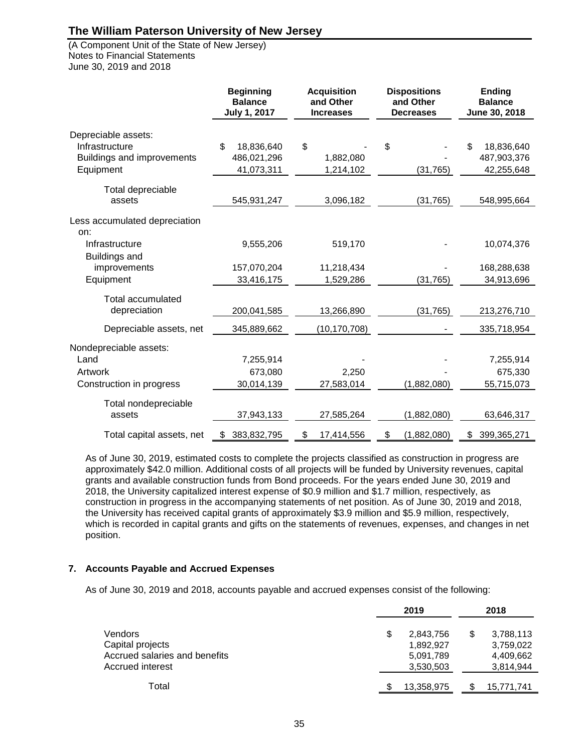| | Beginning Balance July 1, 2017 | Acquisition and Other Increases | Dispositions and Other Decreases | Ending Balance June 30, 2018 |
|---|---|---|---|---|
| Depreciable assets: | | | | |
| Infrastructure | $ 18,836,640 | $ - | $ - | $ 18,836,640 |
| Buildings and improvements | 486,021,296 | 1,882,080 | - | 487,903,376 |
| Equipment | 41,073,311 | 1,214,102 | (31,765) | 42,255,648 |
| Total depreciable assets | 545,931,247 | 3,096,182 | (31,765) | 548,995,664 |
| Less accumulated depreciation on: | | | | |
| Infrastructure | 9,555,206 | 519,170 | - | 10,074,376 |
| Buildings and improvements | 157,070,204 | 11,218,434 | - | 168,288,638 |
| Equipment | 33,416,175 | 1,529,286 | (31,765) | 34,913,696 |
| Total accumulated depreciation | 200,041,585 | 13,266,890 | (31,765) | 213,276,710 |
| Depreciable assets, net | 345,889,662 | (10,170,708) | - | 335,718,954 |
| Nondepreciable assets: | | | | |
| Land | 7,255,914 | - | - | 7,255,914 |
| Artwork | 673,080 | 2,250 | - | 675,330 |
| Construction in progress | 30,014,139 | 27,583,014 | (1,882,080) | 55,715,073 |
| Total nondepreciable assets | 37,943,133 | 27,585,264 | (1,882,080) | 63,646,317 |
| Total capital assets, net | $ 383,832,795 | $ 17,414,556 | $ (1,882,080) | $ 399,365,271 |

As of June 30, 2019, estimated costs to complete the projects classified as construction in progress are approximately $42.0 million. Additional costs of all projects will be funded by University revenues, capital grants and available construction funds from Bond proceeds. For the years ended June 30, 2019 and 2018, the University capitalized interest expense of $0.9 million and $1.7 million, respectively, as construction in progress in the accompanying statements of net position. As of June 30, 2019 and 2018, the University has received capital grants of approximately $3.9 million and $5.9 million, respectively, which is recorded in capital grants and gifts on the statements of revenues, expenses, and changes in net position.

## 7. Accounts Payable and Accrued Expenses

As of June 30, 2019 and 2018, accounts payable and accrued expenses consist of the following:

| | 2019 | 2018 |
|---|---|---|
| Vendors | $ 2,843,756 | $ 3,788,113 |
| Capital projects | 1,892,927 | 3,759,022 |
| Accrued salaries and benefits | 5,091,789 | 4,409,662 |
| Accrued interest | 3,530,503 | 3,814,944 |
| Total | $ 13,358,975 | $ 15,771,741 |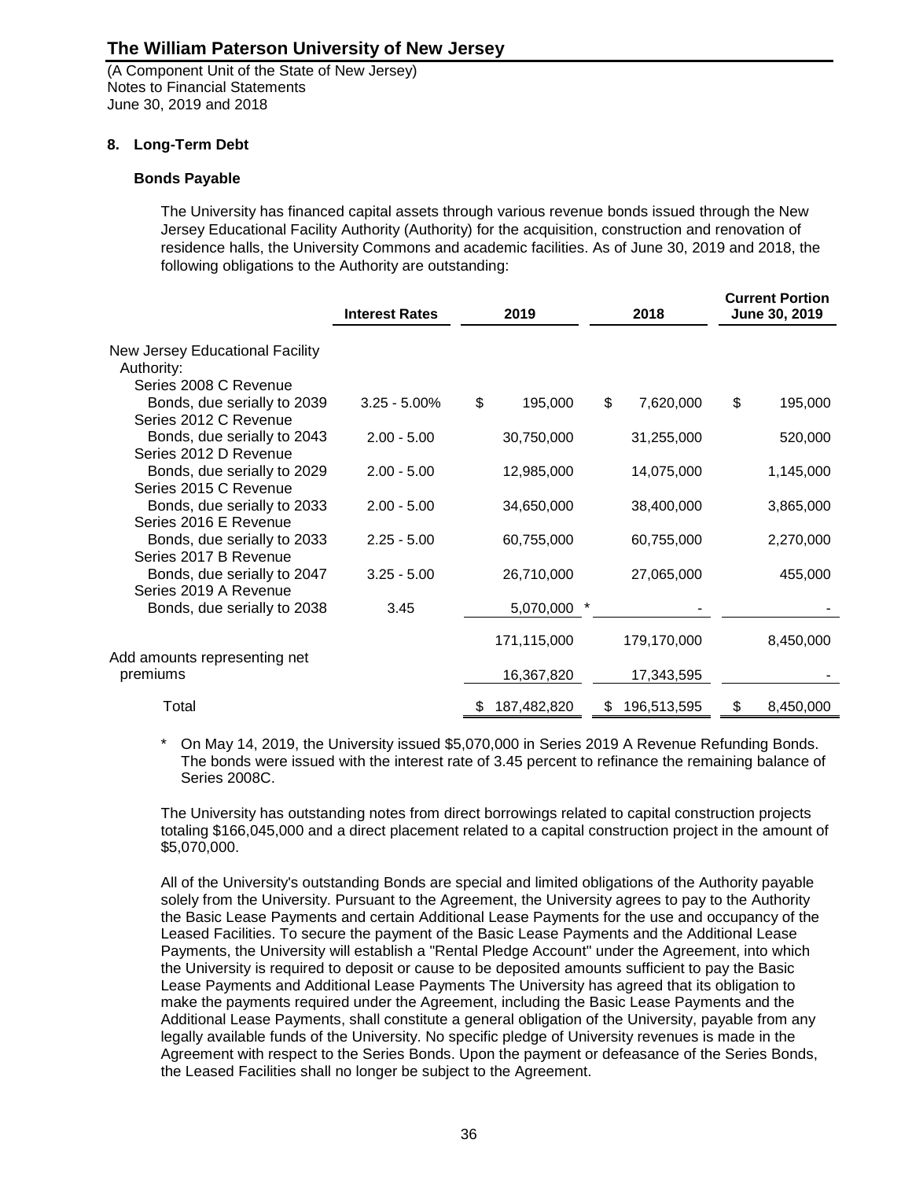# The William Paterson University of New Jersey

(A Component Unit of the State of New Jersey)
Notes to Financial Statements
June 30, 2019 and 2018

## 8. Long-Term Debt

### Bonds Payable

The University has financed capital assets through various revenue bonds issued through the New Jersey Educational Facility Authority (Authority) for the acquisition, construction and renovation of residence halls, the University Commons and academic facilities. As of June 30, 2019 and 2018, the following obligations to the Authority are outstanding:

| | Interest Rates | 2019 | 2018 | Current Portion June 30, 2019 |
|---|---|---|---|---|
| New Jersey Educational Facility Authority: | | | | |
| Series 2008 C Revenue Bonds, due serially to 2039 | 3.25 - 5.00% | $ 195,000 | $ 7,620,000 | $ 195,000 |
| Series 2012 C Revenue Bonds, due serially to 2043 | 2.00 - 5.00 | 30,750,000 | 31,255,000 | 520,000 |
| Series 2012 D Revenue Bonds, due serially to 2029 | 2.00 - 5.00 | 12,985,000 | 14,075,000 | 1,145,000 |
| Series 2015 C Revenue Bonds, due serially to 2033 | 2.00 - 5.00 | 34,650,000 | 38,400,000 | 3,865,000 |
| Series 2016 E Revenue Bonds, due serially to 2033 | 2.25 - 5.00 | 60,755,000 | 60,755,000 | 2,270,000 |
| Series 2017 B Revenue Bonds, due serially to 2047 | 3.25 - 5.00 | 26,710,000 | 27,065,000 | 455,000 |
| Series 2019 A Revenue Bonds, due serially to 2038 | 3.45 | 5,070,000 * | - | - |
| | | 171,115,000 | 179,170,000 | 8,450,000 |
| Add amounts representing net premiums | | 16,367,820 | 17,343,595 | - |
| Total | | $ 187,482,820 | $ 196,513,595 | $ 8,450,000 |

\* On May 14, 2019, the University issued $5,070,000 in Series 2019 A Revenue Refunding Bonds. The bonds were issued with the interest rate of 3.45 percent to refinance the remaining balance of Series 2008C.

The University has outstanding notes from direct borrowings related to capital construction projects totaling $166,045,000 and a direct placement related to a capital construction project in the amount of $5,070,000.

All of the University's outstanding Bonds are special and limited obligations of the Authority payable solely from the University. Pursuant to the Agreement, the University agrees to pay to the Authority the Basic Lease Payments and certain Additional Lease Payments for the use and occupancy of the Leased Facilities. To secure the payment of the Basic Lease Payments and the Additional Lease Payments, the University will establish a "Rental Pledge Account" under the Agreement, into which the University is required to deposit or cause to be deposited amounts sufficient to pay the Basic Lease Payments and Additional Lease Payments The University has agreed that its obligation to make the payments required under the Agreement, including the Basic Lease Payments and the Additional Lease Payments, shall constitute a general obligation of the University, payable from any legally available funds of the University. No specific pledge of University revenues is made in the Agreement with respect to the Series Bonds. Upon the payment or defeasance of the Series Bonds, the Leased Facilities shall no longer be subject to the Agreement.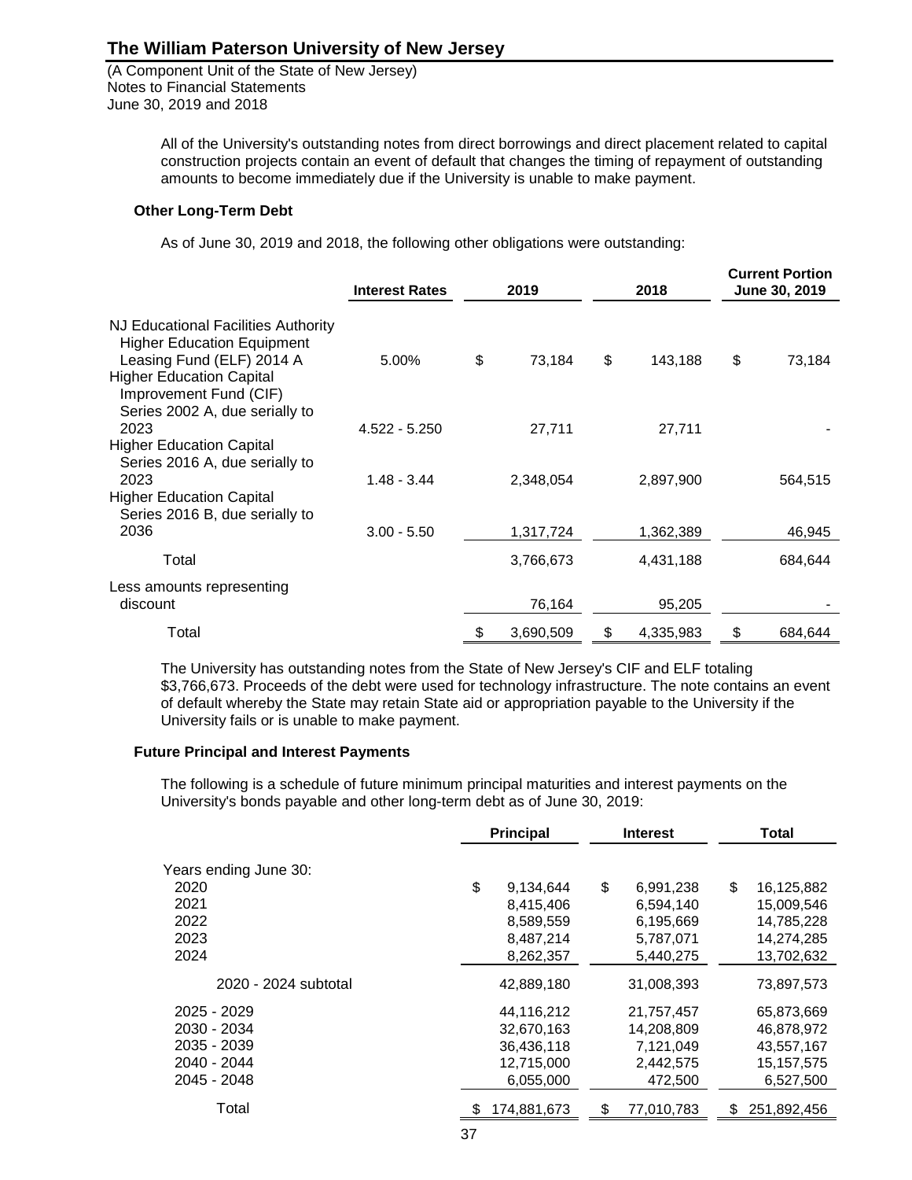All of the University's outstanding notes from direct borrowings and direct placement related to capital construction projects contain an event of default that changes the timing of repayment of outstanding amounts to become immediately due if the University is unable to make payment.

### Other Long-Term Debt

As of June 30, 2019 and 2018, the following other obligations were outstanding:

| | Interest Rates | 2019 | 2018 | Current Portion June 30, 2019 |
|---|---|---|---|---|
| NJ Educational Facilities Authority Higher Education Equipment Leasing Fund (ELF) 2014 A | 5.00% | $ 73,184 | $ 143,188 | $ 73,184 |
| Higher Education Capital Improvement Fund (CIF) Series 2002 A, due serially to 2023 | 4.522 - 5.250 | 27,711 | 27,711 | - |
| Higher Education Capital Series 2016 A, due serially to 2023 | 1.48 - 3.44 | 2,348,054 | 2,897,900 | 564,515 |
| Higher Education Capital Series 2016 B, due serially to 2036 | 3.00 - 5.50 | 1,317,724 | 1,362,389 | 46,945 |
| Total | | 3,766,673 | 4,431,188 | 684,644 |
| Less amounts representing discount | | 76,164 | 95,205 | - |
| Total | | $ 3,690,509 | $ 4,335,983 | $ 684,644 |

The University has outstanding notes from the State of New Jersey's CIF and ELF totaling $3,766,673. Proceeds of the debt were used for technology infrastructure. The note contains an event of default whereby the State may retain State aid or appropriation payable to the University if the University fails or is unable to make payment.

### Future Principal and Interest Payments

The following is a schedule of future minimum principal maturities and interest payments on the University's bonds payable and other long-term debt as of June 30, 2019:

| | Principal | Interest | Total |
|---|---|---|---|
| Years ending June 30: | | | |
| 2020 | $ 9,134,644 | $ 6,991,238 | $ 16,125,882 |
| 2021 | 8,415,406 | 6,594,140 | 15,009,546 |
| 2022 | 8,589,559 | 6,195,669 | 14,785,228 |
| 2023 | 8,487,214 | 5,787,071 | 14,274,285 |
| 2024 | 8,262,357 | 5,440,275 | 13,702,632 |
| 2020 - 2024 subtotal | 42,889,180 | 31,008,393 | 73,897,573 |
| 2025 - 2029 | 44,116,212 | 21,757,457 | 65,873,669 |
| 2030 - 2034 | 32,670,163 | 14,208,809 | 46,878,972 |
| 2035 - 2039 | 36,436,118 | 7,121,049 | 43,557,167 |
| 2040 - 2044 | 12,715,000 | 2,442,575 | 15,157,575 |
| 2045 - 2048 | 6,055,000 | 472,500 | 6,527,500 |
| Total | $ 174,881,673 | $ 77,010,783 | $ 251,892,456 |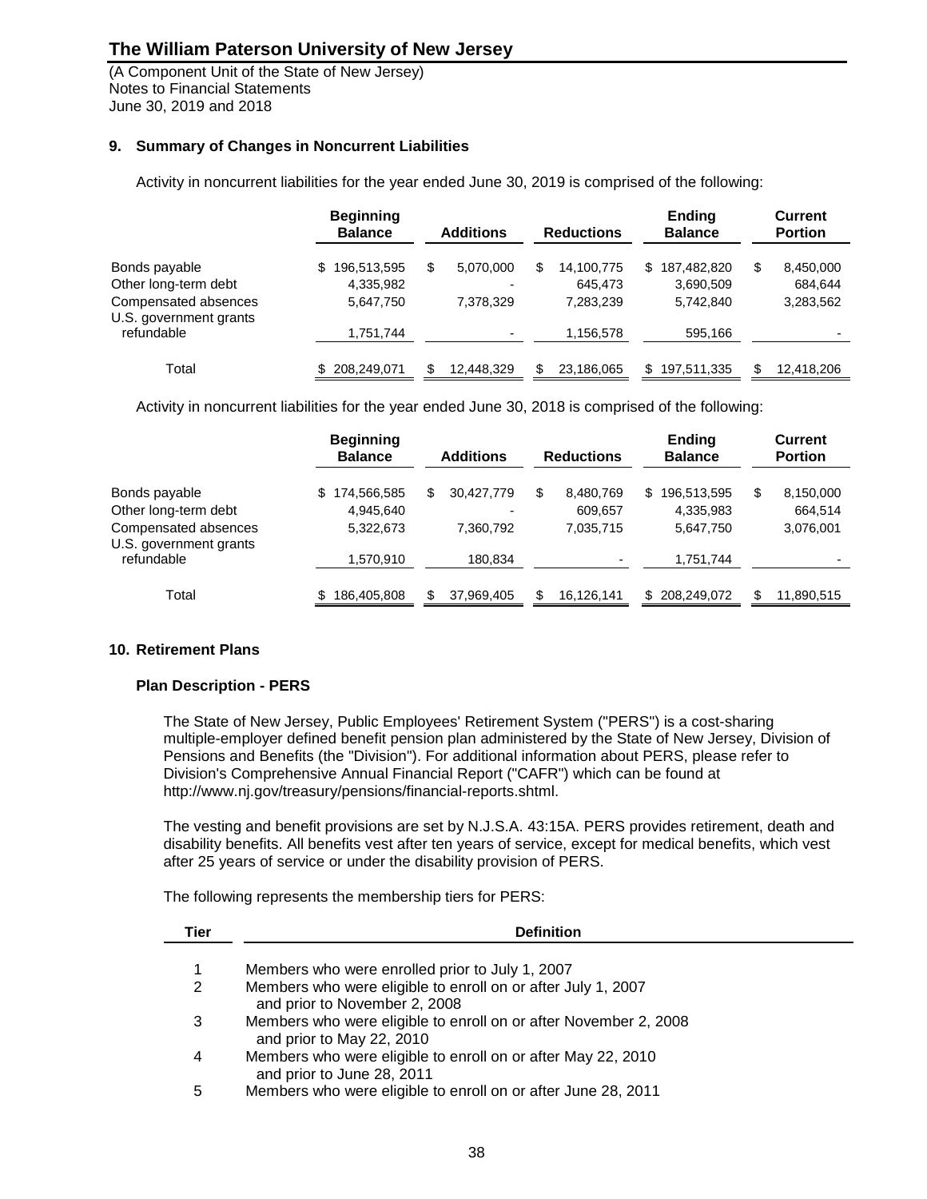# The William Paterson University of New Jersey

(A Component Unit of the State of New Jersey)
Notes to Financial Statements
June 30, 2019 and 2018

## 9. Summary of Changes in Noncurrent Liabilities

Activity in noncurrent liabilities for the year ended June 30, 2019 is comprised of the following:

| | Beginning Balance | Additions | Reductions | Ending Balance | Current Portion |
|---|---|---|---|---|---|
| Bonds payable | $ 196,513,595 | $ 5,070,000 | $ 14,100,775 | $ 187,482,820 | $ 8,450,000 |
| Other long-term debt | 4,335,982 | - | 645,473 | 3,690,509 | 684,644 |
| Compensated absences | 5,647,750 | 7,378,329 | 7,283,239 | 5,742,840 | 3,283,562 |
| U.S. government grants refundable | 1,751,744 | - | 1,156,578 | 595,166 | - |
| Total | $ 208,249,071 | $ 12,448,329 | $ 23,186,065 | $ 197,511,335 | $ 12,418,206 |

Activity in noncurrent liabilities for the year ended June 30, 2018 is comprised of the following:

| | Beginning Balance | Additions | Reductions | Ending Balance | Current Portion |
|---|---|---|---|---|---|
| Bonds payable | $ 174,566,585 | $ 30,427,779 | $ 8,480,769 | $ 196,513,595 | $ 8,150,000 |
| Other long-term debt | 4,945,640 | - | 609,657 | 4,335,983 | 664,514 |
| Compensated absences | 5,322,673 | 7,360,792 | 7,035,715 | 5,647,750 | 3,076,001 |
| U.S. government grants refundable | 1,570,910 | 180,834 | - | 1,751,744 | - |
| Total | $ 186,405,808 | $ 37,969,405 | $ 16,126,141 | $ 208,249,072 | $ 11,890,515 |

## 10. Retirement Plans

### Plan Description - PERS

The State of New Jersey, Public Employees' Retirement System ("PERS") is a cost-sharing multiple-employer defined benefit pension plan administered by the State of New Jersey, Division of Pensions and Benefits (the "Division"). For additional information about PERS, please refer to Division's Comprehensive Annual Financial Report ("CAFR") which can be found at http://www.nj.gov/treasury/pensions/financial-reports.shtml.

The vesting and benefit provisions are set by N.J.S.A. 43:15A. PERS provides retirement, death and disability benefits. All benefits vest after ten years of service, except for medical benefits, which vest after 25 years of service or under the disability provision of PERS.

The following represents the membership tiers for PERS:

| Tier | Definition |
|---|---|
| 1 | Members who were enrolled prior to July 1, 2007 |
| 2 | Members who were eligible to enroll on or after July 1, 2007 and prior to November 2, 2008 |
| 3 | Members who were eligible to enroll on or after November 2, 2008 and prior to May 22, 2010 |
| 4 | Members who were eligible to enroll on or after May 22, 2010 and prior to June 28, 2011 |
| 5 | Members who were eligible to enroll on or after June 28, 2011 |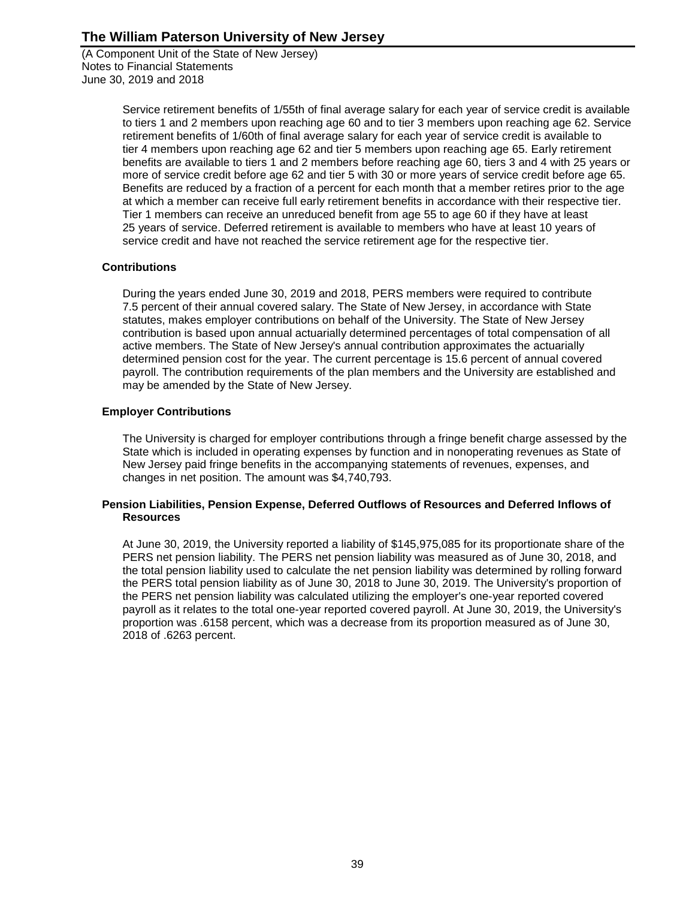Service retirement benefits of 1/55th of final average salary for each year of service credit is available to tiers 1 and 2 members upon reaching age 60 and to tier 3 members upon reaching age 62. Service retirement benefits of 1/60th of final average salary for each year of service credit is available to tier 4 members upon reaching age 62 and tier 5 members upon reaching age 65. Early retirement benefits are available to tiers 1 and 2 members before reaching age 60, tiers 3 and 4 with 25 years or more of service credit before age 62 and tier 5 with 30 or more years of service credit before age 65. Benefits are reduced by a fraction of a percent for each month that a member retires prior to the age at which a member can receive full early retirement benefits in accordance with their respective tier. Tier 1 members can receive an unreduced benefit from age 55 to age 60 if they have at least 25 years of service. Deferred retirement is available to members who have at least 10 years of service credit and have not reached the service retirement age for the respective tier.

**Contributions**

During the years ended June 30, 2019 and 2018, PERS members were required to contribute 7.5 percent of their annual covered salary. The State of New Jersey, in accordance with State statutes, makes employer contributions on behalf of the University. The State of New Jersey contribution is based upon annual actuarially determined percentages of total compensation of all active members. The State of New Jersey's annual contribution approximates the actuarially determined pension cost for the year. The current percentage is 15.6 percent of annual covered payroll. The contribution requirements of the plan members and the University are established and may be amended by the State of New Jersey.

**Employer Contributions**

The University is charged for employer contributions through a fringe benefit charge assessed by the State which is included in operating expenses by function and in nonoperating revenues as State of New Jersey paid fringe benefits in the accompanying statements of revenues, expenses, and changes in net position. The amount was $4,740,793.

**Pension Liabilities, Pension Expense, Deferred Outflows of Resources and Deferred Inflows of Resources**

At June 30, 2019, the University reported a liability of $145,975,085 for its proportionate share of the PERS net pension liability. The PERS net pension liability was measured as of June 30, 2018, and the total pension liability used to calculate the net pension liability was determined by rolling forward the PERS total pension liability as of June 30, 2018 to June 30, 2019. The University's proportion of the PERS net pension liability was calculated utilizing the employer's one-year reported covered payroll as it relates to the total one-year reported covered payroll. At June 30, 2019, the University's proportion was .6158 percent, which was a decrease from its proportion measured as of June 30, 2018 of .6263 percent.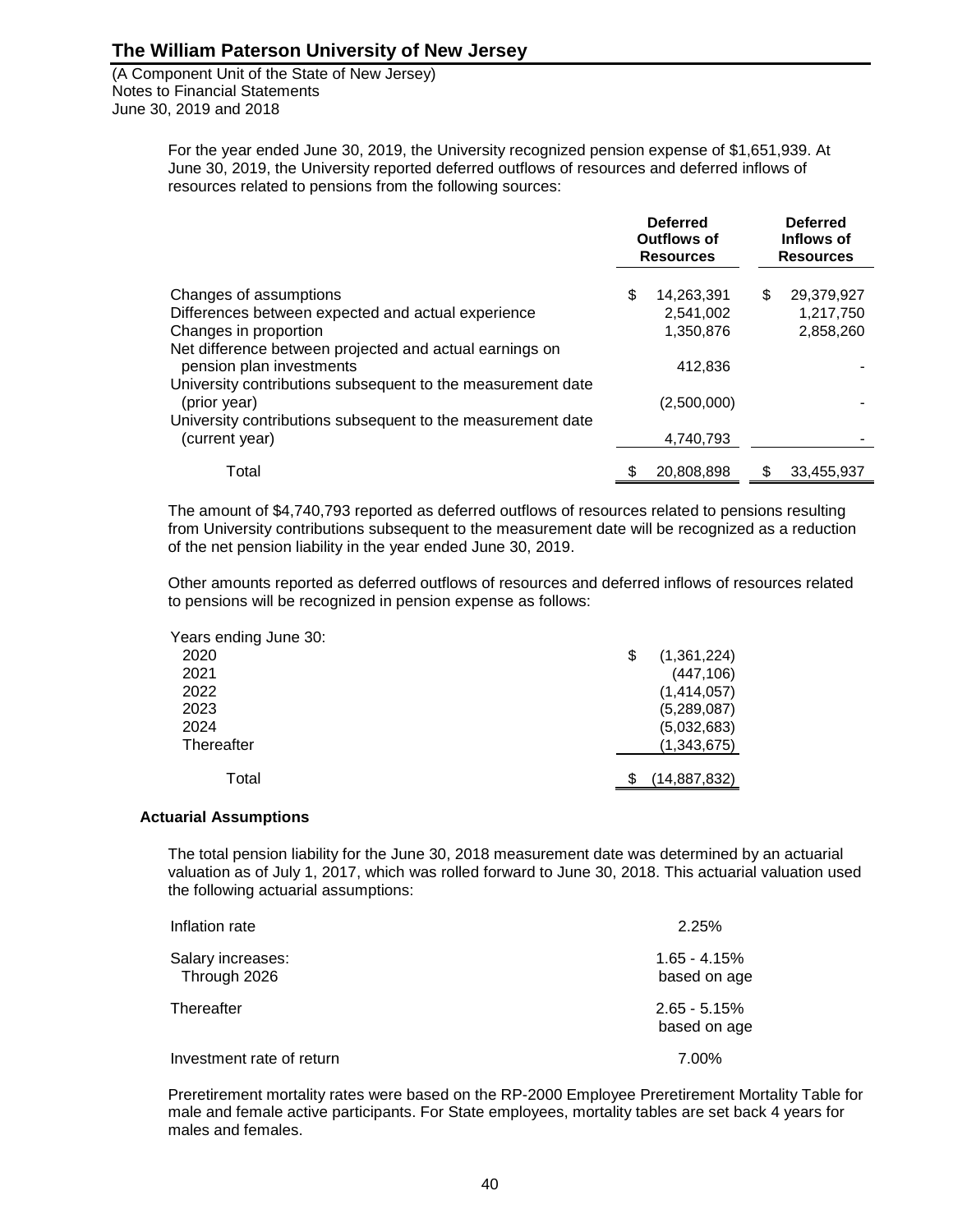For the year ended June 30, 2019, the University recognized pension expense of $1,651,939. At June 30, 2019, the University reported deferred outflows of resources and deferred inflows of resources related to pensions from the following sources:

| | Deferred Outflows of Resources | Deferred Inflows of Resources |
|---|---|---|
| Changes of assumptions | $ 14,263,391 | $ 29,379,927 |
| Differences between expected and actual experience | 2,541,002 | 1,217,750 |
| Changes in proportion | 1,350,876 | 2,858,260 |
| Net difference between projected and actual earnings on pension plan investments | 412,836 | - |
| University contributions subsequent to the measurement date (prior year) | (2,500,000) | - |
| University contributions subsequent to the measurement date (current year) | 4,740,793 | - |
| Total | $ 20,808,898 | $ 33,455,937 |

The amount of $4,740,793 reported as deferred outflows of resources related to pensions resulting from University contributions subsequent to the measurement date will be recognized as a reduction of the net pension liability in the year ended June 30, 2019.

Other amounts reported as deferred outflows of resources and deferred inflows of resources related to pensions will be recognized in pension expense as follows:

| | |
|---|---|
| Years ending June 30: | |
| 2020 | $ (1,361,224) |
| 2021 | (447,106) |
| 2022 | (1,414,057) |
| 2023 | (5,289,087) |
| 2024 | (5,032,683) |
| Thereafter | (1,343,675) |
| Total | $ (14,887,832) |

### Actuarial Assumptions

The total pension liability for the June 30, 2018 measurement date was determined by an actuarial valuation as of July 1, 2017, which was rolled forward to June 30, 2018. This actuarial valuation used the following actuarial assumptions:

| | |
|---|---|
| Inflation rate | 2.25% |
| Salary increases: Through 2026 | 1.65 - 4.15% based on age |
| Thereafter | 2.65 - 5.15% based on age |
| Investment rate of return | 7.00% |

Preretirement mortality rates were based on the RP-2000 Employee Preretirement Mortality Table for male and female active participants. For State employees, mortality tables are set back 4 years for males and females.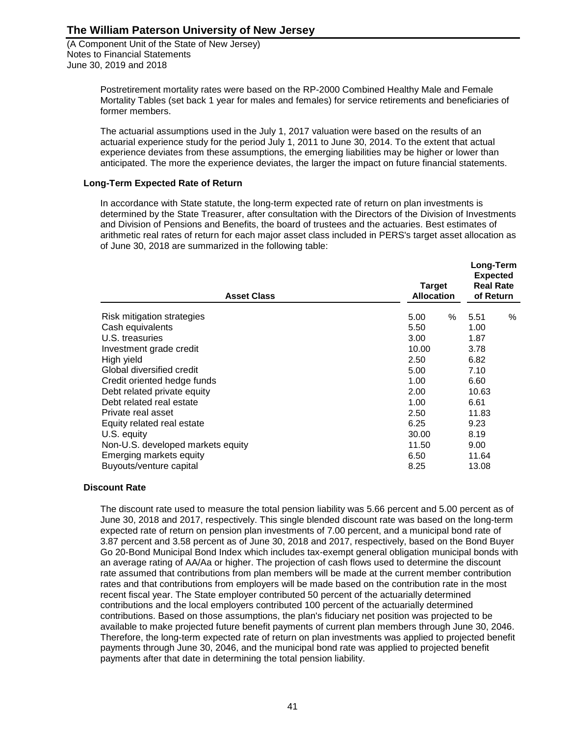Postretirement mortality rates were based on the RP-2000 Combined Healthy Male and Female Mortality Tables (set back 1 year for males and females) for service retirements and beneficiaries of former members.

The actuarial assumptions used in the July 1, 2017 valuation were based on the results of an actuarial experience study for the period July 1, 2011 to June 30, 2014. To the extent that actual experience deviates from these assumptions, the emerging liabilities may be higher or lower than anticipated. The more the experience deviates, the larger the impact on future financial statements.

### Long-Term Expected Rate of Return

In accordance with State statute, the long-term expected rate of return on plan investments is determined by the State Treasurer, after consultation with the Directors of the Division of Investments and Division of Pensions and Benefits, the board of trustees and the actuaries. Best estimates of arithmetic real rates of return for each major asset class included in PERS's target asset allocation as of June 30, 2018 are summarized in the following table:

| Asset Class | Target Allocation | Long-Term Expected Real Rate of Return |
|---|---|---|
| Risk mitigation strategies | 5.00 % | 5.51 % |
| Cash equivalents | 5.50 | 1.00 |
| U.S. treasuries | 3.00 | 1.87 |
| Investment grade credit | 10.00 | 3.78 |
| High yield | 2.50 | 6.82 |
| Global diversified credit | 5.00 | 7.10 |
| Credit oriented hedge funds | 1.00 | 6.60 |
| Debt related private equity | 2.00 | 10.63 |
| Debt related real estate | 1.00 | 6.61 |
| Private real asset | 2.50 | 11.83 |
| Equity related real estate | 6.25 | 9.23 |
| U.S. equity | 30.00 | 8.19 |
| Non-U.S. developed markets equity | 11.50 | 9.00 |
| Emerging markets equity | 6.50 | 11.64 |
| Buyouts/venture capital | 8.25 | 13.08 |

### Discount Rate

The discount rate used to measure the total pension liability was 5.66 percent and 5.00 percent as of June 30, 2018 and 2017, respectively. This single blended discount rate was based on the long-term expected rate of return on pension plan investments of 7.00 percent, and a municipal bond rate of 3.87 percent and 3.58 percent as of June 30, 2018 and 2017, respectively, based on the Bond Buyer Go 20-Bond Municipal Bond Index which includes tax-exempt general obligation municipal bonds with an average rating of AA/Aa or higher. The projection of cash flows used to determine the discount rate assumed that contributions from plan members will be made at the current member contribution rates and that contributions from employers will be made based on the contribution rate in the most recent fiscal year. The State employer contributed 50 percent of the actuarially determined contributions and the local employers contributed 100 percent of the actuarially determined contributions. Based on those assumptions, the plan's fiduciary net position was projected to be available to make projected future benefit payments of current plan members through June 30, 2046. Therefore, the long-term expected rate of return on plan investments was applied to projected benefit payments through June 30, 2046, and the municipal bond rate was applied to projected benefit payments after that date in determining the total pension liability.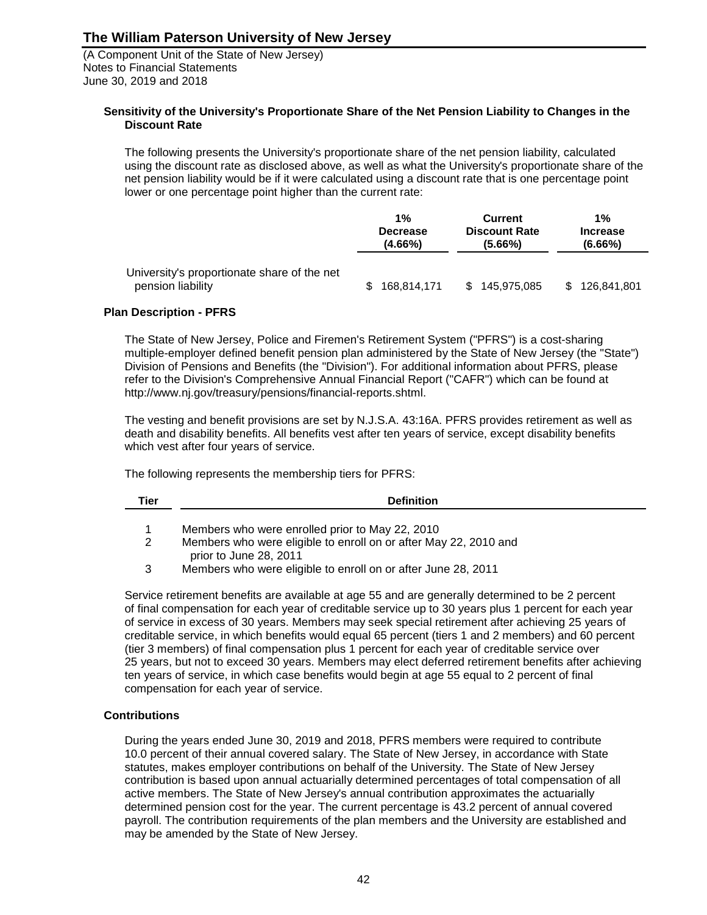## Sensitivity of the University's Proportionate Share of the Net Pension Liability to Changes in the Discount Rate

The following presents the University's proportionate share of the net pension liability, calculated using the discount rate as disclosed above, as well as what the University's proportionate share of the net pension liability would be if it were calculated using a discount rate that is one percentage point lower or one percentage point higher than the current rate:

| | 1% Decrease (4.66%) | Current Discount Rate (5.66%) | 1% Increase (6.66%) |
|---|---|---|---|
| University's proportionate share of the net pension liability | $ 168,814,171 | $ 145,975,085 | $ 126,841,801 |

## Plan Description - PFRS

The State of New Jersey, Police and Firemen's Retirement System ("PFRS") is a cost-sharing multiple-employer defined benefit pension plan administered by the State of New Jersey (the "State") Division of Pensions and Benefits (the "Division"). For additional information about PFRS, please refer to the Division's Comprehensive Annual Financial Report ("CAFR") which can be found at http://www.nj.gov/treasury/pensions/financial-reports.shtml.

The vesting and benefit provisions are set by N.J.S.A. 43:16A. PFRS provides retirement as well as death and disability benefits. All benefits vest after ten years of service, except disability benefits which vest after four years of service.

The following represents the membership tiers for PFRS:

| Tier | Definition |
|---|---|
| 1 | Members who were enrolled prior to May 22, 2010 |
| 2 | Members who were eligible to enroll on or after May 22, 2010 and prior to June 28, 2011 |
| 3 | Members who were eligible to enroll on or after June 28, 2011 |

Service retirement benefits are available at age 55 and are generally determined to be 2 percent of final compensation for each year of creditable service up to 30 years plus 1 percent for each year of service in excess of 30 years. Members may seek special retirement after achieving 25 years of creditable service, in which benefits would equal 65 percent (tiers 1 and 2 members) and 60 percent (tier 3 members) of final compensation plus 1 percent for each year of creditable service over 25 years, but not to exceed 30 years. Members may elect deferred retirement benefits after achieving ten years of service, in which case benefits would begin at age 55 equal to 2 percent of final compensation for each year of service.

## Contributions

During the years ended June 30, 2019 and 2018, PFRS members were required to contribute 10.0 percent of their annual covered salary. The State of New Jersey, in accordance with State statutes, makes employer contributions on behalf of the University. The State of New Jersey contribution is based upon annual actuarially determined percentages of total compensation of all active members. The State of New Jersey's annual contribution approximates the actuarially determined pension cost for the year. The current percentage is 43.2 percent of annual covered payroll. The contribution requirements of the plan members and the University are established and may be amended by the State of New Jersey.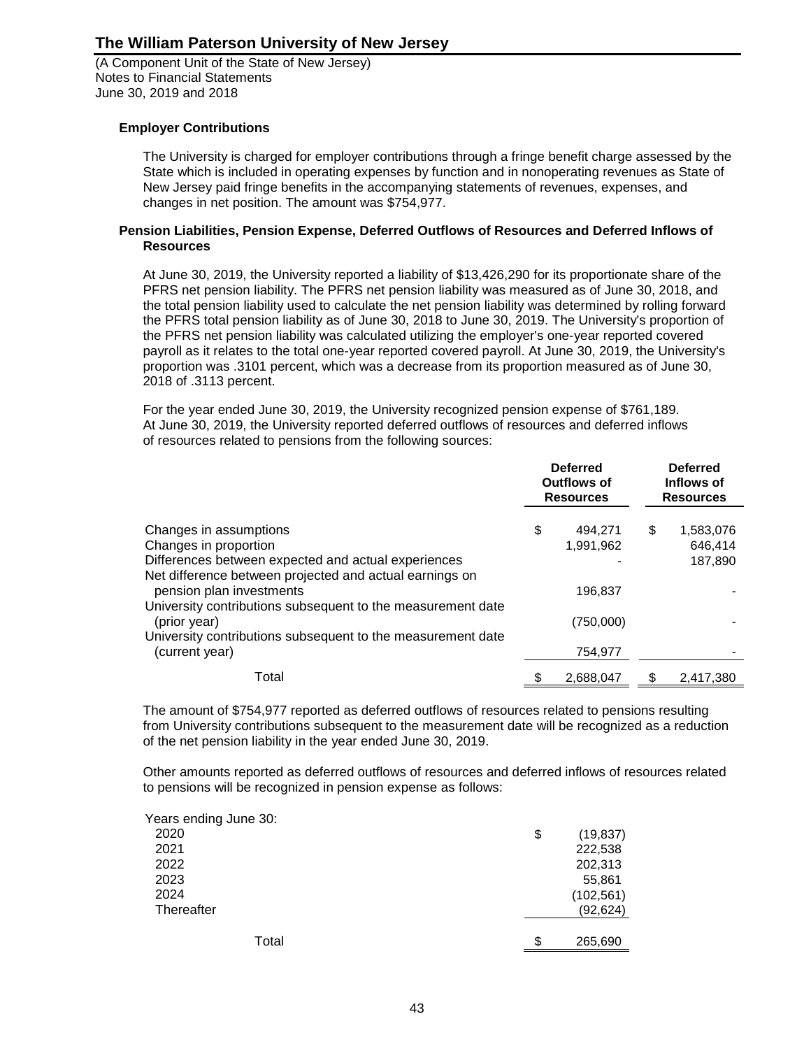### Employer Contributions

The University is charged for employer contributions through a fringe benefit charge assessed by the State which is included in operating expenses by function and in nonoperating revenues as State of New Jersey paid fringe benefits in the accompanying statements of revenues, expenses, and changes in net position. The amount was $754,977.

### Pension Liabilities, Pension Expense, Deferred Outflows of Resources and Deferred Inflows of Resources

At June 30, 2019, the University reported a liability of $13,426,290 for its proportionate share of the PFRS net pension liability. The PFRS net pension liability was measured as of June 30, 2018, and the total pension liability used to calculate the net pension liability was determined by rolling forward the PFRS total pension liability as of June 30, 2018 to June 30, 2019. The University's proportion of the PFRS net pension liability was calculated utilizing the employer's one-year reported covered payroll as it relates to the total one-year reported covered payroll. At June 30, 2019, the University's proportion was .3101 percent, which was a decrease from its proportion measured as of June 30, 2018 of .3113 percent.

For the year ended June 30, 2019, the University recognized pension expense of $761,189. At June 30, 2019, the University reported deferred outflows of resources and deferred inflows of resources related to pensions from the following sources:

| | Deferred Outflows of Resources | Deferred Inflows of Resources |
|---|---|---|
| Changes in assumptions | $ 494,271 | $ 1,583,076 |
| Changes in proportion | 1,991,962 | 646,414 |
| Differences between expected and actual experiences | - | 187,890 |
| Net difference between projected and actual earnings on pension plan investments | 196,837 | - |
| University contributions subsequent to the measurement date (prior year) | (750,000) | - |
| University contributions subsequent to the measurement date (current year) | 754,977 | - |
| Total | $ 2,688,047 | $ 2,417,380 |

The amount of $754,977 reported as deferred outflows of resources related to pensions resulting from University contributions subsequent to the measurement date will be recognized as a reduction of the net pension liability in the year ended June 30, 2019.

Other amounts reported as deferred outflows of resources and deferred inflows of resources related to pensions will be recognized in pension expense as follows:

| Years ending June 30: | |
|---|---|
| 2020 | $ (19,837) |
| 2021 | 222,538 |
| 2022 | 202,313 |
| 2023 | 55,861 |
| 2024 | (102,561) |
| Thereafter | (92,624) |
| Total | $ 265,690 |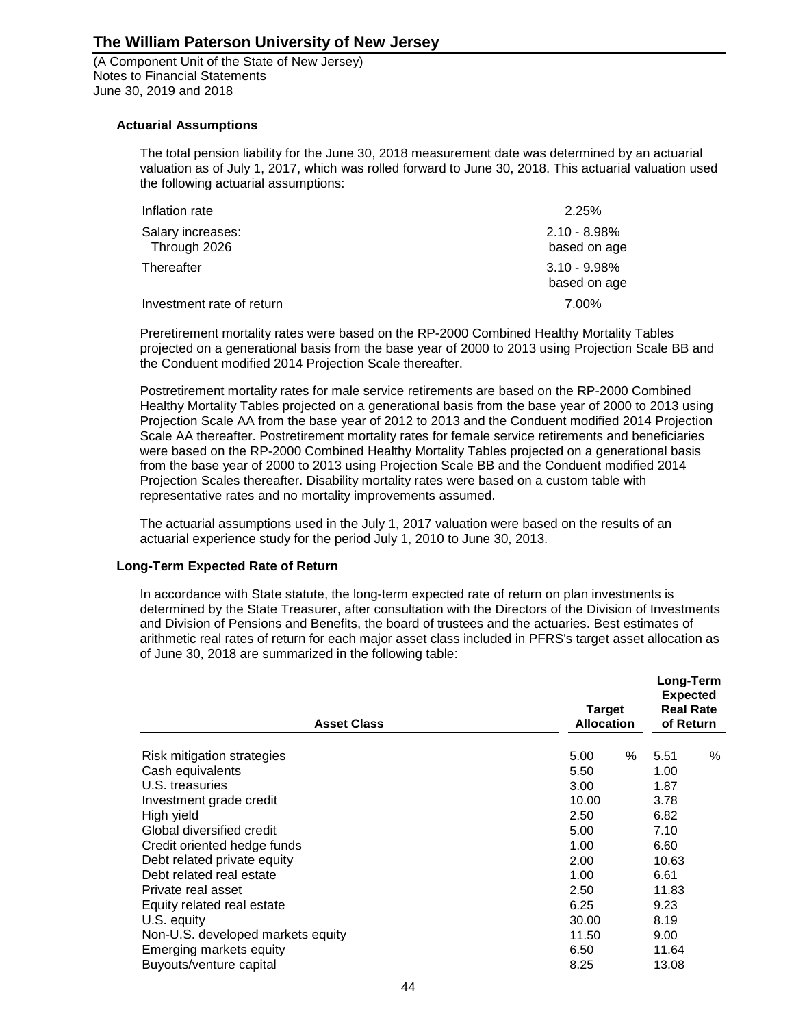# The William Paterson University of New Jersey

(A Component Unit of the State of New Jersey)
Notes to Financial Statements
June 30, 2019 and 2018

### Actuarial Assumptions

The total pension liability for the June 30, 2018 measurement date was determined by an actuarial valuation as of July 1, 2017, which was rolled forward to June 30, 2018. This actuarial valuation used the following actuarial assumptions:

| | |
|---|---|
| Inflation rate | 2.25% |
| Salary increases: Through 2026 | 2.10 - 8.98% based on age |
| Thereafter | 3.10 - 9.98% based on age |
| Investment rate of return | 7.00% |

Preretirement mortality rates were based on the RP-2000 Combined Healthy Mortality Tables projected on a generational basis from the base year of 2000 to 2013 using Projection Scale BB and the Conduent modified 2014 Projection Scale thereafter.

Postretirement mortality rates for male service retirements are based on the RP-2000 Combined Healthy Mortality Tables projected on a generational basis from the base year of 2000 to 2013 using Projection Scale AA from the base year of 2012 to 2013 and the Conduent modified 2014 Projection Scale AA thereafter. Postretirement mortality rates for female service retirements and beneficiaries were based on the RP-2000 Combined Healthy Mortality Tables projected on a generational basis from the base year of 2000 to 2013 using Projection Scale BB and the Conduent modified 2014 Projection Scales thereafter. Disability mortality rates were based on a custom table with representative rates and no mortality improvements assumed.

The actuarial assumptions used in the July 1, 2017 valuation were based on the results of an actuarial experience study for the period July 1, 2010 to June 30, 2013.

### Long-Term Expected Rate of Return

In accordance with State statute, the long-term expected rate of return on plan investments is determined by the State Treasurer, after consultation with the Directors of the Division of Investments and Division of Pensions and Benefits, the board of trustees and the actuaries. Best estimates of arithmetic real rates of return for each major asset class included in PFRS's target asset allocation as of June 30, 2018 are summarized in the following table:

| Asset Class | Target Allocation | Long-Term Expected Real Rate of Return |
|---|---|---|
| Risk mitigation strategies | 5.00 % | 5.51 % |
| Cash equivalents | 5.50 | 1.00 |
| U.S. treasuries | 3.00 | 1.87 |
| Investment grade credit | 10.00 | 3.78 |
| High yield | 2.50 | 6.82 |
| Global diversified credit | 5.00 | 7.10 |
| Credit oriented hedge funds | 1.00 | 6.60 |
| Debt related private equity | 2.00 | 10.63 |
| Debt related real estate | 1.00 | 6.61 |
| Private real asset | 2.50 | 11.83 |
| Equity related real estate | 6.25 | 9.23 |
| U.S. equity | 30.00 | 8.19 |
| Non-U.S. developed markets equity | 11.50 | 9.00 |
| Emerging markets equity | 6.50 | 11.64 |
| Buyouts/venture capital | 8.25 | 13.08 |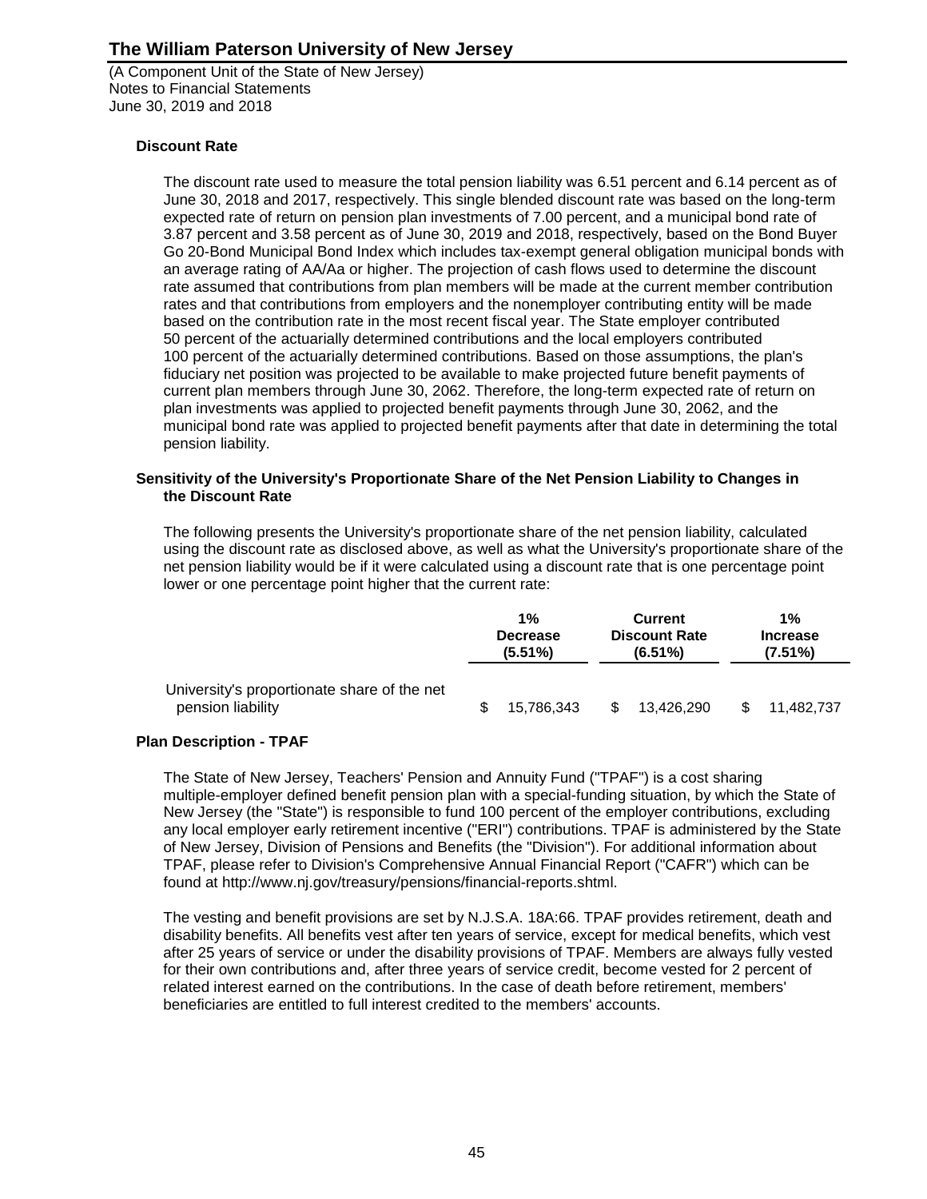### Discount Rate

The discount rate used to measure the total pension liability was 6.51 percent and 6.14 percent as of June 30, 2018 and 2017, respectively. This single blended discount rate was based on the long-term expected rate of return on pension plan investments of 7.00 percent, and a municipal bond rate of 3.87 percent and 3.58 percent as of June 30, 2019 and 2018, respectively, based on the Bond Buyer Go 20-Bond Municipal Bond Index which includes tax-exempt general obligation municipal bonds with an average rating of AA/Aa or higher. The projection of cash flows used to determine the discount rate assumed that contributions from plan members will be made at the current member contribution rates and that contributions from employers and the nonemployer contributing entity will be made based on the contribution rate in the most recent fiscal year. The State employer contributed 50 percent of the actuarially determined contributions and the local employers contributed 100 percent of the actuarially determined contributions. Based on those assumptions, the plan's fiduciary net position was projected to be available to make projected future benefit payments of current plan members through June 30, 2062. Therefore, the long-term expected rate of return on plan investments was applied to projected benefit payments through June 30, 2062, and the municipal bond rate was applied to projected benefit payments after that date in determining the total pension liability.

### Sensitivity of the University's Proportionate Share of the Net Pension Liability to Changes in the Discount Rate

The following presents the University's proportionate share of the net pension liability, calculated using the discount rate as disclosed above, as well as what the University's proportionate share of the net pension liability would be if it were calculated using a discount rate that is one percentage point lower or one percentage point higher that the current rate:

| | 1% Decrease (5.51%) | Current Discount Rate (6.51%) | 1% Increase (7.51%) |
|---|---|---|---|
| University's proportionate share of the net pension liability | $ 15,786,343 | $ 13,426,290 | $ 11,482,737 |

### Plan Description - TPAF

The State of New Jersey, Teachers' Pension and Annuity Fund ("TPAF") is a cost sharing multiple-employer defined benefit pension plan with a special-funding situation, by which the State of New Jersey (the "State") is responsible to fund 100 percent of the employer contributions, excluding any local employer early retirement incentive ("ERI") contributions. TPAF is administered by the State of New Jersey, Division of Pensions and Benefits (the "Division"). For additional information about TPAF, please refer to Division's Comprehensive Annual Financial Report ("CAFR") which can be found at http://www.nj.gov/treasury/pensions/financial-reports.shtml.

The vesting and benefit provisions are set by N.J.S.A. 18A:66. TPAF provides retirement, death and disability benefits. All benefits vest after ten years of service, except for medical benefits, which vest after 25 years of service or under the disability provisions of TPAF. Members are always fully vested for their own contributions and, after three years of service credit, become vested for 2 percent of related interest earned on the contributions. In the case of death before retirement, members' beneficiaries are entitled to full interest credited to the members' accounts.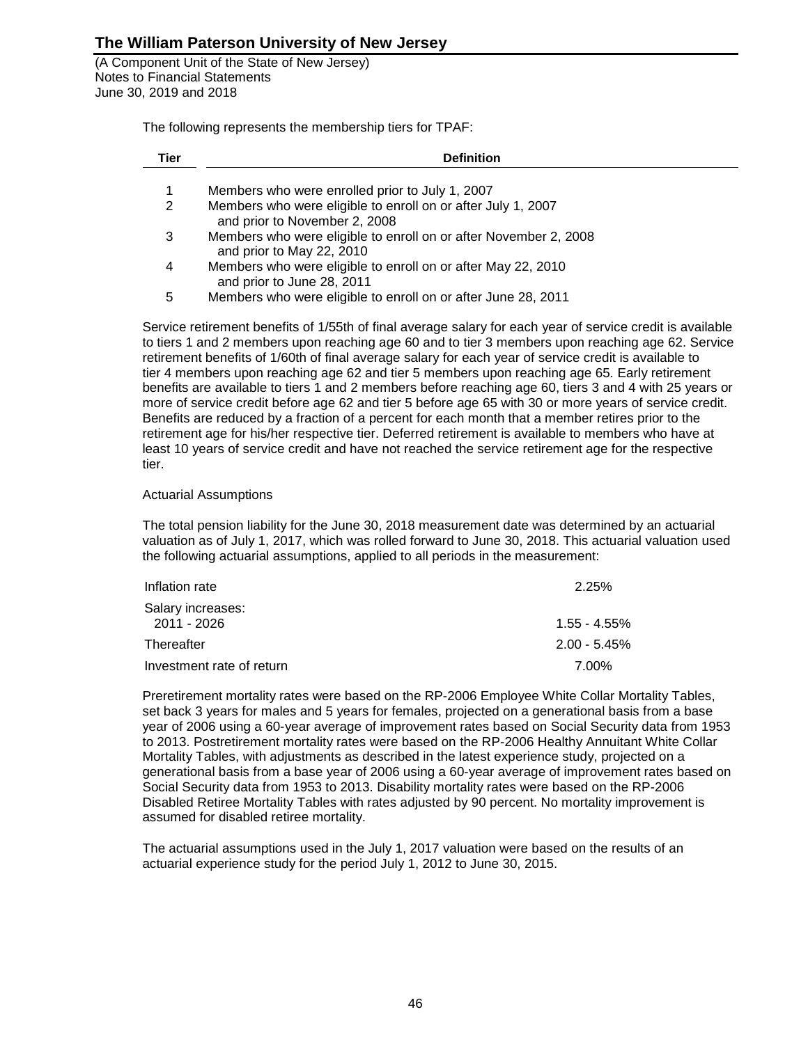The following represents the membership tiers for TPAF:

| Tier | Definition |
|---|---|
| 1 | Members who were enrolled prior to July 1, 2007 |
| 2 | Members who were eligible to enroll on or after July 1, 2007 and prior to November 2, 2008 |
| 3 | Members who were eligible to enroll on or after November 2, 2008 and prior to May 22, 2010 |
| 4 | Members who were eligible to enroll on or after May 22, 2010 and prior to June 28, 2011 |
| 5 | Members who were eligible to enroll on or after June 28, 2011 |

Service retirement benefits of 1/55th of final average salary for each year of service credit is available to tiers 1 and 2 members upon reaching age 60 and to tier 3 members upon reaching age 62. Service retirement benefits of 1/60th of final average salary for each year of service credit is available to tier 4 members upon reaching age 62 and tier 5 members upon reaching age 65. Early retirement benefits are available to tiers 1 and 2 members before reaching age 60, tiers 3 and 4 with 25 years or more of service credit before age 62 and tier 5 before age 65 with 30 or more years of service credit. Benefits are reduced by a fraction of a percent for each month that a member retires prior to the retirement age for his/her respective tier. Deferred retirement is available to members who have at least 10 years of service credit and have not reached the service retirement age for the respective tier.

Actuarial Assumptions

The total pension liability for the June 30, 2018 measurement date was determined by an actuarial valuation as of July 1, 2017, which was rolled forward to June 30, 2018. This actuarial valuation used the following actuarial assumptions, applied to all periods in the measurement:

| | |
|---|---|
| Inflation rate | 2.25% |
| Salary increases: | |
| 2011 - 2026 | 1.55 - 4.55% |
| Thereafter | 2.00 - 5.45% |
| Investment rate of return | 7.00% |

Preretirement mortality rates were based on the RP-2006 Employee White Collar Mortality Tables, set back 3 years for males and 5 years for females, projected on a generational basis from a base year of 2006 using a 60-year average of improvement rates based on Social Security data from 1953 to 2013. Postretirement mortality rates were based on the RP-2006 Healthy Annuitant White Collar Mortality Tables, with adjustments as described in the latest experience study, projected on a generational basis from a base year of 2006 using a 60-year average of improvement rates based on Social Security data from 1953 to 2013. Disability mortality rates were based on the RP-2006 Disabled Retiree Mortality Tables with rates adjusted by 90 percent. No mortality improvement is assumed for disabled retiree mortality.

The actuarial assumptions used in the July 1, 2017 valuation were based on the results of an actuarial experience study for the period July 1, 2012 to June 30, 2015.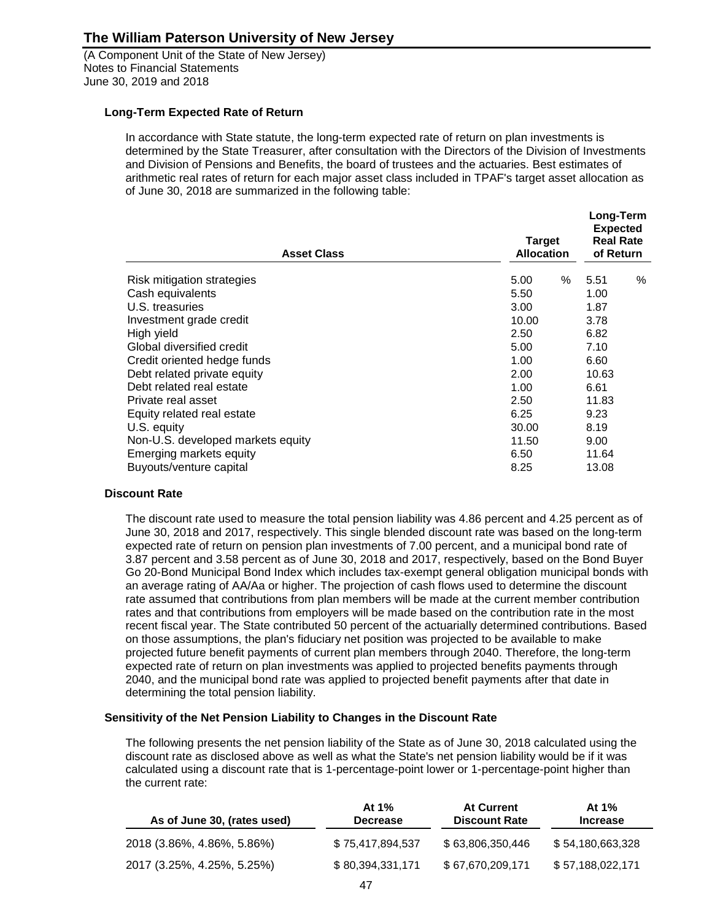### Long-Term Expected Rate of Return

In accordance with State statute, the long-term expected rate of return on plan investments is determined by the State Treasurer, after consultation with the Directors of the Division of Investments and Division of Pensions and Benefits, the board of trustees and the actuaries. Best estimates of arithmetic real rates of return for each major asset class included in TPAF's target asset allocation as of June 30, 2018 are summarized in the following table:

| Asset Class | Target Allocation | Long-Term Expected Real Rate of Return |
|---|---|---|
| Risk mitigation strategies | 5.00 % | 5.51 % |
| Cash equivalents | 5.50 | 1.00 |
| U.S. treasuries | 3.00 | 1.87 |
| Investment grade credit | 10.00 | 3.78 |
| High yield | 2.50 | 6.82 |
| Global diversified credit | 5.00 | 7.10 |
| Credit oriented hedge funds | 1.00 | 6.60 |
| Debt related private equity | 2.00 | 10.63 |
| Debt related real estate | 1.00 | 6.61 |
| Private real asset | 2.50 | 11.83 |
| Equity related real estate | 6.25 | 9.23 |
| U.S. equity | 30.00 | 8.19 |
| Non-U.S. developed markets equity | 11.50 | 9.00 |
| Emerging markets equity | 6.50 | 11.64 |
| Buyouts/venture capital | 8.25 | 13.08 |

### Discount Rate

The discount rate used to measure the total pension liability was 4.86 percent and 4.25 percent as of June 30, 2018 and 2017, respectively. This single blended discount rate was based on the long-term expected rate of return on pension plan investments of 7.00 percent, and a municipal bond rate of 3.87 percent and 3.58 percent as of June 30, 2018 and 2017, respectively, based on the Bond Buyer Go 20-Bond Municipal Bond Index which includes tax-exempt general obligation municipal bonds with an average rating of AA/Aa or higher. The projection of cash flows used to determine the discount rate assumed that contributions from plan members will be made at the current member contribution rates and that contributions from employers will be made based on the contribution rate in the most recent fiscal year. The State contributed 50 percent of the actuarially determined contributions. Based on those assumptions, the plan's fiduciary net position was projected to be available to make projected future benefit payments of current plan members through 2040. Therefore, the long-term expected rate of return on plan investments was applied to projected benefits payments through 2040, and the municipal bond rate was applied to projected benefit payments after that date in determining the total pension liability.

### Sensitivity of the Net Pension Liability to Changes in the Discount Rate

The following presents the net pension liability of the State as of June 30, 2018 calculated using the discount rate as disclosed above as well as what the State's net pension liability would be if it was calculated using a discount rate that is 1-percentage-point lower or 1-percentage-point higher than the current rate:

| As of June 30, (rates used) | At 1% Decrease | At Current Discount Rate | At 1% Increase |
|---|---|---|---|
| 2018 (3.86%, 4.86%, 5.86%) | $ 75,417,894,537 | $ 63,806,350,446 | $ 54,180,663,328 |
| 2017 (3.25%, 4.25%, 5.25%) | $ 80,394,331,171 | $ 67,670,209,171 | $ 57,188,022,171 |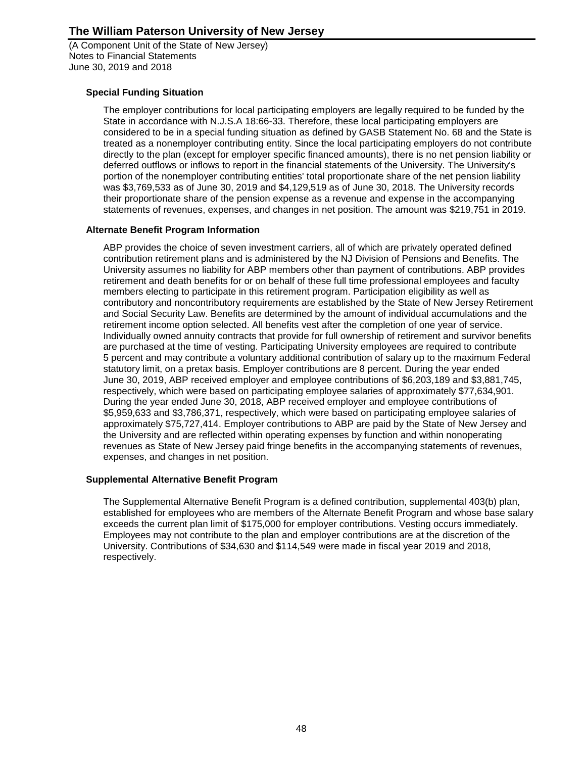### Special Funding Situation

The employer contributions for local participating employers are legally required to be funded by the State in accordance with N.J.S.A 18:66-33. Therefore, these local participating employers are considered to be in a special funding situation as defined by GASB Statement No. 68 and the State is treated as a nonemployer contributing entity. Since the local participating employers do not contribute directly to the plan (except for employer specific financed amounts), there is no net pension liability or deferred outflows or inflows to report in the financial statements of the University. The University's portion of the nonemployer contributing entities' total proportionate share of the net pension liability was $3,769,533 as of June 30, 2019 and $4,129,519 as of June 30, 2018. The University records their proportionate share of the pension expense as a revenue and expense in the accompanying statements of revenues, expenses, and changes in net position. The amount was $219,751 in 2019.

### Alternate Benefit Program Information

ABP provides the choice of seven investment carriers, all of which are privately operated defined contribution retirement plans and is administered by the NJ Division of Pensions and Benefits. The University assumes no liability for ABP members other than payment of contributions. ABP provides retirement and death benefits for or on behalf of these full time professional employees and faculty members electing to participate in this retirement program. Participation eligibility as well as contributory and noncontributory requirements are established by the State of New Jersey Retirement and Social Security Law. Benefits are determined by the amount of individual accumulations and the retirement income option selected. All benefits vest after the completion of one year of service. Individually owned annuity contracts that provide for full ownership of retirement and survivor benefits are purchased at the time of vesting. Participating University employees are required to contribute 5 percent and may contribute a voluntary additional contribution of salary up to the maximum Federal statutory limit, on a pretax basis. Employer contributions are 8 percent. During the year ended June 30, 2019, ABP received employer and employee contributions of $6,203,189 and $3,881,745, respectively, which were based on participating employee salaries of approximately $77,634,901. During the year ended June 30, 2018, ABP received employer and employee contributions of $5,959,633 and $3,786,371, respectively, which were based on participating employee salaries of approximately $75,727,414. Employer contributions to ABP are paid by the State of New Jersey and the University and are reflected within operating expenses by function and within nonoperating revenues as State of New Jersey paid fringe benefits in the accompanying statements of revenues, expenses, and changes in net position.

### Supplemental Alternative Benefit Program

The Supplemental Alternative Benefit Program is a defined contribution, supplemental 403(b) plan, established for employees who are members of the Alternate Benefit Program and whose base salary exceeds the current plan limit of $175,000 for employer contributions. Vesting occurs immediately. Employees may not contribute to the plan and employer contributions are at the discretion of the University. Contributions of $34,630 and $114,549 were made in fiscal year 2019 and 2018, respectively.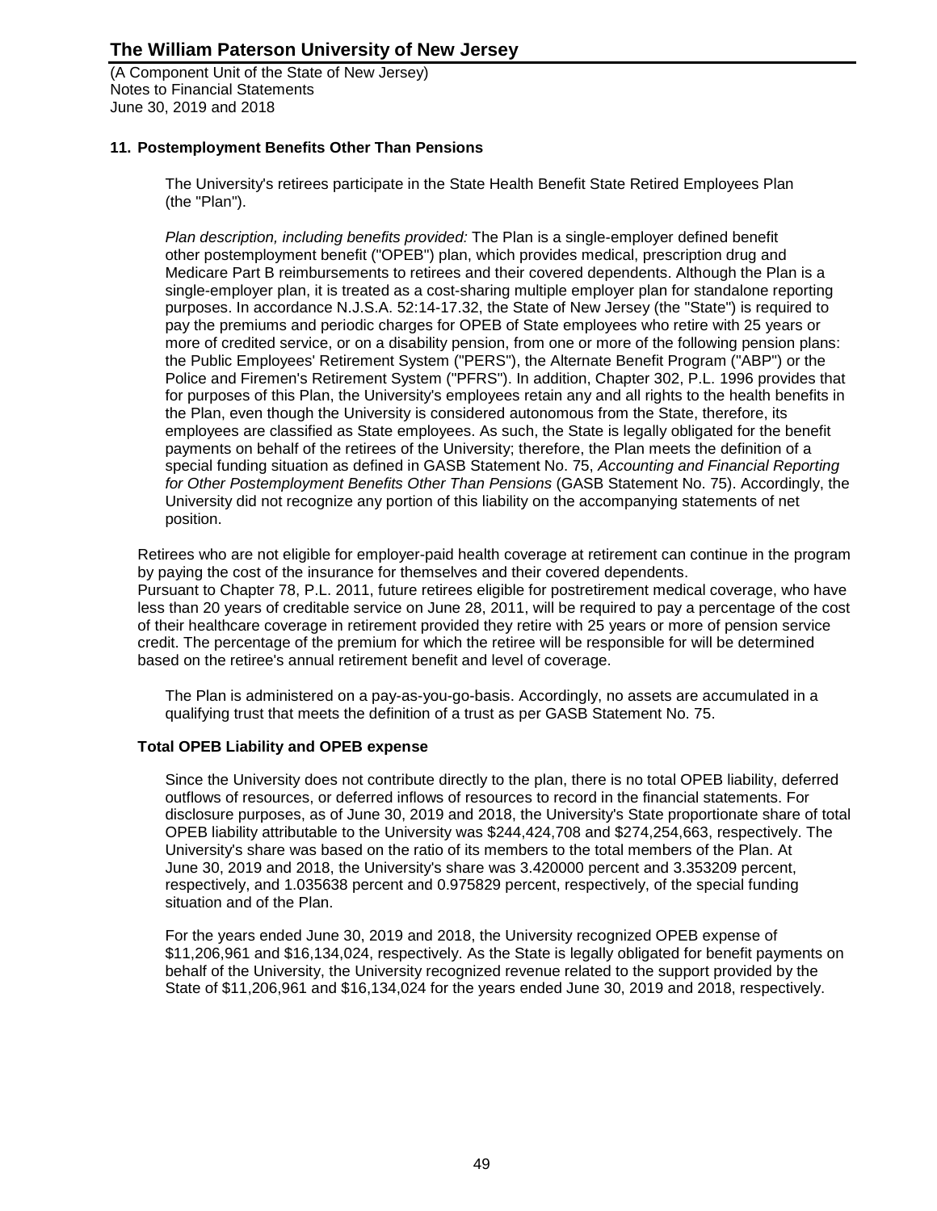## 11. Postemployment Benefits Other Than Pensions

The University's retirees participate in the State Health Benefit State Retired Employees Plan (the "Plan").

*Plan description, including benefits provided:* The Plan is a single-employer defined benefit other postemployment benefit ("OPEB") plan, which provides medical, prescription drug and Medicare Part B reimbursements to retirees and their covered dependents. Although the Plan is a single-employer plan, it is treated as a cost-sharing multiple employer plan for standalone reporting purposes. In accordance N.J.S.A. 52:14-17.32, the State of New Jersey (the "State") is required to pay the premiums and periodic charges for OPEB of State employees who retire with 25 years or more of credited service, or on a disability pension, from one or more of the following pension plans: the Public Employees' Retirement System ("PERS"), the Alternate Benefit Program ("ABP") or the Police and Firemen's Retirement System ("PFRS"). In addition, Chapter 302, P.L. 1996 provides that for purposes of this Plan, the University's employees retain any and all rights to the health benefits in the Plan, even though the University is considered autonomous from the State, therefore, its employees are classified as State employees. As such, the State is legally obligated for the benefit payments on behalf of the retirees of the University; therefore, the Plan meets the definition of a special funding situation as defined in GASB Statement No. 75, *Accounting and Financial Reporting for Other Postemployment Benefits Other Than Pensions* (GASB Statement No. 75). Accordingly, the University did not recognize any portion of this liability on the accompanying statements of net position.

Retirees who are not eligible for employer-paid health coverage at retirement can continue in the program by paying the cost of the insurance for themselves and their covered dependents.
Pursuant to Chapter 78, P.L. 2011, future retirees eligible for postretirement medical coverage, who have less than 20 years of creditable service on June 28, 2011, will be required to pay a percentage of the cost of their healthcare coverage in retirement provided they retire with 25 years or more of pension service credit. The percentage of the premium for which the retiree will be responsible for will be determined based on the retiree's annual retirement benefit and level of coverage.

The Plan is administered on a pay-as-you-go-basis. Accordingly, no assets are accumulated in a qualifying trust that meets the definition of a trust as per GASB Statement No. 75.

### Total OPEB Liability and OPEB expense

Since the University does not contribute directly to the plan, there is no total OPEB liability, deferred outflows of resources, or deferred inflows of resources to record in the financial statements. For disclosure purposes, as of June 30, 2019 and 2018, the University's State proportionate share of total OPEB liability attributable to the University was $244,424,708 and $274,254,663, respectively. The University's share was based on the ratio of its members to the total members of the Plan. At June 30, 2019 and 2018, the University's share was 3.420000 percent and 3.353209 percent, respectively, and 1.035638 percent and 0.975829 percent, respectively, of the special funding situation and of the Plan.

For the years ended June 30, 2019 and 2018, the University recognized OPEB expense of $11,206,961 and $16,134,024, respectively. As the State is legally obligated for benefit payments on behalf of the University, the University recognized revenue related to the support provided by the State of $11,206,961 and $16,134,024 for the years ended June 30, 2019 and 2018, respectively.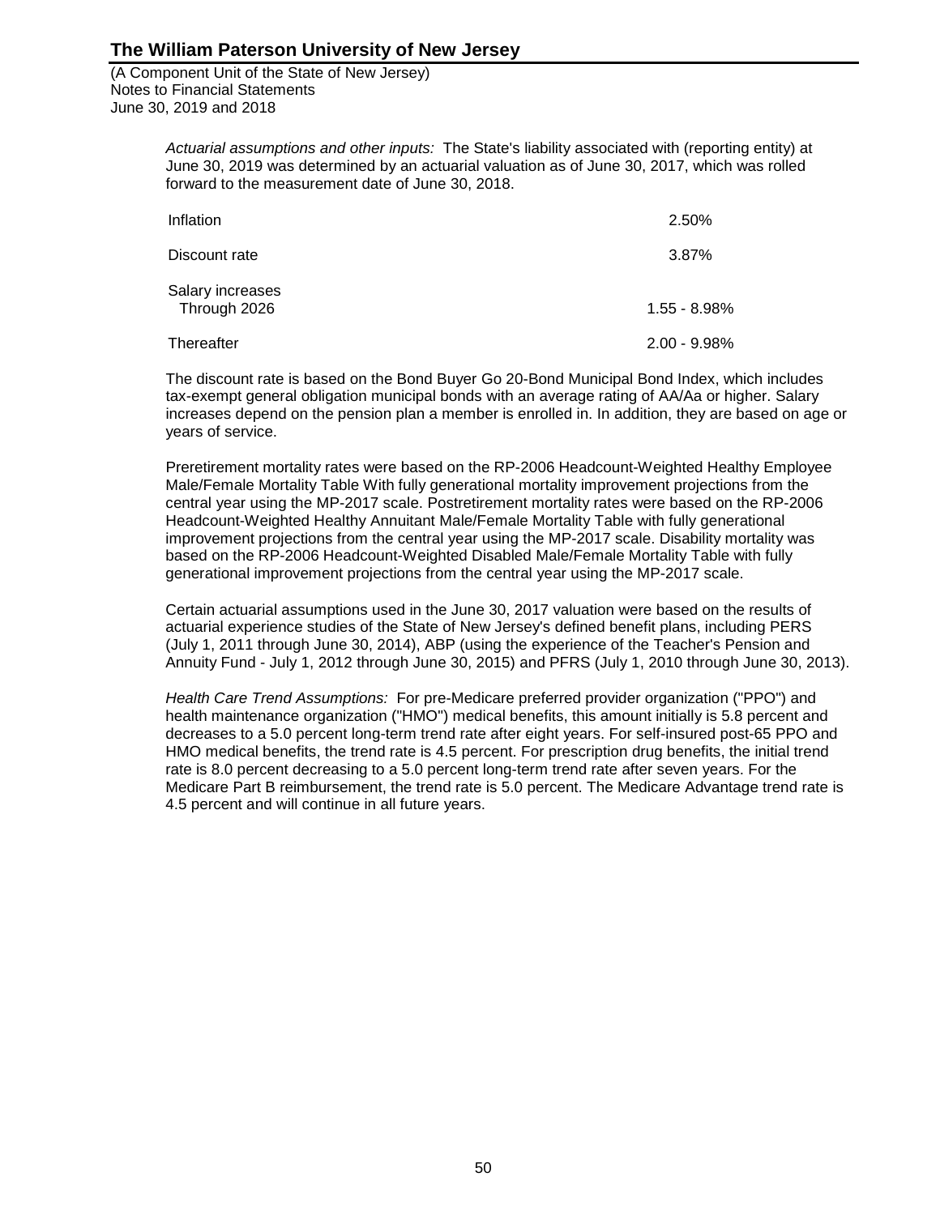*Actuarial assumptions and other inputs:* The State's liability associated with (reporting entity) at June 30, 2019 was determined by an actuarial valuation as of June 30, 2017, which was rolled forward to the measurement date of June 30, 2018.

| | |
|---|---|
| Inflation | 2.50% |
| Discount rate | 3.87% |
| Salary increases<br>Through 2026 | 1.55 - 8.98% |
| Thereafter | 2.00 - 9.98% |

The discount rate is based on the Bond Buyer Go 20-Bond Municipal Bond Index, which includes tax-exempt general obligation municipal bonds with an average rating of AA/Aa or higher. Salary increases depend on the pension plan a member is enrolled in. In addition, they are based on age or years of service.

Preretirement mortality rates were based on the RP-2006 Headcount-Weighted Healthy Employee Male/Female Mortality Table With fully generational mortality improvement projections from the central year using the MP-2017 scale. Postretirement mortality rates were based on the RP-2006 Headcount-Weighted Healthy Annuitant Male/Female Mortality Table with fully generational improvement projections from the central year using the MP-2017 scale. Disability mortality was based on the RP-2006 Headcount-Weighted Disabled Male/Female Mortality Table with fully generational improvement projections from the central year using the MP-2017 scale.

Certain actuarial assumptions used in the June 30, 2017 valuation were based on the results of actuarial experience studies of the State of New Jersey's defined benefit plans, including PERS (July 1, 2011 through June 30, 2014), ABP (using the experience of the Teacher's Pension and Annuity Fund - July 1, 2012 through June 30, 2015) and PFRS (July 1, 2010 through June 30, 2013).

*Health Care Trend Assumptions:* For pre-Medicare preferred provider organization ("PPO") and health maintenance organization ("HMO") medical benefits, this amount initially is 5.8 percent and decreases to a 5.0 percent long-term trend rate after eight years. For self-insured post-65 PPO and HMO medical benefits, the trend rate is 4.5 percent. For prescription drug benefits, the initial trend rate is 8.0 percent decreasing to a 5.0 percent long-term trend rate after seven years. For the Medicare Part B reimbursement, the trend rate is 5.0 percent. The Medicare Advantage trend rate is 4.5 percent and will continue in all future years.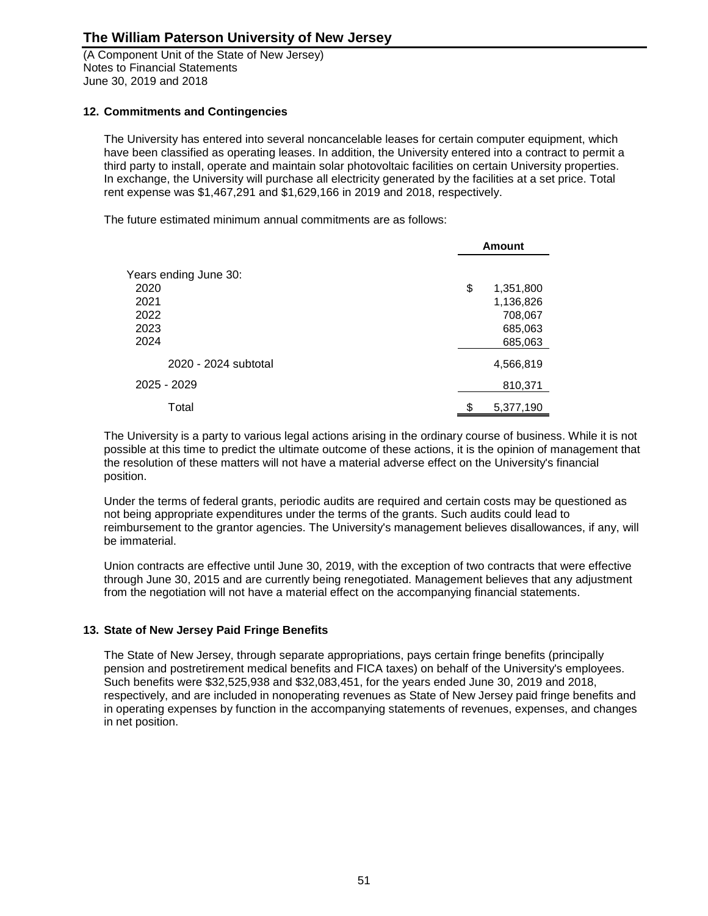## 12. Commitments and Contingencies

The University has entered into several noncancelable leases for certain computer equipment, which have been classified as operating leases. In addition, the University entered into a contract to permit a third party to install, operate and maintain solar photovoltaic facilities on certain University properties. In exchange, the University will purchase all electricity generated by the facilities at a set price. Total rent expense was $1,467,291 and $1,629,166 in 2019 and 2018, respectively.

The future estimated minimum annual commitments are as follows:

| | Amount |
|---|---|
| Years ending June 30: | |
| 2020 | $ 1,351,800 |
| 2021 | 1,136,826 |
| 2022 | 708,067 |
| 2023 | 685,063 |
| 2024 | 685,063 |
| 2020 - 2024 subtotal | 4,566,819 |
| 2025 - 2029 | 810,371 |
| Total | $ 5,377,190 |

The University is a party to various legal actions arising in the ordinary course of business. While it is not possible at this time to predict the ultimate outcome of these actions, it is the opinion of management that the resolution of these matters will not have a material adverse effect on the University's financial position.

Under the terms of federal grants, periodic audits are required and certain costs may be questioned as not being appropriate expenditures under the terms of the grants. Such audits could lead to reimbursement to the grantor agencies. The University's management believes disallowances, if any, will be immaterial.

Union contracts are effective until June 30, 2019, with the exception of two contracts that were effective through June 30, 2015 and are currently being renegotiated. Management believes that any adjustment from the negotiation will not have a material effect on the accompanying financial statements.

## 13. State of New Jersey Paid Fringe Benefits

The State of New Jersey, through separate appropriations, pays certain fringe benefits (principally pension and postretirement medical benefits and FICA taxes) on behalf of the University's employees. Such benefits were $32,525,938 and $32,083,451, for the years ended June 30, 2019 and 2018, respectively, and are included in nonoperating revenues as State of New Jersey paid fringe benefits and in operating expenses by function in the accompanying statements of revenues, expenses, and changes in net position.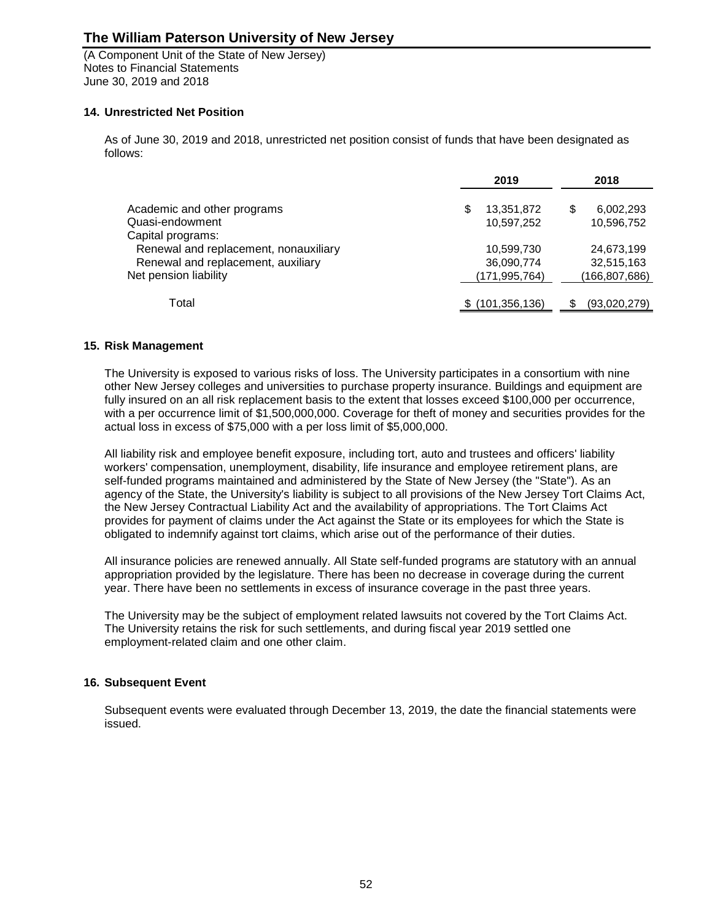## 14. Unrestricted Net Position

As of June 30, 2019 and 2018, unrestricted net position consist of funds that have been designated as follows:

| | 2019 | 2018 |
|---|---|---|
| Academic and other programs | $ 13,351,872 | $ 6,002,293 |
| Quasi-endowment | 10,597,252 | 10,596,752 |
| Capital programs: | | |
| Renewal and replacement, nonauxiliary | 10,599,730 | 24,673,199 |
| Renewal and replacement, auxiliary | 36,090,774 | 32,515,163 |
| Net pension liability | (171,995,764) | (166,807,686) |
| Total | $ (101,356,136) | $ (93,020,279) |

## 15. Risk Management

The University is exposed to various risks of loss. The University participates in a consortium with nine other New Jersey colleges and universities to purchase property insurance. Buildings and equipment are fully insured on an all risk replacement basis to the extent that losses exceed $100,000 per occurrence, with a per occurrence limit of $1,500,000,000. Coverage for theft of money and securities provides for the actual loss in excess of $75,000 with a per loss limit of $5,000,000.

All liability risk and employee benefit exposure, including tort, auto and trustees and officers' liability workers' compensation, unemployment, disability, life insurance and employee retirement plans, are self-funded programs maintained and administered by the State of New Jersey (the "State"). As an agency of the State, the University's liability is subject to all provisions of the New Jersey Tort Claims Act, the New Jersey Contractual Liability Act and the availability of appropriations. The Tort Claims Act provides for payment of claims under the Act against the State or its employees for which the State is obligated to indemnify against tort claims, which arise out of the performance of their duties.

All insurance policies are renewed annually. All State self-funded programs are statutory with an annual appropriation provided by the legislature. There has been no decrease in coverage during the current year. There have been no settlements in excess of insurance coverage in the past three years.

The University may be the subject of employment related lawsuits not covered by the Tort Claims Act. The University retains the risk for such settlements, and during fiscal year 2019 settled one employment-related claim and one other claim.

## 16. Subsequent Event

Subsequent events were evaluated through December 13, 2019, the date the financial statements were issued.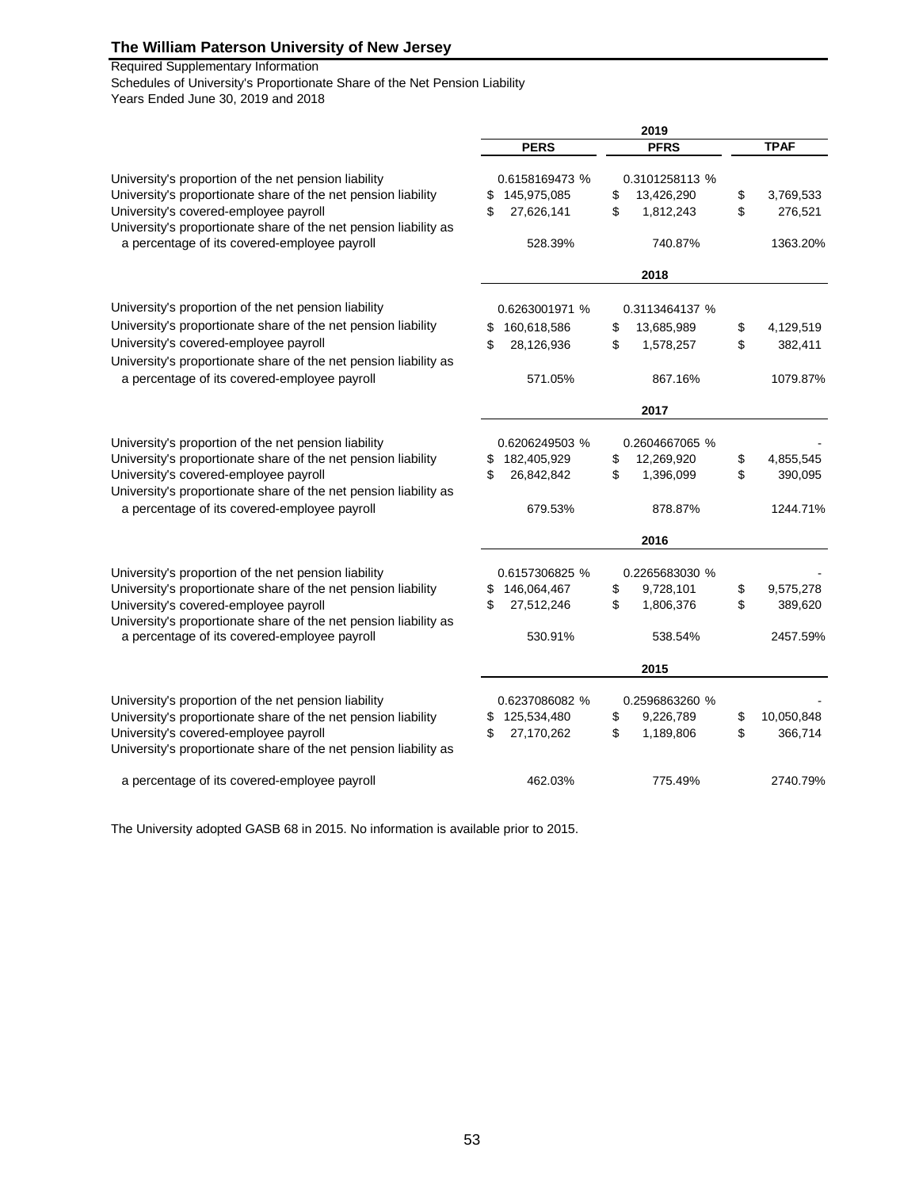# The William Paterson University of New Jersey

Required Supplementary Information
Schedules of University's Proportionate Share of the Net Pension Liability
Years Ended June 30, 2019 and 2018

| | PERS | PFRS | TPAF |
|---|---|---|---|
| **2019** | | | |
| University's proportion of the net pension liability | 0.6158169473 % | 0.3101258113 % | |
| University's proportionate share of the net pension liability | $ 145,975,085 | $ 13,426,290 | $ 3,769,533 |
| University's covered-employee payroll | $ 27,626,141 | $ 1,812,243 | $ 276,521 |
| University's proportionate share of the net pension liability as a percentage of its covered-employee payroll | 528.39% | 740.87% | 1363.20% |
| **2018** | | | |
| University's proportion of the net pension liability | 0.6263001971 % | 0.3113464137 % | |
| University's proportionate share of the net pension liability | $ 160,618,586 | $ 13,685,989 | $ 4,129,519 |
| University's covered-employee payroll | $ 28,126,936 | $ 1,578,257 | $ 382,411 |
| University's proportionate share of the net pension liability as a percentage of its covered-employee payroll | 571.05% | 867.16% | 1079.87% |
| **2017** | | | |
| University's proportion of the net pension liability | 0.6206249503 % | 0.2604667065 % | - |
| University's proportionate share of the net pension liability | $ 182,405,929 | $ 12,269,920 | $ 4,855,545 |
| University's covered-employee payroll | $ 26,842,842 | $ 1,396,099 | $ 390,095 |
| University's proportionate share of the net pension liability as a percentage of its covered-employee payroll | 679.53% | 878.87% | 1244.71% |
| **2016** | | | |
| University's proportion of the net pension liability | 0.6157306825 % | 0.2265683030 % | - |
| University's proportionate share of the net pension liability | $ 146,064,467 | $ 9,728,101 | $ 9,575,278 |
| University's covered-employee payroll | $ 27,512,246 | $ 1,806,376 | $ 389,620 |
| University's proportionate share of the net pension liability as a percentage of its covered-employee payroll | 530.91% | 538.54% | 2457.59% |
| **2015** | | | |
| University's proportion of the net pension liability | 0.6237086082 % | 0.2596863260 % | - |
| University's proportionate share of the net pension liability | $ 125,534,480 | $ 9,226,789 | $ 10,050,848 |
| University's covered-employee payroll | $ 27,170,262 | $ 1,189,806 | $ 366,714 |
| University's proportionate share of the net pension liability as a percentage of its covered-employee payroll | 462.03% | 775.49% | 2740.79% |

The University adopted GASB 68 in 2015. No information is available prior to 2015.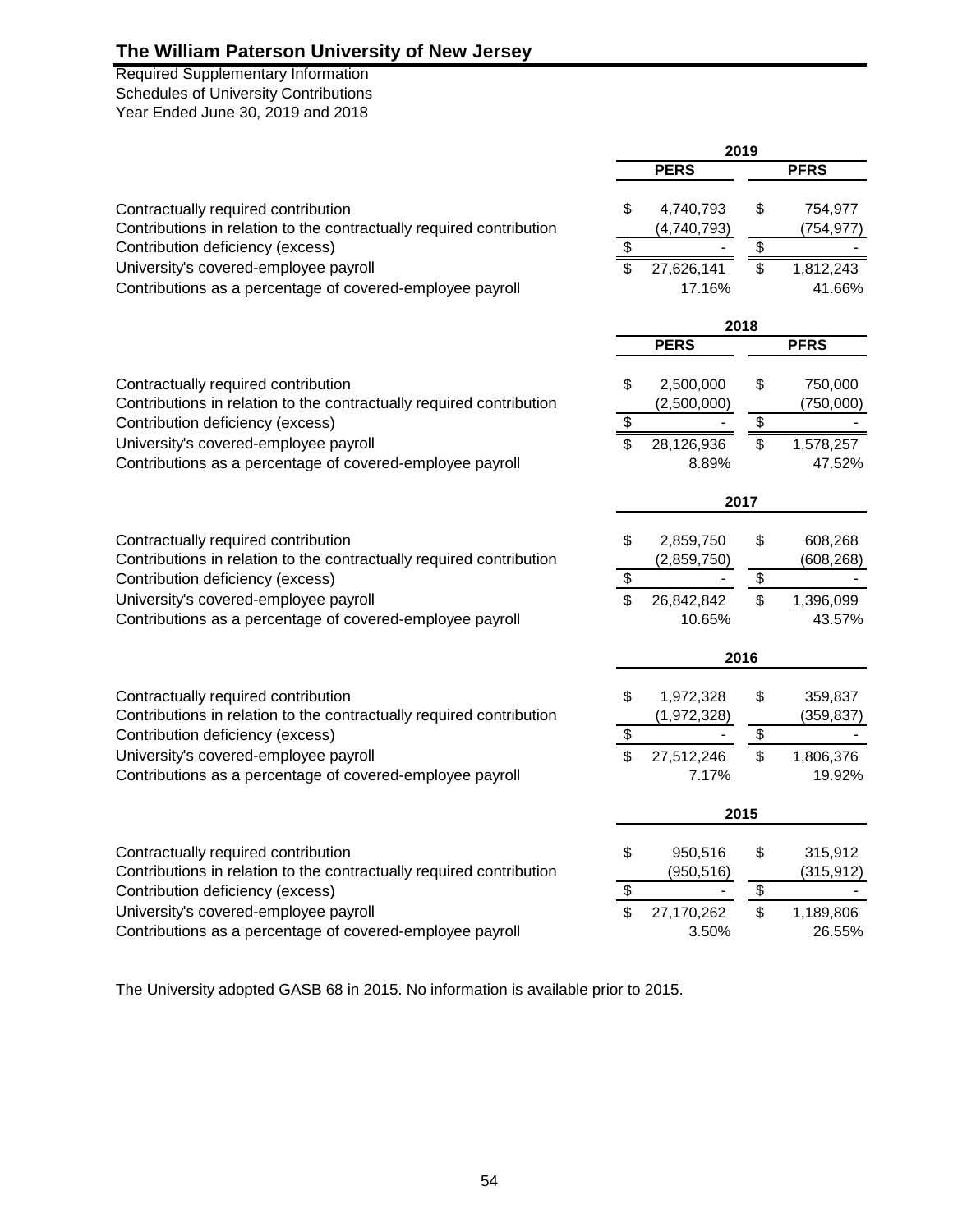# The William Paterson University of New Jersey

Required Supplementary Information
Schedules of University Contributions
Year Ended June 30, 2019 and 2018

| | 2019 | |
|---|---|---|
| | PERS | PFRS |
| Contractually required contribution | $ 4,740,793 | $ 754,977 |
| Contributions in relation to the contractually required contribution | (4,740,793) | (754,977) |
| Contribution deficiency (excess) | $ - | $ - |
| University's covered-employee payroll | $ 27,626,141 | $ 1,812,243 |
| Contributions as a percentage of covered-employee payroll | 17.16% | 41.66% |

| | 2018 | |
|---|---|---|
| | PERS | PFRS |
| Contractually required contribution | $ 2,500,000 | $ 750,000 |
| Contributions in relation to the contractually required contribution | (2,500,000) | (750,000) |
| Contribution deficiency (excess) | $ - | $ - |
| University's covered-employee payroll | $ 28,126,936 | $ 1,578,257 |
| Contributions as a percentage of covered-employee payroll | 8.89% | 47.52% |

| | 2017 | |
|---|---|---|
| Contractually required contribution | $ 2,859,750 | $ 608,268 |
| Contributions in relation to the contractually required contribution | (2,859,750) | (608,268) |
| Contribution deficiency (excess) | $ - | $ - |
| University's covered-employee payroll | $ 26,842,842 | $ 1,396,099 |
| Contributions as a percentage of covered-employee payroll | 10.65% | 43.57% |

| | 2016 | |
|---|---|---|
| Contractually required contribution | $ 1,972,328 | $ 359,837 |
| Contributions in relation to the contractually required contribution | (1,972,328) | (359,837) |
| Contribution deficiency (excess) | $ - | $ - |
| University's covered-employee payroll | $ 27,512,246 | $ 1,806,376 |
| Contributions as a percentage of covered-employee payroll | 7.17% | 19.92% |

| | 2015 | |
|---|---|---|
| Contractually required contribution | $ 950,516 | $ 315,912 |
| Contributions in relation to the contractually required contribution | (950,516) | (315,912) |
| Contribution deficiency (excess) | $ - | $ - |
| University's covered-employee payroll | $ 27,170,262 | $ 1,189,806 |
| Contributions as a percentage of covered-employee payroll | 3.50% | 26.55% |

The University adopted GASB 68 in 2015. No information is available prior to 2015.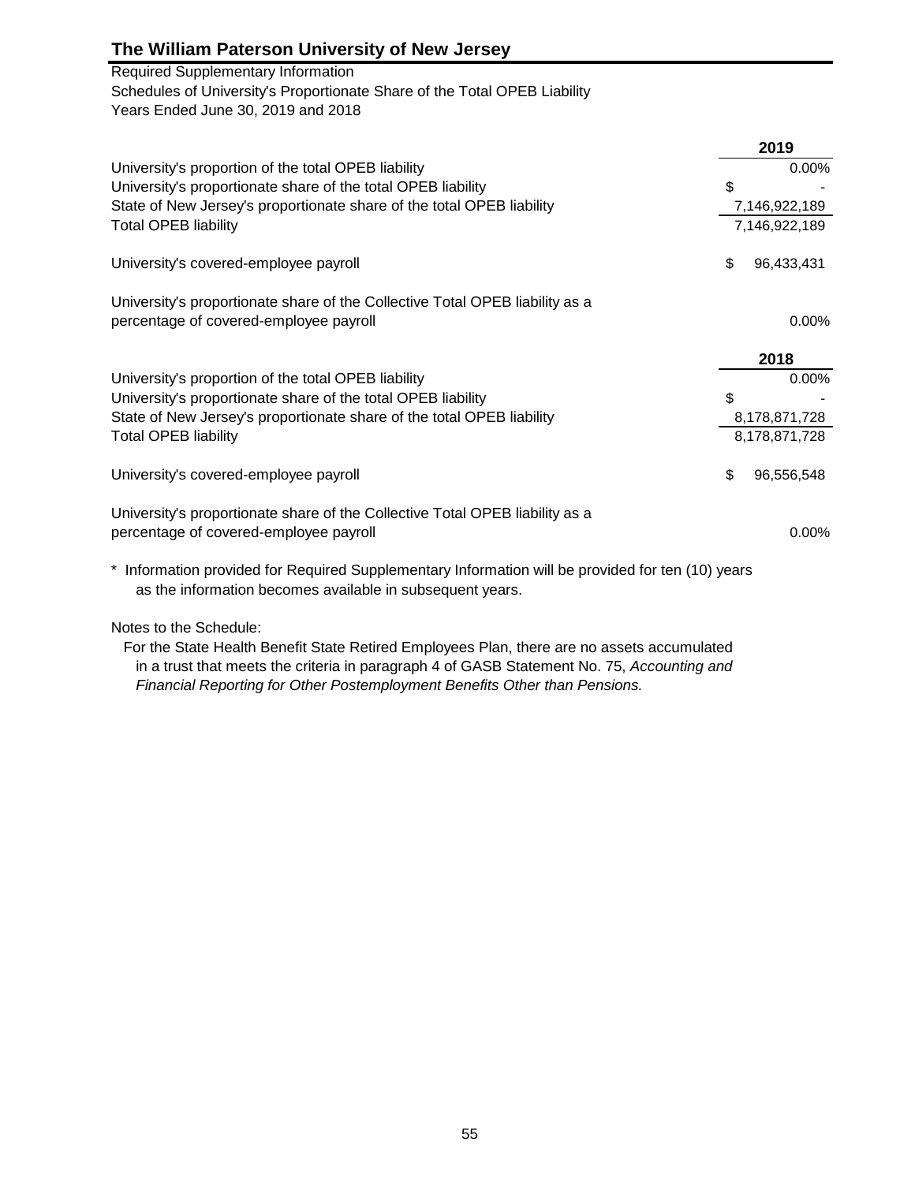# The William Paterson University of New Jersey

Required Supplementary Information
Schedules of University's Proportionate Share of the Total OPEB Liability
Years Ended June 30, 2019 and 2018

| | 2019 |
|---|---|
| University's proportion of the total OPEB liability | 0.00% |
| University's proportionate share of the total OPEB liability | $ - |
| State of New Jersey's proportionate share of the total OPEB liability | 7,146,922,189 |
| Total OPEB liability | 7,146,922,189 |
| University's covered-employee payroll | $ 96,433,431 |
| University's proportionate share of the Collective Total OPEB liability as a percentage of covered-employee payroll | 0.00% |

| | 2018 |
|---|---|
| University's proportion of the total OPEB liability | 0.00% |
| University's proportionate share of the total OPEB liability | $ - |
| State of New Jersey's proportionate share of the total OPEB liability | 8,178,871,728 |
| Total OPEB liability | 8,178,871,728 |
| University's covered-employee payroll | $ 96,556,548 |
| University's proportionate share of the Collective Total OPEB liability as a percentage of covered-employee payroll | 0.00% |

* Information provided for Required Supplementary Information will be provided for ten (10) years as the information becomes available in subsequent years.

Notes to the Schedule:

For the State Health Benefit State Retired Employees Plan, there are no assets accumulated in a trust that meets the criteria in paragraph 4 of GASB Statement No. 75, *Accounting and Financial Reporting for Other Postemployment Benefits Other than Pensions.*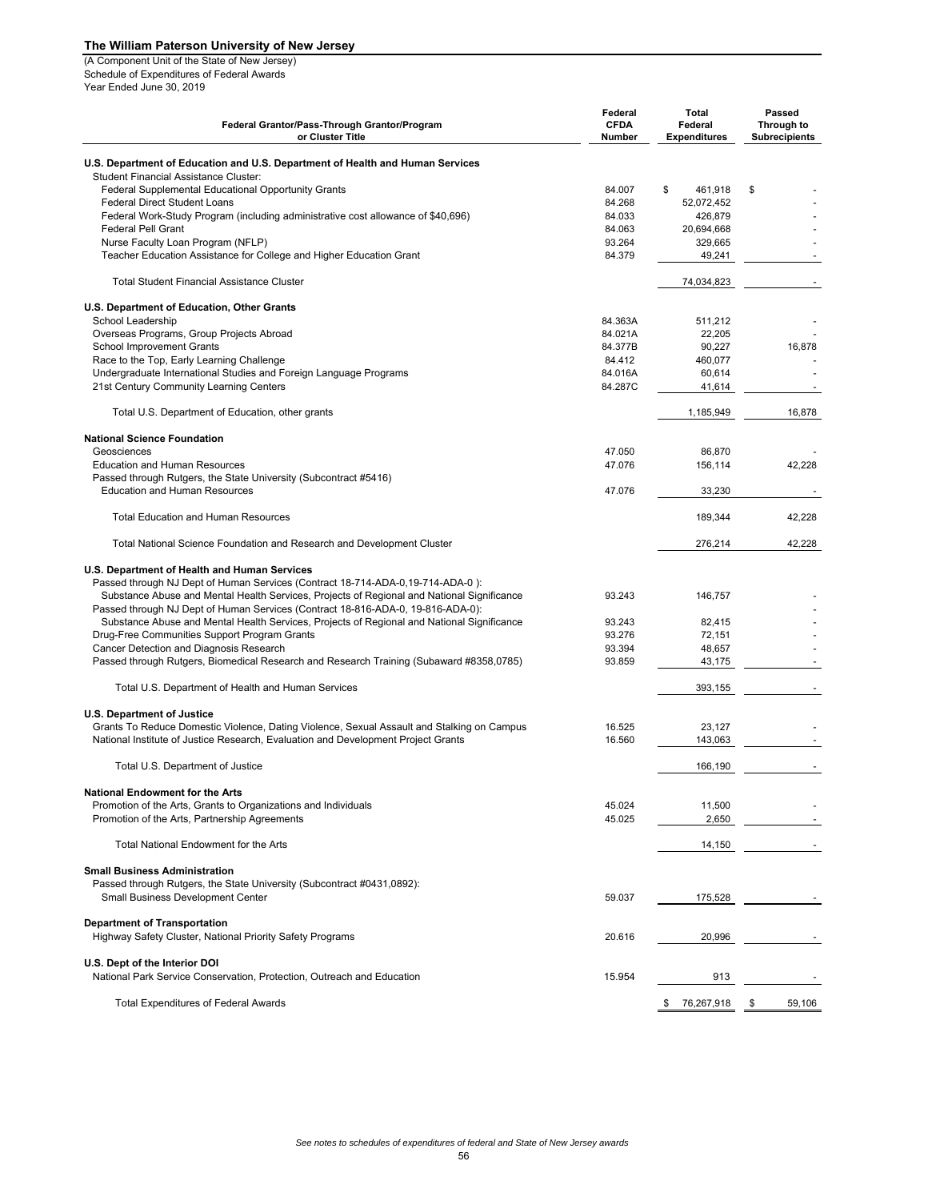# The William Paterson University of New Jersey

(A Component Unit of the State of New Jersey)
Schedule of Expenditures of Federal Awards
Year Ended June 30, 2019

| Federal Grantor/Pass-Through Grantor/Program or Cluster Title | Federal CFDA Number | Total Federal Expenditures | Passed Through to Subrecipients |
|---|---|---|---|
| **U.S. Department of Education and U.S. Department of Health and Human Services** | | | |
| Student Financial Assistance Cluster: | | | |
| Federal Supplemental Educational Opportunity Grants | 84.007 | $ 461,918 | $ - |
| Federal Direct Student Loans | 84.268 | 52,072,452 | - |
| Federal Work-Study Program (including administrative cost allowance of $40,696) | 84.033 | 426,879 | - |
| Federal Pell Grant | 84.063 | 20,694,668 | - |
| Nurse Faculty Loan Program (NFLP) | 93.264 | 329,665 | - |
| Teacher Education Assistance for College and Higher Education Grant | 84.379 | 49,241 | - |
| Total Student Financial Assistance Cluster | | 74,034,823 | - |
| **U.S. Department of Education, Other Grants** | | | |
| School Leadership | 84.363A | 511,212 | - |
| Overseas Programs, Group Projects Abroad | 84.021A | 22,205 | - |
| School Improvement Grants | 84.377B | 90,227 | 16,878 |
| Race to the Top, Early Learning Challenge | 84.412 | 460,077 | - |
| Undergraduate International Studies and Foreign Language Programs | 84.016A | 60,614 | - |
| 21st Century Community Learning Centers | 84.287C | 41,614 | - |
| Total U.S. Department of Education, other grants | | 1,185,949 | 16,878 |
| **National Science Foundation** | | | |
| Geosciences | 47.050 | 86,870 | - |
| Education and Human Resources | 47.076 | 156,114 | 42,228 |
| Passed through Rutgers, the State University (Subcontract #5416) | | | |
| Education and Human Resources | 47.076 | 33,230 | - |
| Total Education and Human Resources | | 189,344 | 42,228 |
| Total National Science Foundation and Research and Development Cluster | | 276,214 | 42,228 |
| **U.S. Department of Health and Human Services** | | | |
| Passed through NJ Dept of Human Services (Contract 18-714-ADA-0,19-714-ADA-0 ): | | | |
| Substance Abuse and Mental Health Services, Projects of Regional and National Significance | 93.243 | 146,757 | - |
| Passed through NJ Dept of Human Services (Contract 18-816-ADA-0, 19-816-ADA-0): | | | - |
| Substance Abuse and Mental Health Services, Projects of Regional and National Significance | 93.243 | 82,415 | - |
| Drug-Free Communities Support Program Grants | 93.276 | 72,151 | - |
| Cancer Detection and Diagnosis Research | 93.394 | 48,657 | - |
| Passed through Rutgers, Biomedical Research and Research Training (Subaward #8358,0785) | 93.859 | 43,175 | - |
| Total U.S. Department of Health and Human Services | | 393,155 | - |
| **U.S. Department of Justice** | | | |
| Grants To Reduce Domestic Violence, Dating Violence, Sexual Assault and Stalking on Campus | 16.525 | 23,127 | - |
| National Institute of Justice Research, Evaluation and Development Project Grants | 16.560 | 143,063 | - |
| Total U.S. Department of Justice | | 166,190 | - |
| **National Endowment for the Arts** | | | |
| Promotion of the Arts, Grants to Organizations and Individuals | 45.024 | 11,500 | - |
| Promotion of the Arts, Partnership Agreements | 45.025 | 2,650 | - |
| Total National Endowment for the Arts | | 14,150 | - |
| **Small Business Administration** | | | |
| Passed through Rutgers, the State University (Subcontract #0431,0892): | | | |
| Small Business Development Center | 59.037 | 175,528 | - |
| **Department of Transportation** | | | |
| Highway Safety Cluster, National Priority Safety Programs | 20.616 | 20,996 | - |
| **U.S. Dept of the Interior DOI** | | | |
| National Park Service Conservation, Protection, Outreach and Education | 15.954 | 913 | - |
| Total Expenditures of Federal Awards | | $ 76,267,918 | $ 59,106 |

*See notes to schedules of expenditures of federal and State of New Jersey awards*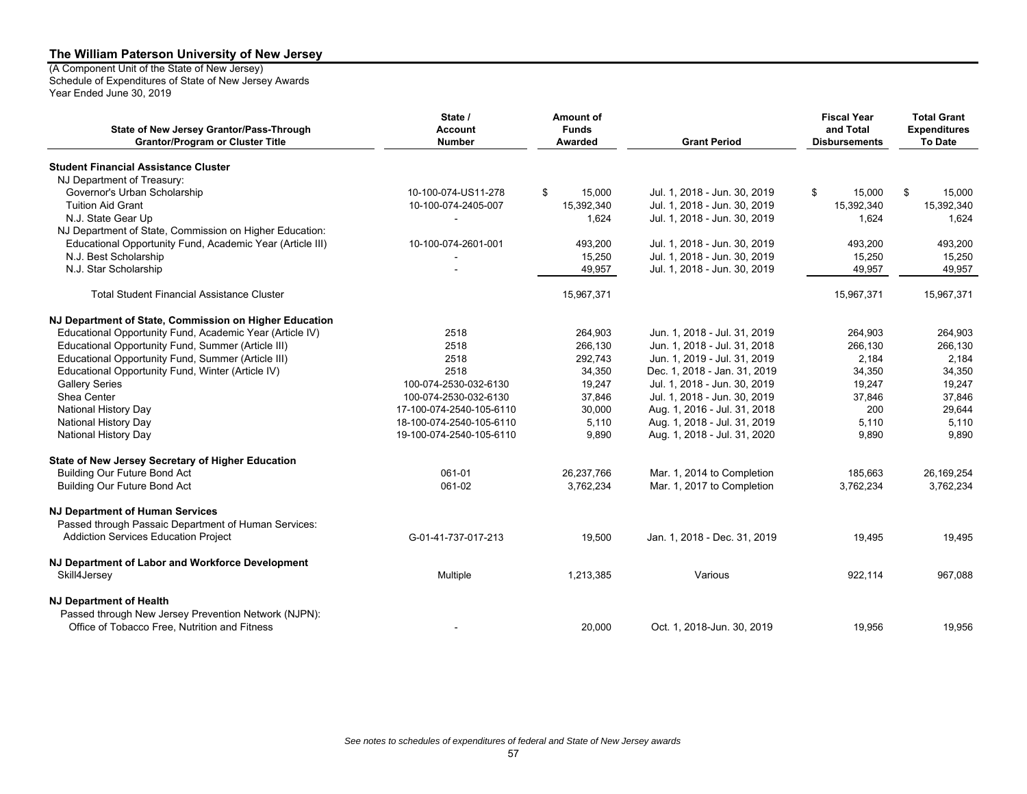## The William Paterson University of New Jersey

(A Component Unit of the State of New Jersey)
Schedule of Expenditures of State of New Jersey Awards
Year Ended June 30, 2019

| State of New Jersey Grantor/Pass-Through Grantor/Program or Cluster Title | State / Account Number | Amount of Funds Awarded | Grant Period | Fiscal Year and Total Disbursements | Total Grant Expenditures To Date |
|---|---|---|---|---|---|
| **Student Financial Assistance Cluster** | | | | | |
| NJ Department of Treasury: | | | | | |
| Governor's Urban Scholarship | 10-100-074-US11-278 | $ 15,000 | Jul. 1, 2018 - Jun. 30, 2019 | $ 15,000 | $ 15,000 |
| Tuition Aid Grant | 10-100-074-2405-007 | 15,392,340 | Jul. 1, 2018 - Jun. 30, 2019 | 15,392,340 | 15,392,340 |
| N.J. State Gear Up | - | 1,624 | Jul. 1, 2018 - Jun. 30, 2019 | 1,624 | 1,624 |
| NJ Department of State, Commission on Higher Education: | | | | | |
| Educational Opportunity Fund, Academic Year (Article III) | 10-100-074-2601-001 | 493,200 | Jul. 1, 2018 - Jun. 30, 2019 | 493,200 | 493,200 |
| N.J. Best Scholarship | - | 15,250 | Jul. 1, 2018 - Jun. 30, 2019 | 15,250 | 15,250 |
| N.J. Star Scholarship | - | 49,957 | Jul. 1, 2018 - Jun. 30, 2019 | 49,957 | 49,957 |
| Total Student Financial Assistance Cluster | | 15,967,371 | | 15,967,371 | 15,967,371 |
| **NJ Department of State, Commission on Higher Education** | | | | | |
| Educational Opportunity Fund, Academic Year (Article IV) | 2518 | 264,903 | Jun. 1, 2018 - Jul. 31, 2019 | 264,903 | 264,903 |
| Educational Opportunity Fund, Summer (Article III) | 2518 | 266,130 | Jun. 1, 2018 - Jul. 31, 2018 | 266,130 | 266,130 |
| Educational Opportunity Fund, Summer (Article III) | 2518 | 292,743 | Jun. 1, 2019 - Jul. 31, 2019 | 2,184 | 2,184 |
| Educational Opportunity Fund, Winter (Article IV) | 2518 | 34,350 | Dec. 1, 2018 - Jan. 31, 2019 | 34,350 | 34,350 |
| Gallery Series | 100-074-2530-032-6130 | 19,247 | Jul. 1, 2018 - Jun. 30, 2019 | 19,247 | 19,247 |
| Shea Center | 100-074-2530-032-6130 | 37,846 | Jul. 1, 2018 - Jun. 30, 2019 | 37,846 | 37,846 |
| National History Day | 17-100-074-2540-105-6110 | 30,000 | Aug. 1, 2016 - Jul. 31, 2018 | 200 | 29,644 |
| National History Day | 18-100-074-2540-105-6110 | 5,110 | Aug. 1, 2018 - Jul. 31, 2019 | 5,110 | 5,110 |
| National History Day | 19-100-074-2540-105-6110 | 9,890 | Aug. 1, 2018 - Jul. 31, 2020 | 9,890 | 9,890 |
| **State of New Jersey Secretary of Higher Education** | | | | | |
| Building Our Future Bond Act | 061-01 | 26,237,766 | Mar. 1, 2014 to Completion | 185,663 | 26,169,254 |
| Building Our Future Bond Act | 061-02 | 3,762,234 | Mar. 1, 2017 to Completion | 3,762,234 | 3,762,234 |
| **NJ Department of Human Services** | | | | | |
| Passed through Passaic Department of Human Services: | | | | | |
| Addiction Services Education Project | G-01-41-737-017-213 | 19,500 | Jan. 1, 2018 - Dec. 31, 2019 | 19,495 | 19,495 |
| **NJ Department of Labor and Workforce Development** | | | | | |
| Skill4Jersey | Multiple | 1,213,385 | Various | 922,114 | 967,088 |
| **NJ Department of Health** | | | | | |
| Passed through New Jersey Prevention Network (NJPN): | | | | | |
| Office of Tobacco Free, Nutrition and Fitness | - | 20,000 | Oct. 1, 2018-Jun. 30, 2019 | 19,956 | 19,956 |

*See notes to schedules of expenditures of federal and State of New Jersey awards*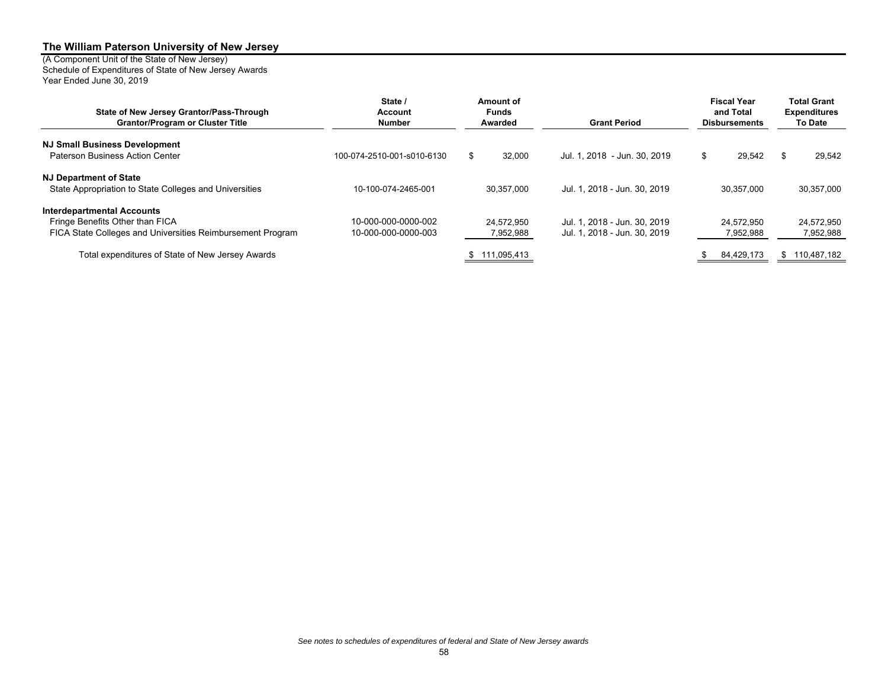## The William Paterson University of New Jersey

(A Component Unit of the State of New Jersey)
Schedule of Expenditures of State of New Jersey Awards
Year Ended June 30, 2019

| State of New Jersey Grantor/Pass-Through Grantor/Program or Cluster Title | State / Account Number | Amount of Funds Awarded | Grant Period | Fiscal Year and Total Disbursements | Total Grant Expenditures To Date |
|---|---|---|---|---|---|
| **NJ Small Business Development** | | | | | |
| Paterson Business Action Center | 100-074-2510-001-s010-6130 | $ 32,000 | Jul. 1, 2018 - Jun. 30, 2019 | $ 29,542 | $ 29,542 |
| **NJ Department of State** | | | | | |
| State Appropriation to State Colleges and Universities | 10-100-074-2465-001 | 30,357,000 | Jul. 1, 2018 - Jun. 30, 2019 | 30,357,000 | 30,357,000 |
| **Interdepartmental Accounts** | | | | | |
| Fringe Benefits Other than FICA | 10-000-000-0000-002 | 24,572,950 | Jul. 1, 2018 - Jun. 30, 2019 | 24,572,950 | 24,572,950 |
| FICA State Colleges and Universities Reimbursement Program | 10-000-000-0000-003 | 7,952,988 | Jul. 1, 2018 - Jun. 30, 2019 | 7,952,988 | 7,952,988 |
| Total expenditures of State of New Jersey Awards | | $ 111,095,413 | | $ 84,429,173 | $ 110,487,182 |

*See notes to schedules of expenditures of federal and State of New Jersey awards*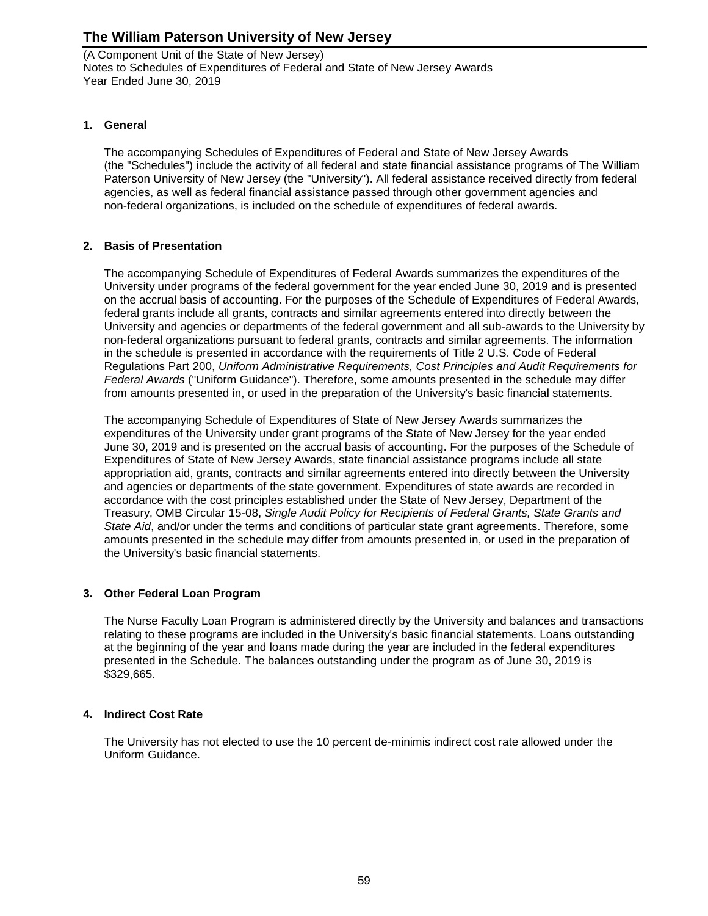# The William Paterson University of New Jersey

(A Component Unit of the State of New Jersey)
Notes to Schedules of Expenditures of Federal and State of New Jersey Awards
Year Ended June 30, 2019

## 1. General

The accompanying Schedules of Expenditures of Federal and State of New Jersey Awards (the "Schedules") include the activity of all federal and state financial assistance programs of The William Paterson University of New Jersey (the "University"). All federal assistance received directly from federal agencies, as well as federal financial assistance passed through other government agencies and non-federal organizations, is included on the schedule of expenditures of federal awards.

## 2. Basis of Presentation

The accompanying Schedule of Expenditures of Federal Awards summarizes the expenditures of the University under programs of the federal government for the year ended June 30, 2019 and is presented on the accrual basis of accounting. For the purposes of the Schedule of Expenditures of Federal Awards, federal grants include all grants, contracts and similar agreements entered into directly between the University and agencies or departments of the federal government and all sub-awards to the University by non-federal organizations pursuant to federal grants, contracts and similar agreements. The information in the schedule is presented in accordance with the requirements of Title 2 U.S. Code of Federal Regulations Part 200, *Uniform Administrative Requirements, Cost Principles and Audit Requirements for Federal Awards* ("Uniform Guidance"). Therefore, some amounts presented in the schedule may differ from amounts presented in, or used in the preparation of the University's basic financial statements.

The accompanying Schedule of Expenditures of State of New Jersey Awards summarizes the expenditures of the University under grant programs of the State of New Jersey for the year ended June 30, 2019 and is presented on the accrual basis of accounting. For the purposes of the Schedule of Expenditures of State of New Jersey Awards, state financial assistance programs include all state appropriation aid, grants, contracts and similar agreements entered into directly between the University and agencies or departments of the state government. Expenditures of state awards are recorded in accordance with the cost principles established under the State of New Jersey, Department of the Treasury, OMB Circular 15-08, *Single Audit Policy for Recipients of Federal Grants, State Grants and State Aid*, and/or under the terms and conditions of particular state grant agreements. Therefore, some amounts presented in the schedule may differ from amounts presented in, or used in the preparation of the University's basic financial statements.

## 3. Other Federal Loan Program

The Nurse Faculty Loan Program is administered directly by the University and balances and transactions relating to these programs are included in the University's basic financial statements. Loans outstanding at the beginning of the year and loans made during the year are included in the federal expenditures presented in the Schedule. The balances outstanding under the program as of June 30, 2019 is $329,665.

## 4. Indirect Cost Rate

The University has not elected to use the 10 percent de-minimis indirect cost rate allowed under the Uniform Guidance.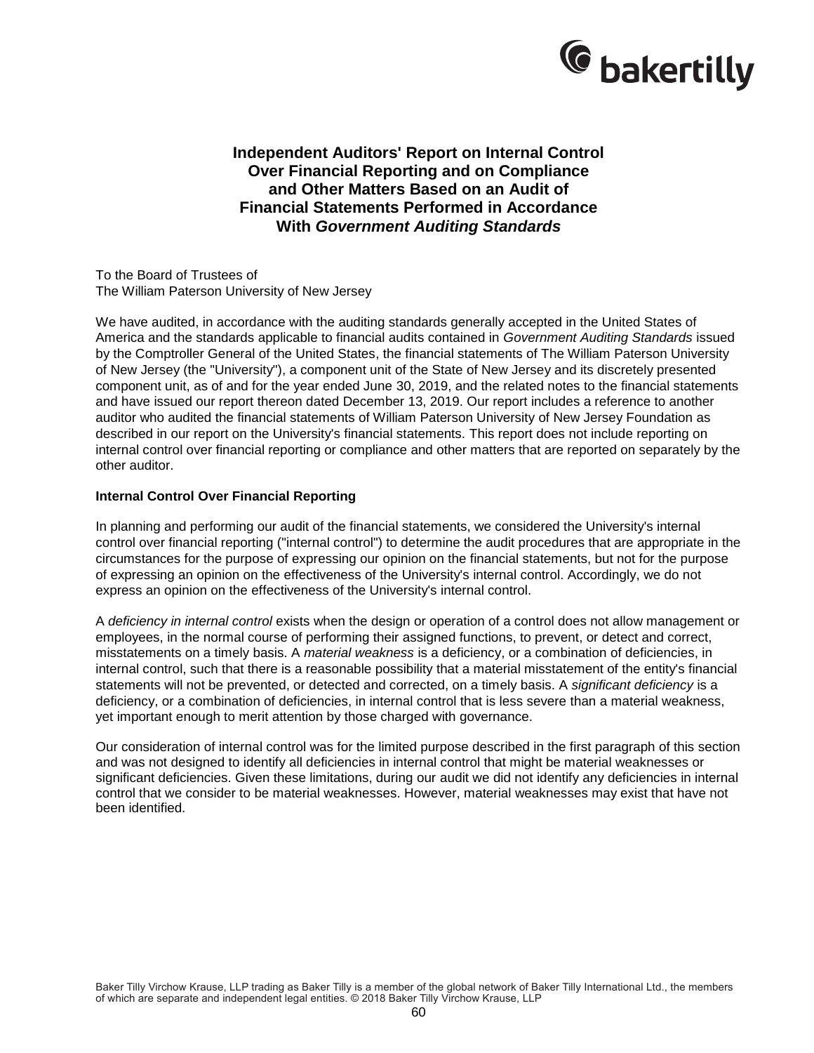# Independent Auditors' Report on Internal Control Over Financial Reporting and on Compliance and Other Matters Based on an Audit of Financial Statements Performed in Accordance With *Government Auditing Standards*

To the Board of Trustees of
The William Paterson University of New Jersey

We have audited, in accordance with the auditing standards generally accepted in the United States of America and the standards applicable to financial audits contained in *Government Auditing Standards* issued by the Comptroller General of the United States, the financial statements of The William Paterson University of New Jersey (the "University"), a component unit of the State of New Jersey and its discretely presented component unit, as of and for the year ended June 30, 2019, and the related notes to the financial statements and have issued our report thereon dated December 13, 2019. Our report includes a reference to another auditor who audited the financial statements of William Paterson University of New Jersey Foundation as described in our report on the University's financial statements. This report does not include reporting on internal control over financial reporting or compliance and other matters that are reported on separately by the other auditor.

**Internal Control Over Financial Reporting**

In planning and performing our audit of the financial statements, we considered the University's internal control over financial reporting ("internal control") to determine the audit procedures that are appropriate in the circumstances for the purpose of expressing our opinion on the financial statements, but not for the purpose of expressing an opinion on the effectiveness of the University's internal control. Accordingly, we do not express an opinion on the effectiveness of the University's internal control.

A *deficiency in internal control* exists when the design or operation of a control does not allow management or employees, in the normal course of performing their assigned functions, to prevent, or detect and correct, misstatements on a timely basis. A *material weakness* is a deficiency, or a combination of deficiencies, in internal control, such that there is a reasonable possibility that a material misstatement of the entity's financial statements will not be prevented, or detected and corrected, on a timely basis. A *significant deficiency* is a deficiency, or a combination of deficiencies, in internal control that is less severe than a material weakness, yet important enough to merit attention by those charged with governance.

Our consideration of internal control was for the limited purpose described in the first paragraph of this section and was not designed to identify all deficiencies in internal control that might be material weaknesses or significant deficiencies. Given these limitations, during our audit we did not identify any deficiencies in internal control that we consider to be material weaknesses. However, material weaknesses may exist that have not been identified.

Baker Tilly Virchow Krause, LLP trading as Baker Tilly is a member of the global network of Baker Tilly International Ltd., the members of which are separate and independent legal entities. © 2018 Baker Tilly Virchow Krause, LLP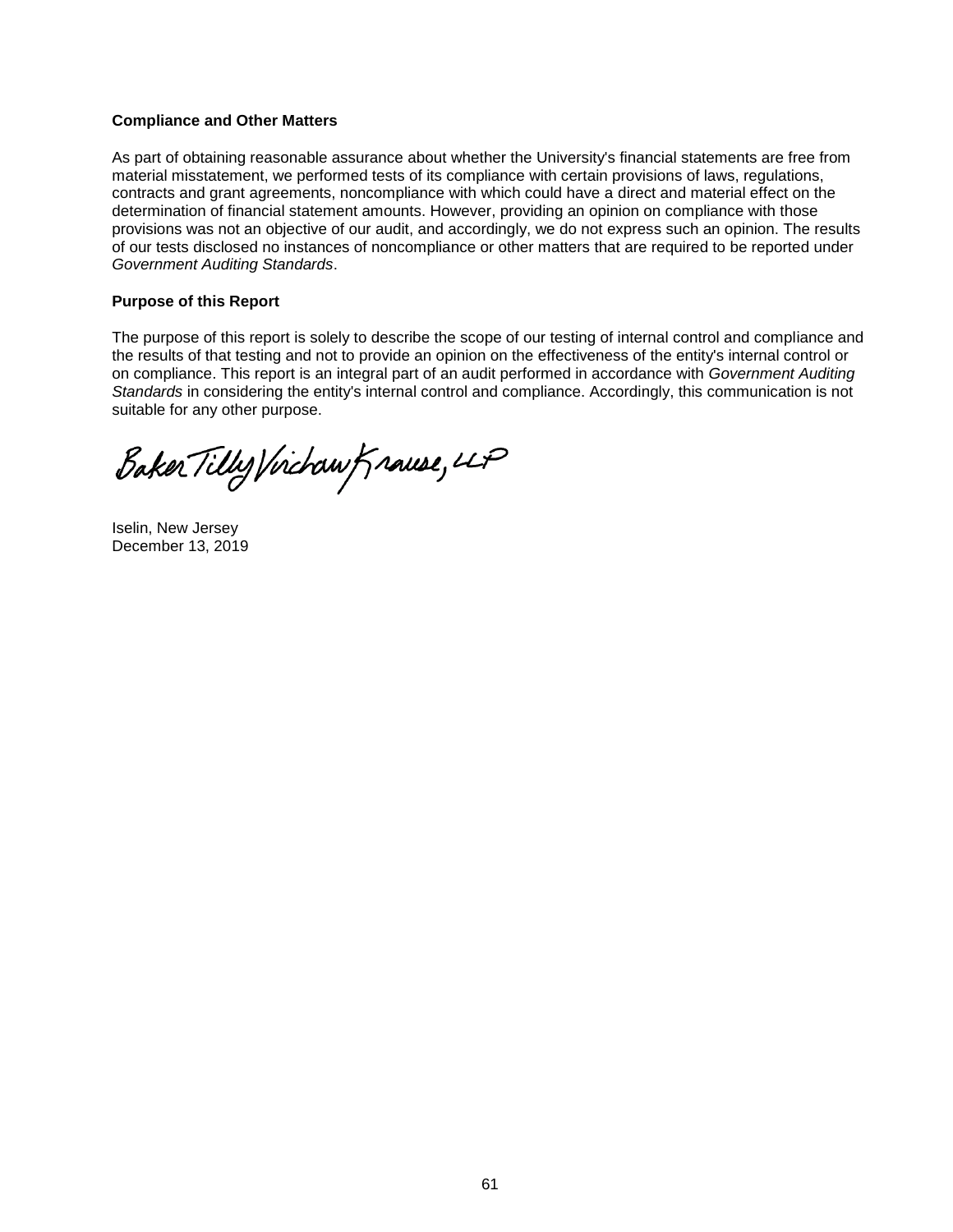### Compliance and Other Matters

As part of obtaining reasonable assurance about whether the University's financial statements are free from material misstatement, we performed tests of its compliance with certain provisions of laws, regulations, contracts and grant agreements, noncompliance with which could have a direct and material effect on the determination of financial statement amounts. However, providing an opinion on compliance with those provisions was not an objective of our audit, and accordingly, we do not express such an opinion. The results of our tests disclosed no instances of noncompliance or other matters that are required to be reported under *Government Auditing Standards*.

### Purpose of this Report

The purpose of this report is solely to describe the scope of our testing of internal control and compliance and the results of that testing and not to provide an opinion on the effectiveness of the entity's internal control or on compliance. This report is an integral part of an audit performed in accordance with *Government Auditing Standards* in considering the entity's internal control and compliance. Accordingly, this communication is not suitable for any other purpose.

Baker Tilly Virchow Krause, LLP

Iselin, New Jersey
December 13, 2019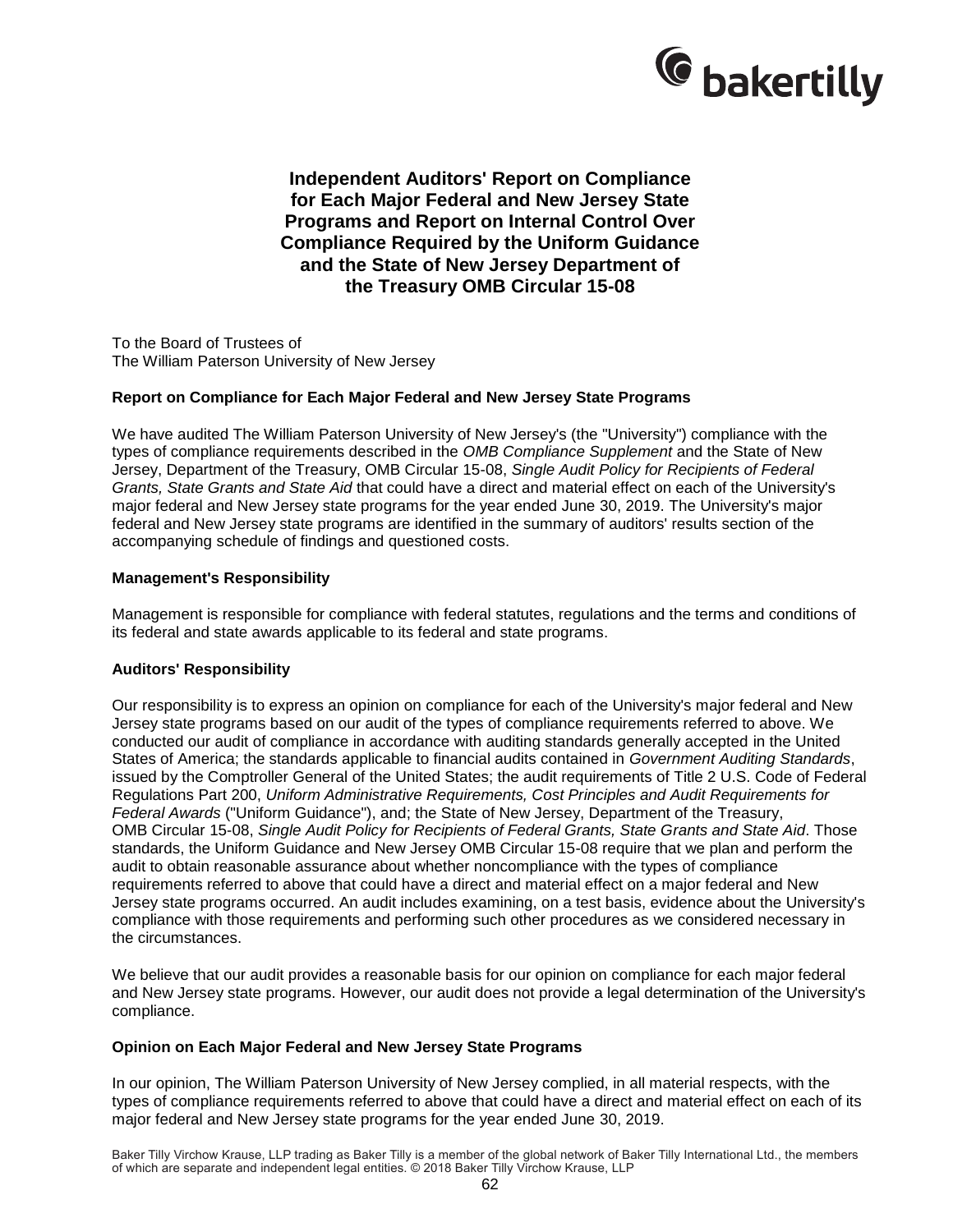# Independent Auditors' Report on Compliance for Each Major Federal and New Jersey State Programs and Report on Internal Control Over Compliance Required by the Uniform Guidance and the State of New Jersey Department of the Treasury OMB Circular 15-08

To the Board of Trustees of
The William Paterson University of New Jersey

**Report on Compliance for Each Major Federal and New Jersey State Programs**

We have audited The William Paterson University of New Jersey's (the "University") compliance with the types of compliance requirements described in the *OMB Compliance Supplement* and the State of New Jersey, Department of the Treasury, OMB Circular 15-08, *Single Audit Policy for Recipients of Federal Grants, State Grants and State Aid* that could have a direct and material effect on each of the University's major federal and New Jersey state programs for the year ended June 30, 2019. The University's major federal and New Jersey state programs are identified in the summary of auditors' results section of the accompanying schedule of findings and questioned costs.

**Management's Responsibility**

Management is responsible for compliance with federal statutes, regulations and the terms and conditions of its federal and state awards applicable to its federal and state programs.

**Auditors' Responsibility**

Our responsibility is to express an opinion on compliance for each of the University's major federal and New Jersey state programs based on our audit of the types of compliance requirements referred to above. We conducted our audit of compliance in accordance with auditing standards generally accepted in the United States of America; the standards applicable to financial audits contained in *Government Auditing Standards*, issued by the Comptroller General of the United States; the audit requirements of Title 2 U.S. Code of Federal Regulations Part 200, *Uniform Administrative Requirements, Cost Principles and Audit Requirements for Federal Awards* ("Uniform Guidance"), and; the State of New Jersey, Department of the Treasury, OMB Circular 15-08, *Single Audit Policy for Recipients of Federal Grants, State Grants and State Aid*. Those standards, the Uniform Guidance and New Jersey OMB Circular 15-08 require that we plan and perform the audit to obtain reasonable assurance about whether noncompliance with the types of compliance requirements referred to above that could have a direct and material effect on a major federal and New Jersey state programs occurred. An audit includes examining, on a test basis, evidence about the University's compliance with those requirements and performing such other procedures as we considered necessary in the circumstances.

We believe that our audit provides a reasonable basis for our opinion on compliance for each major federal and New Jersey state programs. However, our audit does not provide a legal determination of the University's compliance.

**Opinion on Each Major Federal and New Jersey State Programs**

In our opinion, The William Paterson University of New Jersey complied, in all material respects, with the types of compliance requirements referred to above that could have a direct and material effect on each of its major federal and New Jersey state programs for the year ended June 30, 2019.

Baker Tilly Virchow Krause, LLP trading as Baker Tilly is a member of the global network of Baker Tilly International Ltd., the members of which are separate and independent legal entities. © 2018 Baker Tilly Virchow Krause, LLP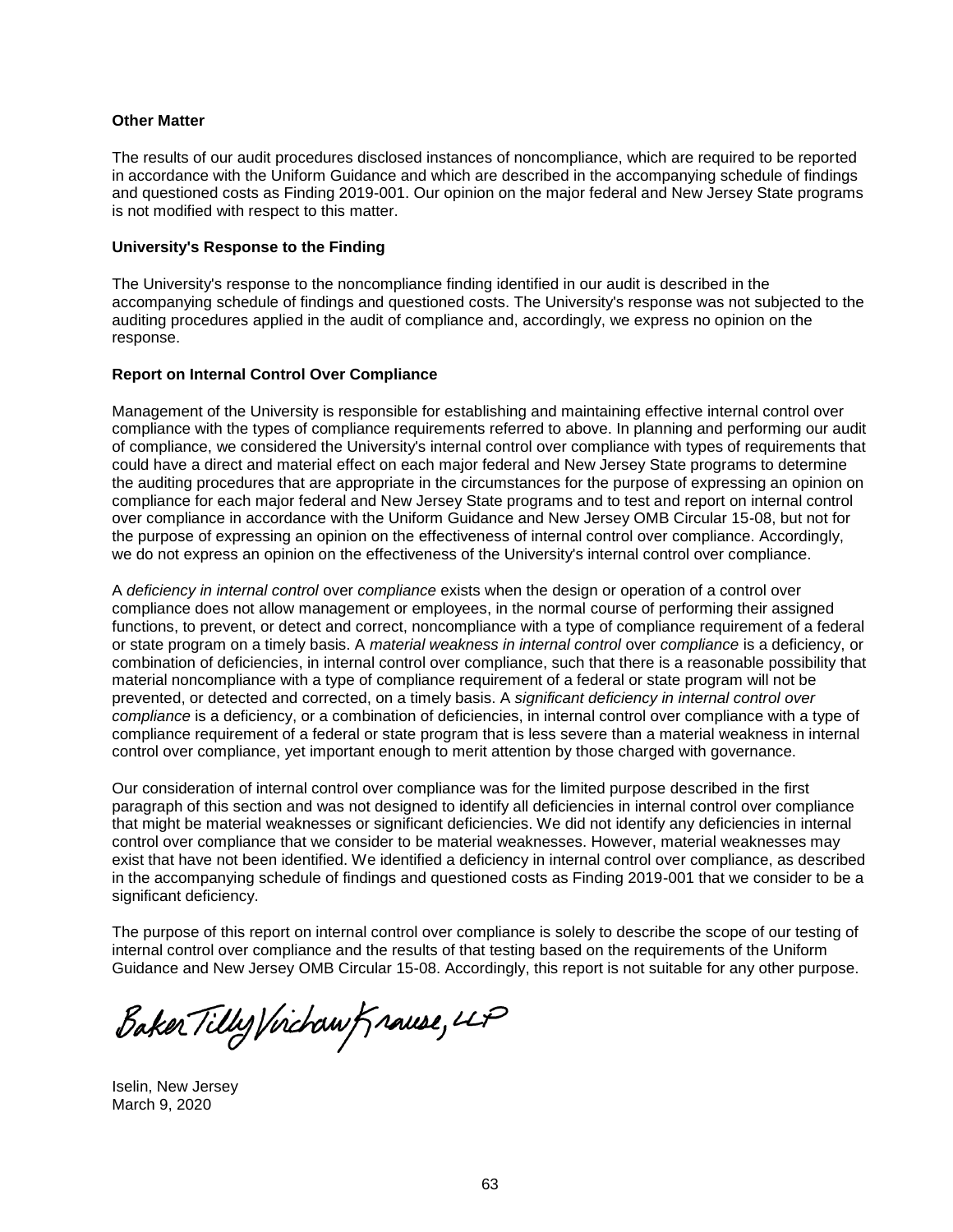**Other Matter**

The results of our audit procedures disclosed instances of noncompliance, which are required to be reported in accordance with the Uniform Guidance and which are described in the accompanying schedule of findings and questioned costs as Finding 2019-001. Our opinion on the major federal and New Jersey State programs is not modified with respect to this matter.

**University's Response to the Finding**

The University's response to the noncompliance finding identified in our audit is described in the accompanying schedule of findings and questioned costs. The University's response was not subjected to the auditing procedures applied in the audit of compliance and, accordingly, we express no opinion on the response.

**Report on Internal Control Over Compliance**

Management of the University is responsible for establishing and maintaining effective internal control over compliance with the types of compliance requirements referred to above. In planning and performing our audit of compliance, we considered the University's internal control over compliance with types of requirements that could have a direct and material effect on each major federal and New Jersey State programs to determine the auditing procedures that are appropriate in the circumstances for the purpose of expressing an opinion on compliance for each major federal and New Jersey State programs and to test and report on internal control over compliance in accordance with the Uniform Guidance and New Jersey OMB Circular 15-08, but not for the purpose of expressing an opinion on the effectiveness of internal control over compliance. Accordingly, we do not express an opinion on the effectiveness of the University's internal control over compliance.

A *deficiency in internal control* over *compliance* exists when the design or operation of a control over compliance does not allow management or employees, in the normal course of performing their assigned functions, to prevent, or detect and correct, noncompliance with a type of compliance requirement of a federal or state program on a timely basis. A *material weakness in internal control* over *compliance* is a deficiency, or combination of deficiencies, in internal control over compliance, such that there is a reasonable possibility that material noncompliance with a type of compliance requirement of a federal or state program will not be prevented, or detected and corrected, on a timely basis. A *significant deficiency in internal control over compliance* is a deficiency, or a combination of deficiencies, in internal control over compliance with a type of compliance requirement of a federal or state program that is less severe than a material weakness in internal control over compliance, yet important enough to merit attention by those charged with governance.

Our consideration of internal control over compliance was for the limited purpose described in the first paragraph of this section and was not designed to identify all deficiencies in internal control over compliance that might be material weaknesses or significant deficiencies. We did not identify any deficiencies in internal control over compliance that we consider to be material weaknesses. However, material weaknesses may exist that have not been identified. We identified a deficiency in internal control over compliance, as described in the accompanying schedule of findings and questioned costs as Finding 2019-001 that we consider to be a significant deficiency.

The purpose of this report on internal control over compliance is solely to describe the scope of our testing of internal control over compliance and the results of that testing based on the requirements of the Uniform Guidance and New Jersey OMB Circular 15-08. Accordingly, this report is not suitable for any other purpose.

Baker Tilly Virchow Krause, LLP

Iselin, New Jersey
March 9, 2020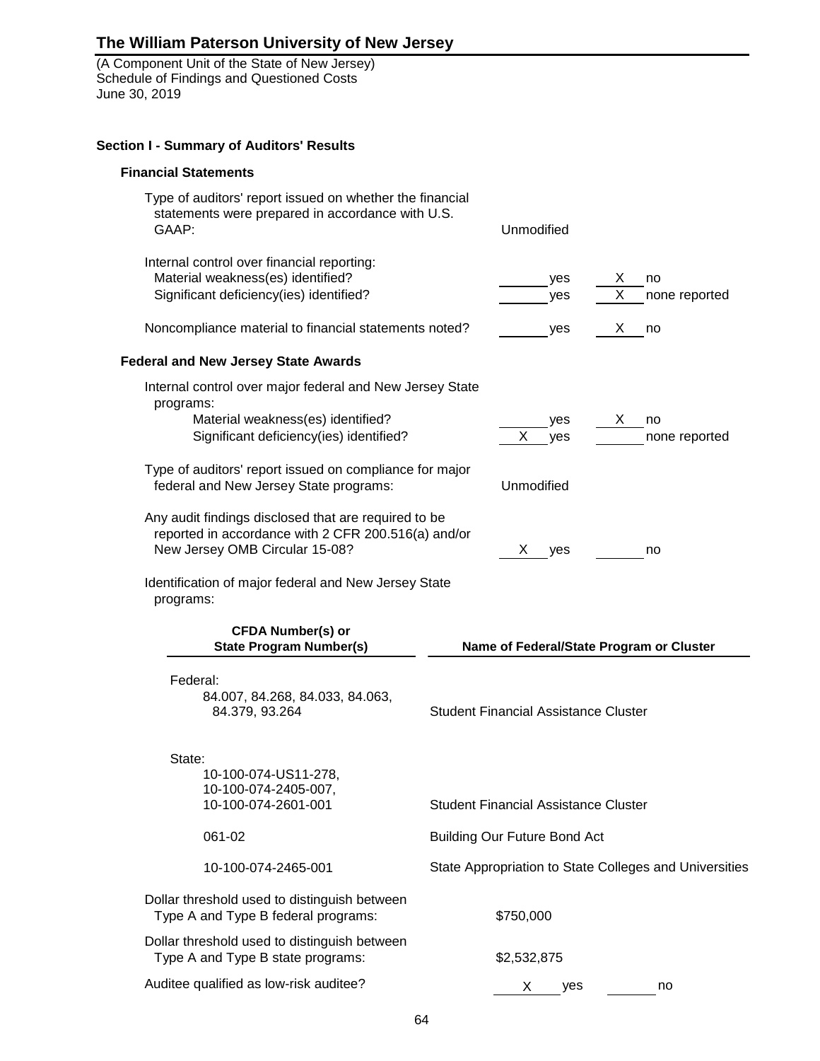# The William Paterson University of New Jersey

(A Component Unit of the State of New Jersey)
Schedule of Findings and Questioned Costs
June 30, 2019

## Section I - Summary of Auditors' Results

### Financial Statements

Type of auditors' report issued on whether the financial statements were prepared in accordance with U.S. GAAP: Unmodified

Internal control over financial reporting:

| | | |
|---|---|---|
| Material weakness(es) identified? | ____ yes | X no |
| Significant deficiency(ies) identified? | ____ yes | X none reported |

| | | |
|---|---|---|
| Noncompliance material to financial statements noted? | ____ yes | X no |

### Federal and New Jersey State Awards

Internal control over major federal and New Jersey State programs:

| | | |
|---|---|---|
| Material weakness(es) identified? | ____ yes | X no |
| Significant deficiency(ies) identified? | X yes | ____ none reported |

Type of auditors' report issued on compliance for major federal and New Jersey State programs: Unmodified

| | | |
|---|---|---|
| Any audit findings disclosed that are required to be reported in accordance with 2 CFR 200.516(a) and/or New Jersey OMB Circular 15-08? | X yes | ____ no |

Identification of major federal and New Jersey State programs:

| CFDA Number(s) or State Program Number(s) | Name of Federal/State Program or Cluster |
|---|---|
| Federal: | |
| 84.007, 84.268, 84.033, 84.063, 84.379, 93.264 | Student Financial Assistance Cluster |
| State: | |
| 10-100-074-US11-278, 10-100-074-2405-007, 10-100-074-2601-001 | Student Financial Assistance Cluster |
| 061-02 | Building Our Future Bond Act |
| 10-100-074-2465-001 | State Appropriation to State Colleges and Universities |

Dollar threshold used to distinguish between Type A and Type B federal programs: $750,000

Dollar threshold used to distinguish between Type A and Type B state programs: $2,532,875

| | | |
|---|---|---|
| Auditee qualified as low-risk auditee? | X yes | ____ no |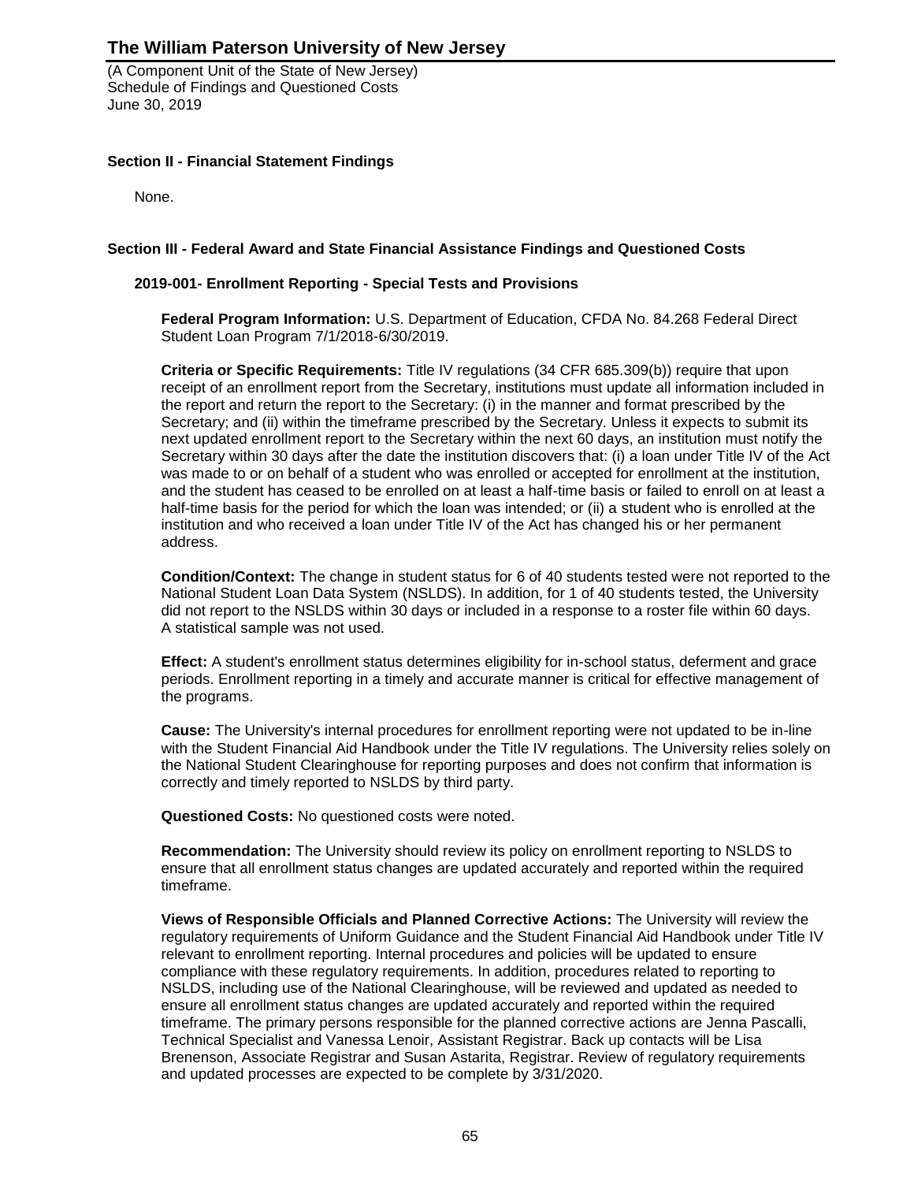# The William Paterson University of New Jersey

(A Component Unit of the State of New Jersey)
Schedule of Findings and Questioned Costs
June 30, 2019

### Section II - Financial Statement Findings

None.

### Section III - Federal Award and State Financial Assistance Findings and Questioned Costs

#### 2019-001- Enrollment Reporting - Special Tests and Provisions

**Federal Program Information:** U.S. Department of Education, CFDA No. 84.268 Federal Direct Student Loan Program 7/1/2018-6/30/2019.

**Criteria or Specific Requirements:** Title IV regulations (34 CFR 685.309(b)) require that upon receipt of an enrollment report from the Secretary, institutions must update all information included in the report and return the report to the Secretary: (i) in the manner and format prescribed by the Secretary; and (ii) within the timeframe prescribed by the Secretary. Unless it expects to submit its next updated enrollment report to the Secretary within the next 60 days, an institution must notify the Secretary within 30 days after the date the institution discovers that: (i) a loan under Title IV of the Act was made to or on behalf of a student who was enrolled or accepted for enrollment at the institution, and the student has ceased to be enrolled on at least a half-time basis or failed to enroll on at least a half-time basis for the period for which the loan was intended; or (ii) a student who is enrolled at the institution and who received a loan under Title IV of the Act has changed his or her permanent address.

**Condition/Context:** The change in student status for 6 of 40 students tested were not reported to the National Student Loan Data System (NSLDS). In addition, for 1 of 40 students tested, the University did not report to the NSLDS within 30 days or included in a response to a roster file within 60 days. A statistical sample was not used.

**Effect:** A student's enrollment status determines eligibility for in-school status, deferment and grace periods. Enrollment reporting in a timely and accurate manner is critical for effective management of the programs.

**Cause:** The University's internal procedures for enrollment reporting were not updated to be in-line with the Student Financial Aid Handbook under the Title IV regulations. The University relies solely on the National Student Clearinghouse for reporting purposes and does not confirm that information is correctly and timely reported to NSLDS by third party.

**Questioned Costs:** No questioned costs were noted.

**Recommendation:** The University should review its policy on enrollment reporting to NSLDS to ensure that all enrollment status changes are updated accurately and reported within the required timeframe.

**Views of Responsible Officials and Planned Corrective Actions:** The University will review the regulatory requirements of Uniform Guidance and the Student Financial Aid Handbook under Title IV relevant to enrollment reporting. Internal procedures and policies will be updated to ensure compliance with these regulatory requirements. In addition, procedures related to reporting to NSLDS, including use of the National Clearinghouse, will be reviewed and updated as needed to ensure all enrollment status changes are updated accurately and reported within the required timeframe. The primary persons responsible for the planned corrective actions are Jenna Pascalli, Technical Specialist and Vanessa Lenoir, Assistant Registrar. Back up contacts will be Lisa Brenenson, Associate Registrar and Susan Astarita, Registrar. Review of regulatory requirements and updated processes are expected to be complete by 3/31/2020.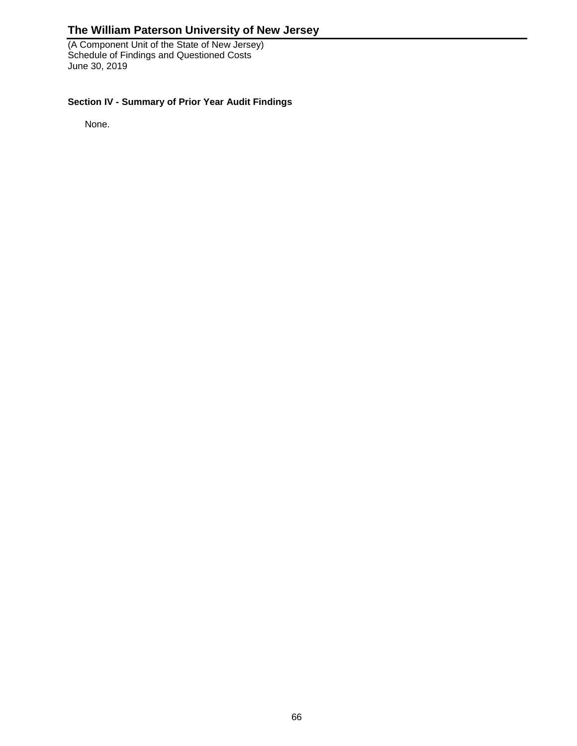# The William Paterson University of New Jersey

(A Component Unit of the State of New Jersey)
Schedule of Findings and Questioned Costs
June 30, 2019

**Section IV - Summary of Prior Year Audit Findings**

None.